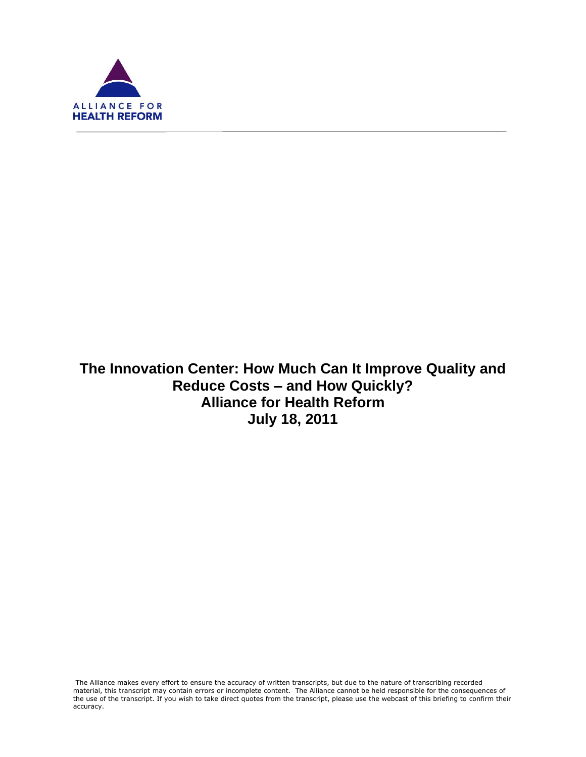ALLIANCE FOR
HEALTH REFORM

# The Innovation Center: How Much Can It Improve Quality and Reduce Costs – and How Quickly?
## Alliance for Health Reform
## July 18, 2011

The Alliance makes every effort to ensure the accuracy of written transcripts, but due to the nature of transcribing recorded material, this transcript may contain errors or incomplete content. The Alliance cannot be held responsible for the consequences of the use of the transcript. If you wish to take direct quotes from the transcript, please use the webcast of this briefing to confirm their accuracy.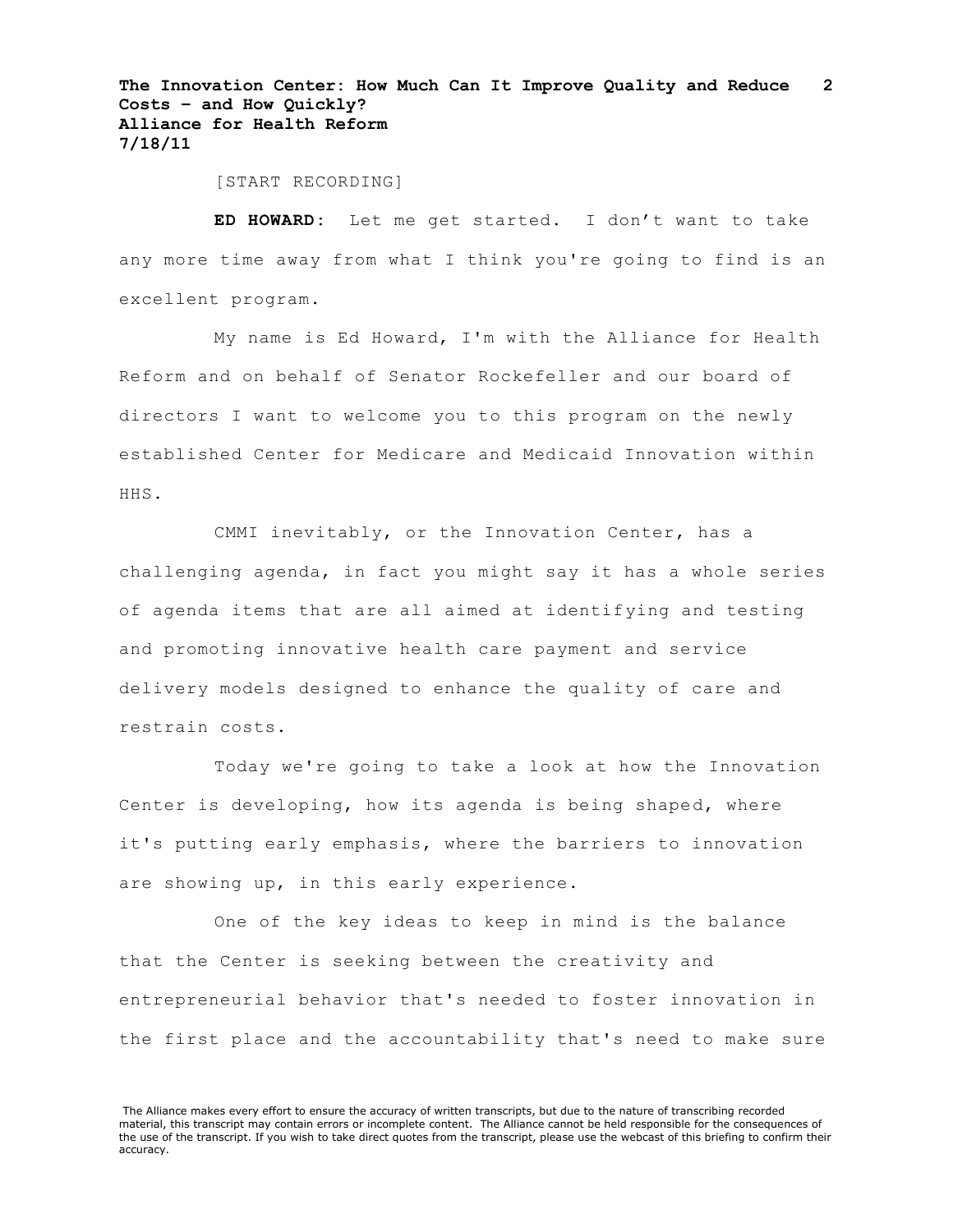[START RECORDING]

**ED HOWARD:** Let me get started. I don't want to take any more time away from what I think you're going to find is an excellent program.

My name is Ed Howard, I'm with the Alliance for Health Reform and on behalf of Senator Rockefeller and our board of directors I want to welcome you to this program on the newly established Center for Medicare and Medicaid Innovation within HHS.

CMMI inevitably, or the Innovation Center, has a challenging agenda, in fact you might say it has a whole series of agenda items that are all aimed at identifying and testing and promoting innovative health care payment and service delivery models designed to enhance the quality of care and restrain costs.

Today we're going to take a look at how the Innovation Center is developing, how its agenda is being shaped, where it's putting early emphasis, where the barriers to innovation are showing up, in this early experience.

One of the key ideas to keep in mind is the balance that the Center is seeking between the creativity and entrepreneurial behavior that's needed to foster innovation in the first place and the accountability that's need to make sure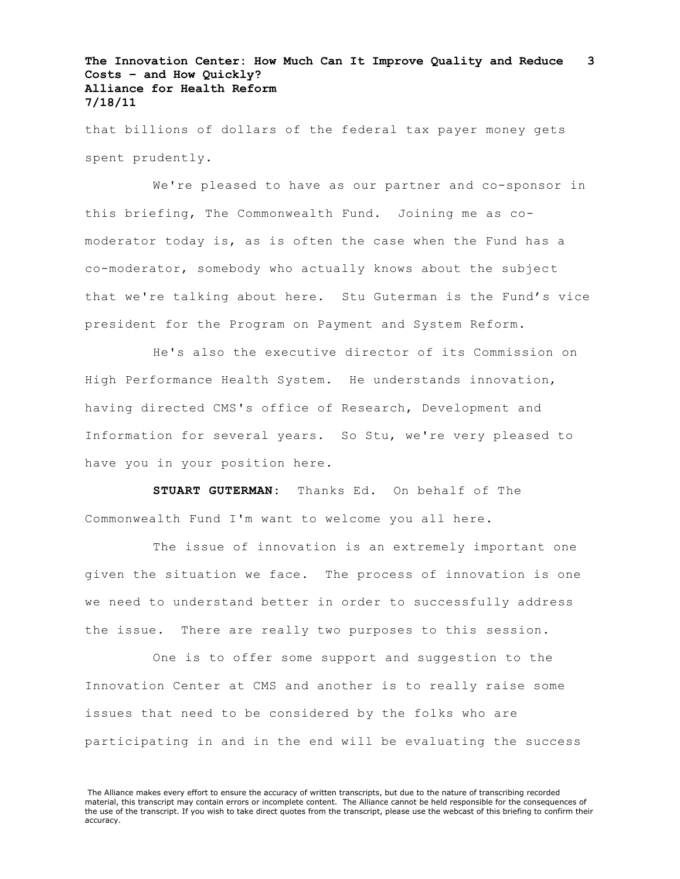that billions of dollars of the federal tax payer money gets spent prudently.

We're pleased to have as our partner and co-sponsor in this briefing, The Commonwealth Fund. Joining me as co-moderator today is, as is often the case when the Fund has a co-moderator, somebody who actually knows about the subject that we're talking about here. Stu Guterman is the Fund's vice president for the Program on Payment and System Reform.

He's also the executive director of its Commission on High Performance Health System. He understands innovation, having directed CMS's office of Research, Development and Information for several years. So Stu, we're very pleased to have you in your position here.

**STUART GUTERMAN**: Thanks Ed. On behalf of The Commonwealth Fund I'm want to welcome you all here.

The issue of innovation is an extremely important one given the situation we face. The process of innovation is one we need to understand better in order to successfully address the issue. There are really two purposes to this session.

One is to offer some support and suggestion to the Innovation Center at CMS and another is to really raise some issues that need to be considered by the folks who are participating in and in the end will be evaluating the success

The Alliance makes every effort to ensure the accuracy of written transcripts, but due to the nature of transcribing recorded material, this transcript may contain errors or incomplete content. The Alliance cannot be held responsible for the consequences of the use of the transcript. If you wish to take direct quotes from the transcript, please use the webcast of this briefing to confirm their accuracy.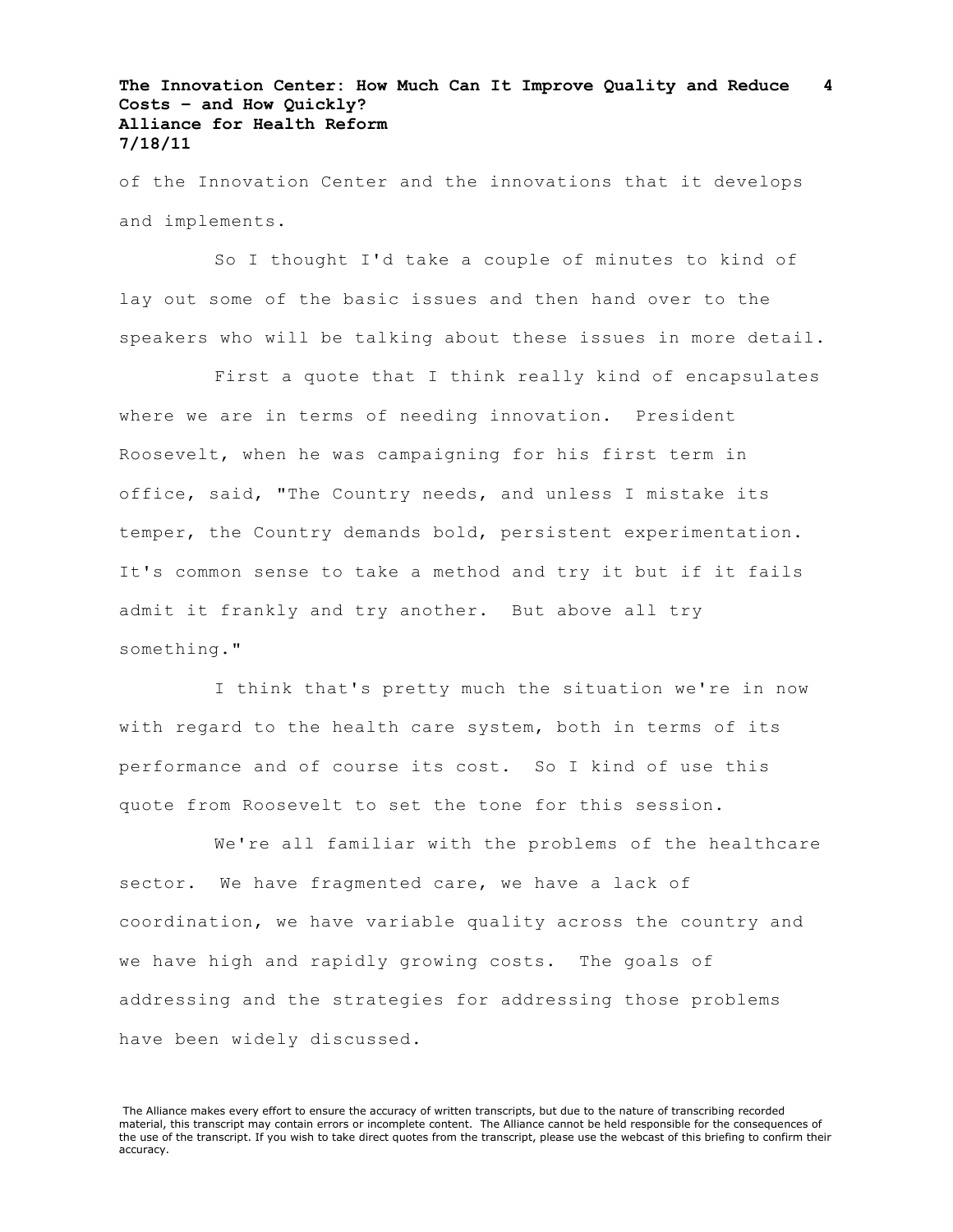of the Innovation Center and the innovations that it develops and implements.

So I thought I'd take a couple of minutes to kind of lay out some of the basic issues and then hand over to the speakers who will be talking about these issues in more detail.

First a quote that I think really kind of encapsulates where we are in terms of needing innovation. President Roosevelt, when he was campaigning for his first term in office, said, "The Country needs, and unless I mistake its temper, the Country demands bold, persistent experimentation. It's common sense to take a method and try it but if it fails admit it frankly and try another. But above all try something."

I think that's pretty much the situation we're in now with regard to the health care system, both in terms of its performance and of course its cost. So I kind of use this quote from Roosevelt to set the tone for this session.

We're all familiar with the problems of the healthcare sector. We have fragmented care, we have a lack of coordination, we have variable quality across the country and we have high and rapidly growing costs. The goals of addressing and the strategies for addressing those problems have been widely discussed.

The Alliance makes every effort to ensure the accuracy of written transcripts, but due to the nature of transcribing recorded material, this transcript may contain errors or incomplete content. The Alliance cannot be held responsible for the consequences of the use of the transcript. If you wish to take direct quotes from the transcript, please use the webcast of this briefing to confirm their accuracy.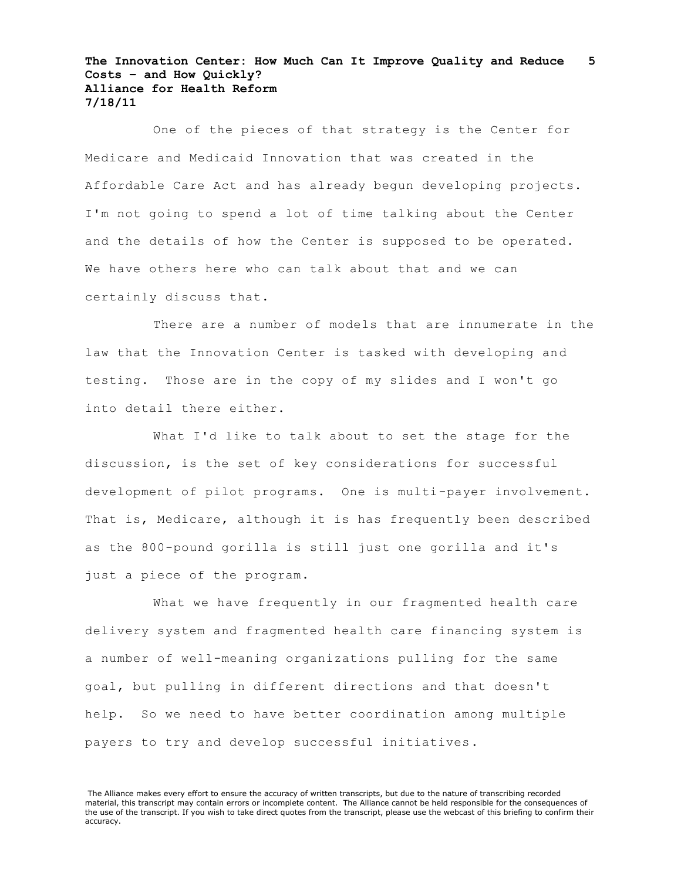One of the pieces of that strategy is the Center for Medicare and Medicaid Innovation that was created in the Affordable Care Act and has already begun developing projects. I'm not going to spend a lot of time talking about the Center and the details of how the Center is supposed to be operated. We have others here who can talk about that and we can certainly discuss that.

There are a number of models that are innumerate in the law that the Innovation Center is tasked with developing and testing. Those are in the copy of my slides and I won't go into detail there either.

What I'd like to talk about to set the stage for the discussion, is the set of key considerations for successful development of pilot programs. One is multi-payer involvement. That is, Medicare, although it is has frequently been described as the 800-pound gorilla is still just one gorilla and it's just a piece of the program.

What we have frequently in our fragmented health care delivery system and fragmented health care financing system is a number of well-meaning organizations pulling for the same goal, but pulling in different directions and that doesn't help. So we need to have better coordination among multiple payers to try and develop successful initiatives.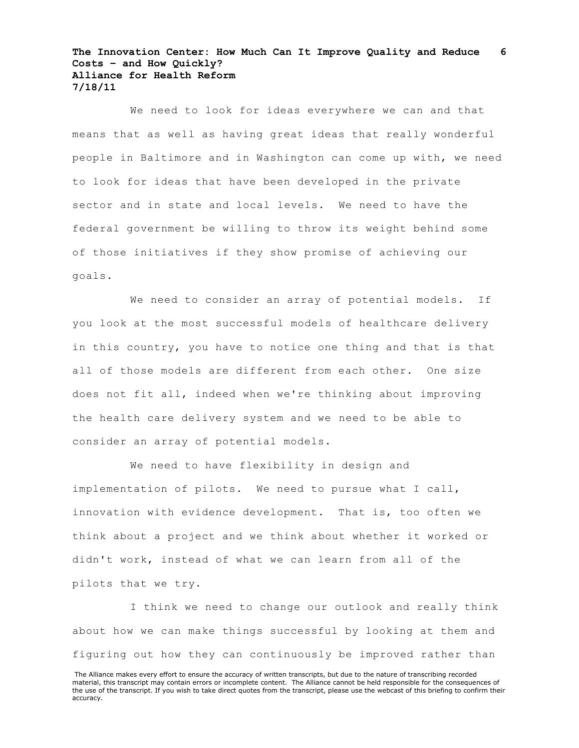We need to look for ideas everywhere we can and that means that as well as having great ideas that really wonderful people in Baltimore and in Washington can come up with, we need to look for ideas that have been developed in the private sector and in state and local levels. We need to have the federal government be willing to throw its weight behind some of those initiatives if they show promise of achieving our goals.

We need to consider an array of potential models. If you look at the most successful models of healthcare delivery in this country, you have to notice one thing and that is that all of those models are different from each other. One size does not fit all, indeed when we're thinking about improving the health care delivery system and we need to be able to consider an array of potential models.

We need to have flexibility in design and implementation of pilots. We need to pursue what I call, innovation with evidence development. That is, too often we think about a project and we think about whether it worked or didn't work, instead of what we can learn from all of the pilots that we try.

I think we need to change our outlook and really think about how we can make things successful by looking at them and figuring out how they can continuously be improved rather than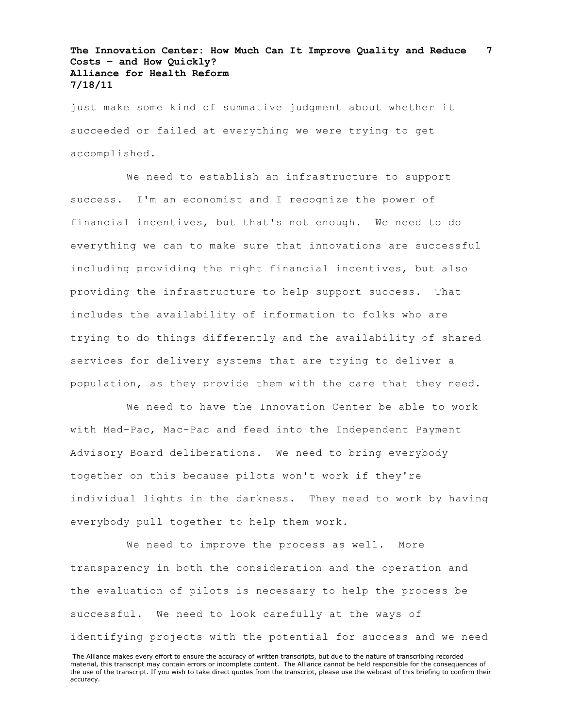just make some kind of summative judgment about whether it succeeded or failed at everything we were trying to get accomplished.

We need to establish an infrastructure to support success. I'm an economist and I recognize the power of financial incentives, but that's not enough. We need to do everything we can to make sure that innovations are successful including providing the right financial incentives, but also providing the infrastructure to help support success. That includes the availability of information to folks who are trying to do things differently and the availability of shared services for delivery systems that are trying to deliver a population, as they provide them with the care that they need.

We need to have the Innovation Center be able to work with Med-Pac, Mac-Pac and feed into the Independent Payment Advisory Board deliberations. We need to bring everybody together on this because pilots won't work if they're individual lights in the darkness. They need to work by having everybody pull together to help them work.

We need to improve the process as well. More transparency in both the consideration and the operation and the evaluation of pilots is necessary to help the process be successful. We need to look carefully at the ways of identifying projects with the potential for success and we need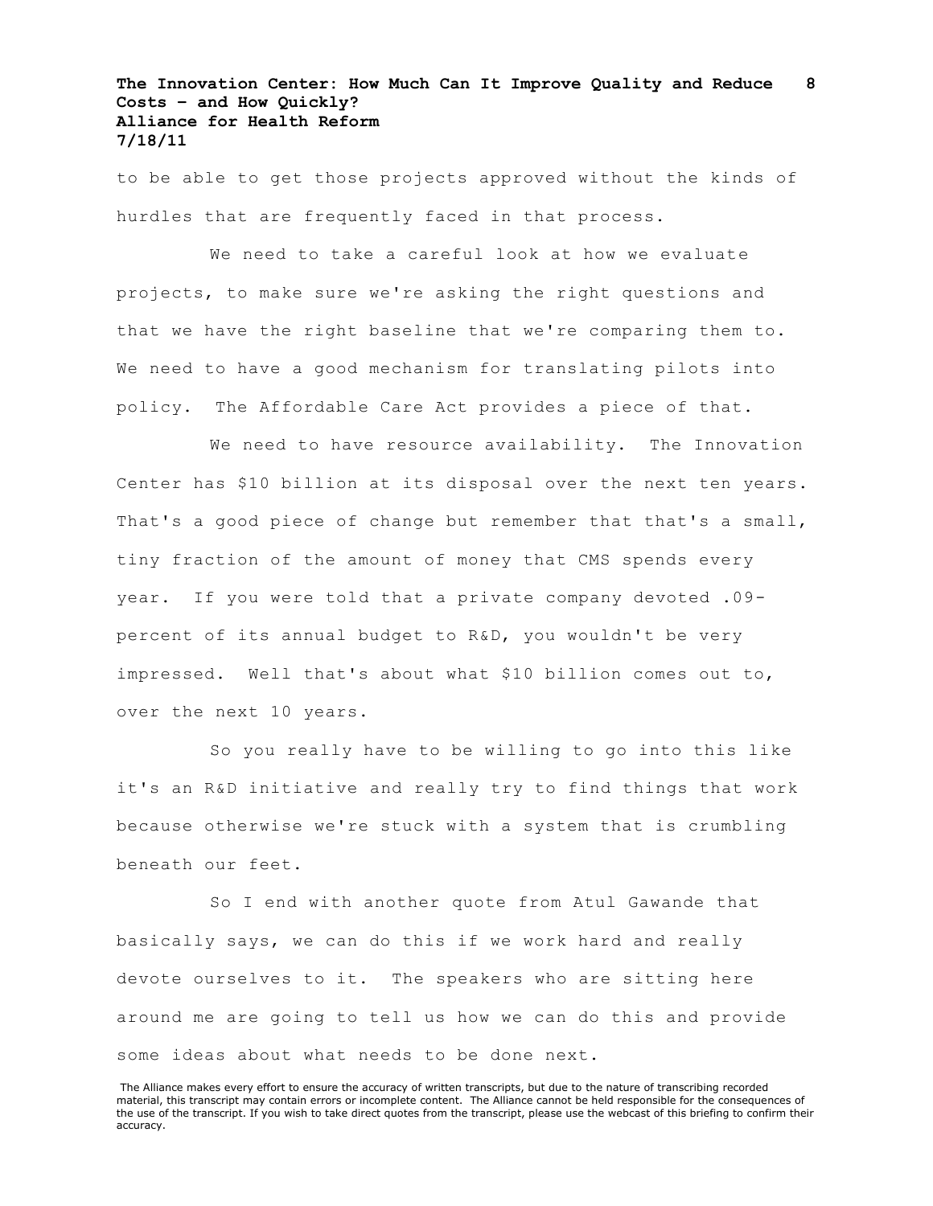to be able to get those projects approved without the kinds of hurdles that are frequently faced in that process.

We need to take a careful look at how we evaluate projects, to make sure we're asking the right questions and that we have the right baseline that we're comparing them to. We need to have a good mechanism for translating pilots into policy. The Affordable Care Act provides a piece of that.

We need to have resource availability. The Innovation Center has $10 billion at its disposal over the next ten years. That's a good piece of change but remember that that's a small, tiny fraction of the amount of money that CMS spends every year. If you were told that a private company devoted .09-percent of its annual budget to R&D, you wouldn't be very impressed. Well that's about what $10 billion comes out to, over the next 10 years.

So you really have to be willing to go into this like it's an R&D initiative and really try to find things that work because otherwise we're stuck with a system that is crumbling beneath our feet.

So I end with another quote from Atul Gawande that basically says, we can do this if we work hard and really devote ourselves to it. The speakers who are sitting here around me are going to tell us how we can do this and provide some ideas about what needs to be done next.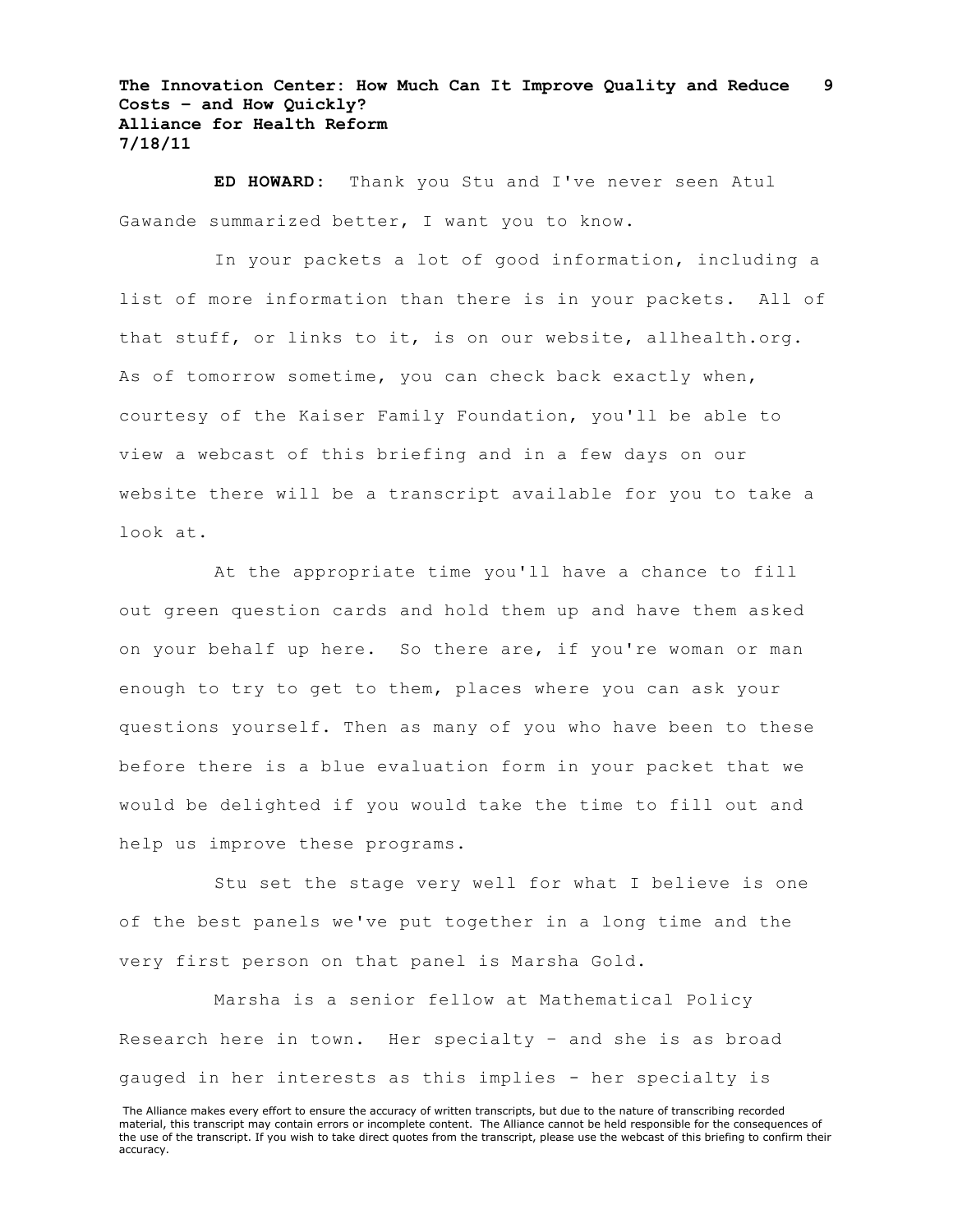**ED HOWARD:** Thank you Stu and I've never seen Atul Gawande summarized better, I want you to know.

In your packets a lot of good information, including a list of more information than there is in your packets. All of that stuff, or links to it, is on our website, allhealth.org. As of tomorrow sometime, you can check back exactly when, courtesy of the Kaiser Family Foundation, you'll be able to view a webcast of this briefing and in a few days on our website there will be a transcript available for you to take a look at.

At the appropriate time you'll have a chance to fill out green question cards and hold them up and have them asked on your behalf up here. So there are, if you're woman or man enough to try to get to them, places where you can ask your questions yourself. Then as many of you who have been to these before there is a blue evaluation form in your packet that we would be delighted if you would take the time to fill out and help us improve these programs.

Stu set the stage very well for what I believe is one of the best panels we've put together in a long time and the very first person on that panel is Marsha Gold.

Marsha is a senior fellow at Mathematical Policy Research here in town. Her specialty – and she is as broad gauged in her interests as this implies - her specialty is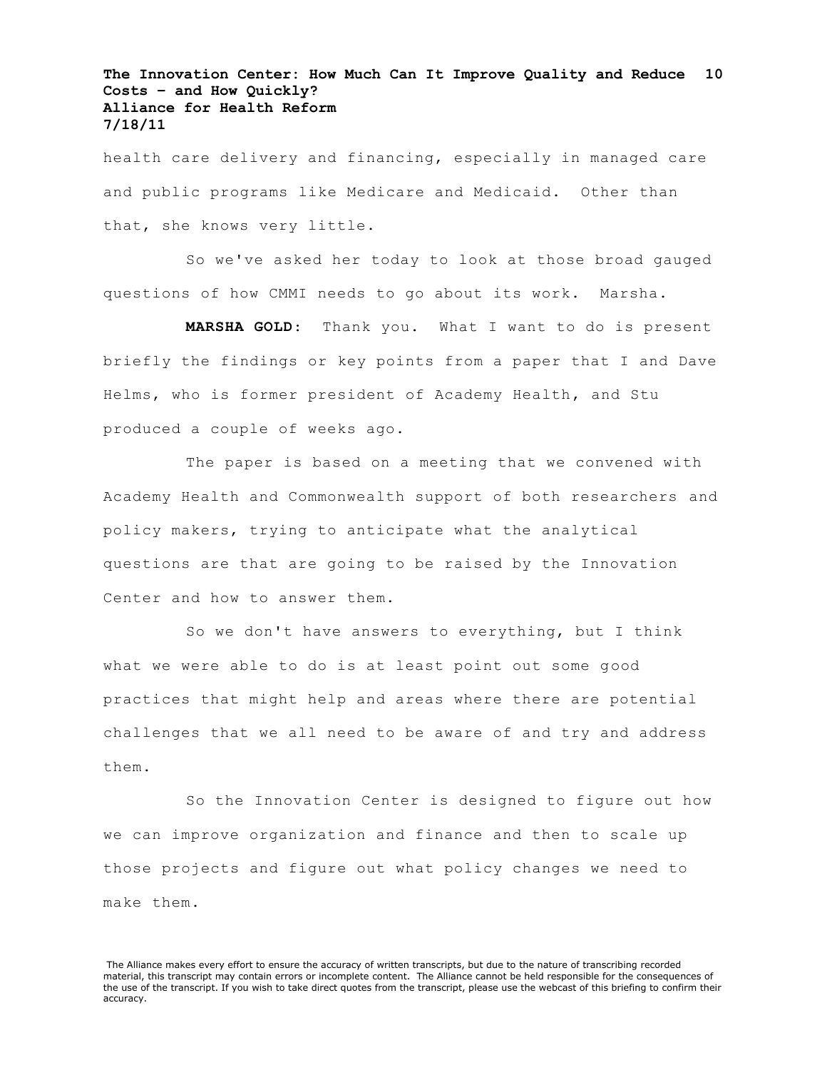health care delivery and financing, especially in managed care and public programs like Medicare and Medicaid. Other than that, she knows very little.

So we've asked her today to look at those broad gauged questions of how CMMI needs to go about its work. Marsha.

**MARSHA GOLD:** Thank you. What I want to do is present briefly the findings or key points from a paper that I and Dave Helms, who is former president of Academy Health, and Stu produced a couple of weeks ago.

The paper is based on a meeting that we convened with Academy Health and Commonwealth support of both researchers and policy makers, trying to anticipate what the analytical questions are that are going to be raised by the Innovation Center and how to answer them.

So we don't have answers to everything, but I think what we were able to do is at least point out some good practices that might help and areas where there are potential challenges that we all need to be aware of and try and address them.

So the Innovation Center is designed to figure out how we can improve organization and finance and then to scale up those projects and figure out what policy changes we need to make them.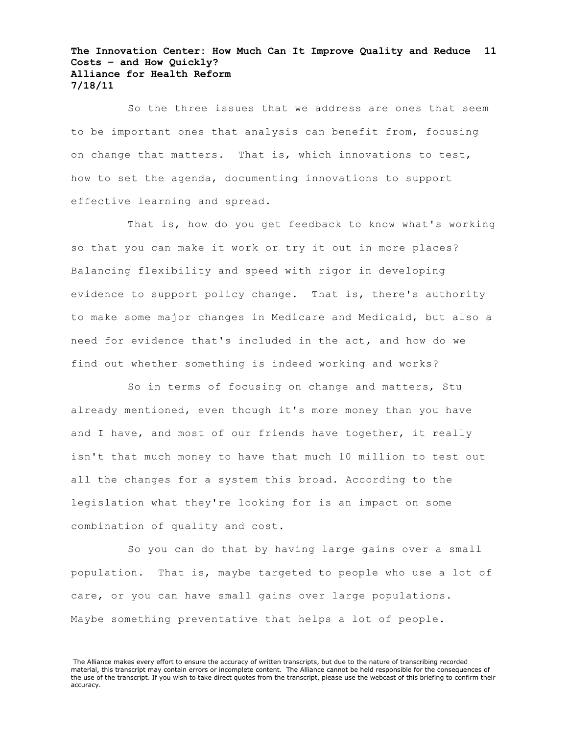So the three issues that we address are ones that seem to be important ones that analysis can benefit from, focusing on change that matters. That is, which innovations to test, how to set the agenda, documenting innovations to support effective learning and spread.

That is, how do you get feedback to know what's working so that you can make it work or try it out in more places? Balancing flexibility and speed with rigor in developing evidence to support policy change. That is, there's authority to make some major changes in Medicare and Medicaid, but also a need for evidence that's included in the act, and how do we find out whether something is indeed working and works?

So in terms of focusing on change and matters, Stu already mentioned, even though it's more money than you have and I have, and most of our friends have together, it really isn't that much money to have that much 10 million to test out all the changes for a system this broad. According to the legislation what they're looking for is an impact on some combination of quality and cost.

So you can do that by having large gains over a small population. That is, maybe targeted to people who use a lot of care, or you can have small gains over large populations. Maybe something preventative that helps a lot of people.

The Alliance makes every effort to ensure the accuracy of written transcripts, but due to the nature of transcribing recorded material, this transcript may contain errors or incomplete content. The Alliance cannot be held responsible for the consequences of the use of the transcript. If you wish to take direct quotes from the transcript, please use the webcast of this briefing to confirm their accuracy.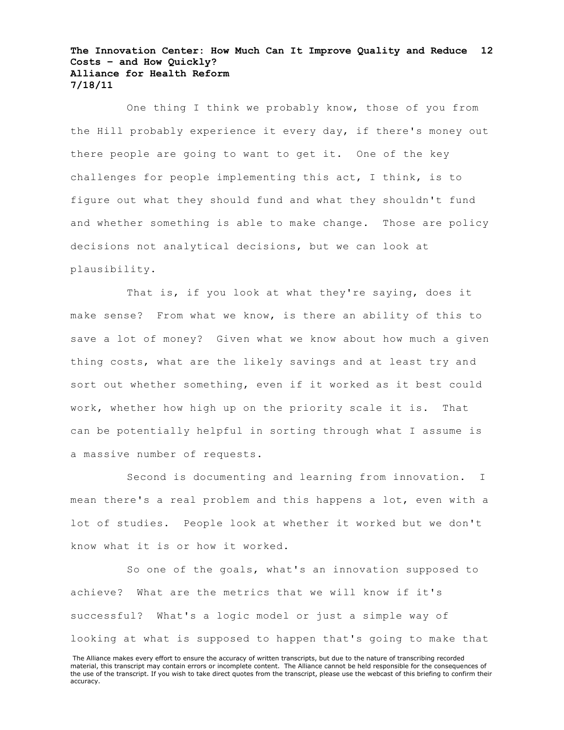One thing I think we probably know, those of you from the Hill probably experience it every day, if there's money out there people are going to want to get it. One of the key challenges for people implementing this act, I think, is to figure out what they should fund and what they shouldn't fund and whether something is able to make change. Those are policy decisions not analytical decisions, but we can look at plausibility.

That is, if you look at what they're saying, does it make sense? From what we know, is there an ability of this to save a lot of money? Given what we know about how much a given thing costs, what are the likely savings and at least try and sort out whether something, even if it worked as it best could work, whether how high up on the priority scale it is. That can be potentially helpful in sorting through what I assume is a massive number of requests.

Second is documenting and learning from innovation. I mean there's a real problem and this happens a lot, even with a lot of studies. People look at whether it worked but we don't know what it is or how it worked.

So one of the goals, what's an innovation supposed to achieve? What are the metrics that we will know if it's successful? What's a logic model or just a simple way of looking at what is supposed to happen that's going to make that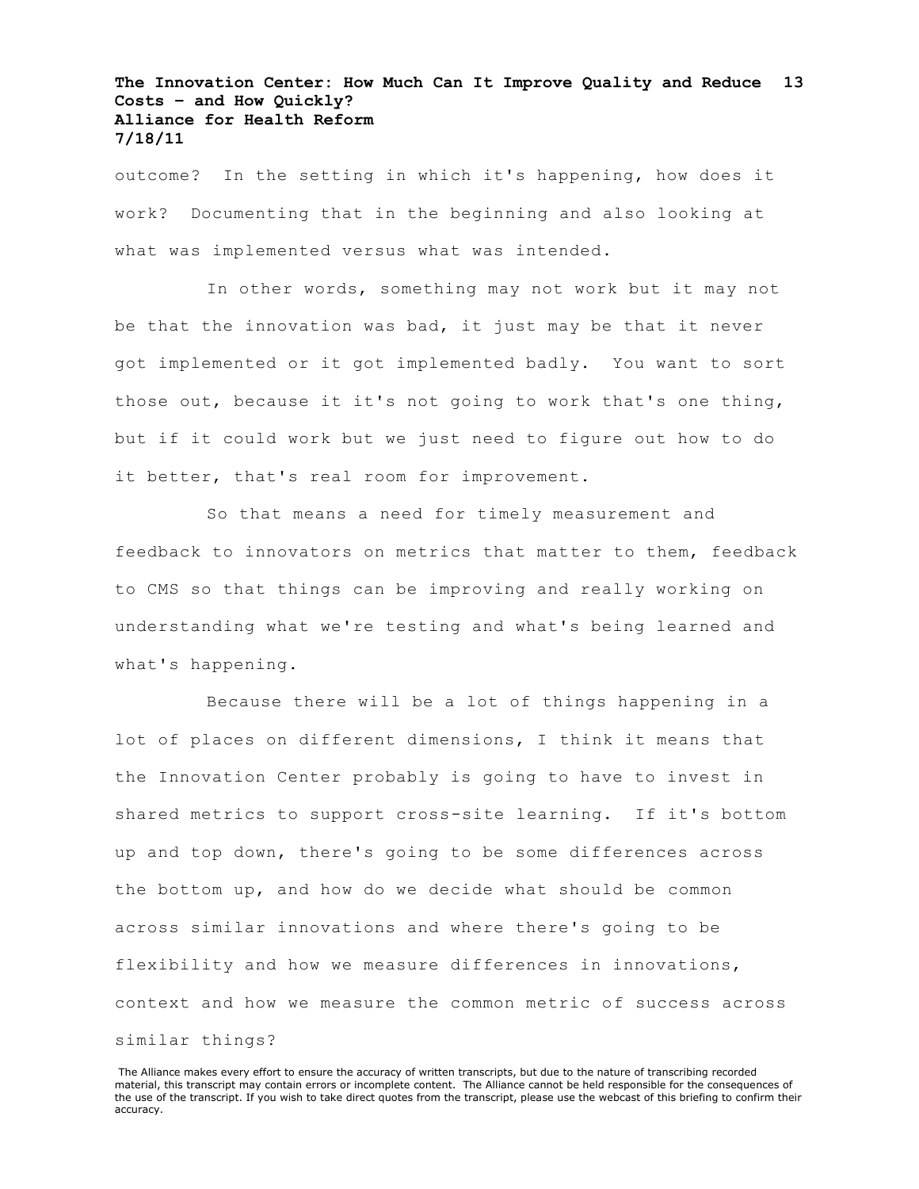outcome? In the setting in which it's happening, how does it work? Documenting that in the beginning and also looking at what was implemented versus what was intended.

In other words, something may not work but it may not be that the innovation was bad, it just may be that it never got implemented or it got implemented badly. You want to sort those out, because it it's not going to work that's one thing, but if it could work but we just need to figure out how to do it better, that's real room for improvement.

So that means a need for timely measurement and feedback to innovators on metrics that matter to them, feedback to CMS so that things can be improving and really working on understanding what we're testing and what's being learned and what's happening.

Because there will be a lot of things happening in a lot of places on different dimensions, I think it means that the Innovation Center probably is going to have to invest in shared metrics to support cross-site learning. If it's bottom up and top down, there's going to be some differences across the bottom up, and how do we decide what should be common across similar innovations and where there's going to be flexibility and how we measure differences in innovations, context and how we measure the common metric of success across similar things?

The Alliance makes every effort to ensure the accuracy of written transcripts, but due to the nature of transcribing recorded material, this transcript may contain errors or incomplete content. The Alliance cannot be held responsible for the consequences of the use of the transcript. If you wish to take direct quotes from the transcript, please use the webcast of this briefing to confirm their accuracy.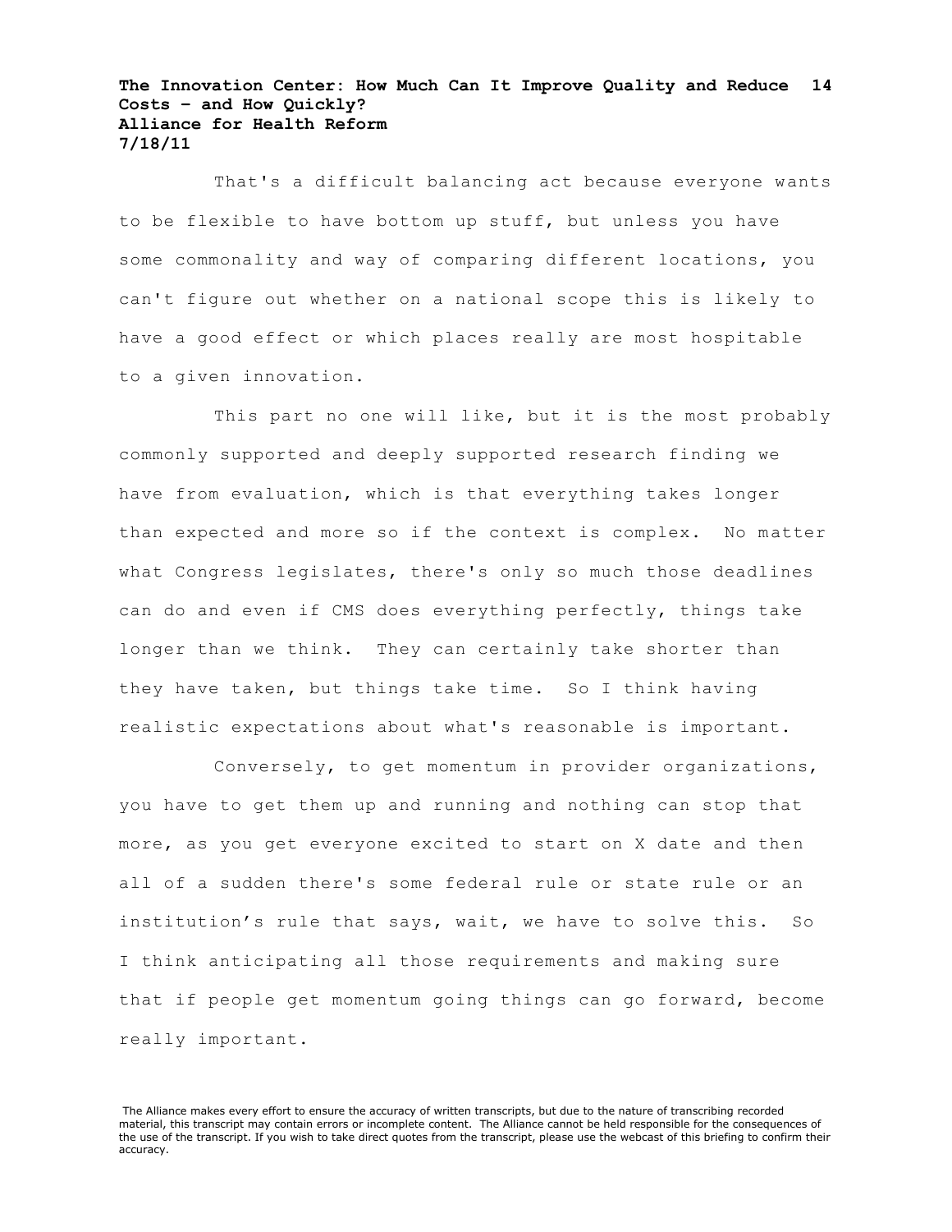That's a difficult balancing act because everyone wants to be flexible to have bottom up stuff, but unless you have some commonality and way of comparing different locations, you can't figure out whether on a national scope this is likely to have a good effect or which places really are most hospitable to a given innovation.

This part no one will like, but it is the most probably commonly supported and deeply supported research finding we have from evaluation, which is that everything takes longer than expected and more so if the context is complex. No matter what Congress legislates, there's only so much those deadlines can do and even if CMS does everything perfectly, things take longer than we think. They can certainly take shorter than they have taken, but things take time. So I think having realistic expectations about what's reasonable is important.

Conversely, to get momentum in provider organizations, you have to get them up and running and nothing can stop that more, as you get everyone excited to start on X date and then all of a sudden there's some federal rule or state rule or an institution's rule that says, wait, we have to solve this. So I think anticipating all those requirements and making sure that if people get momentum going things can go forward, become really important.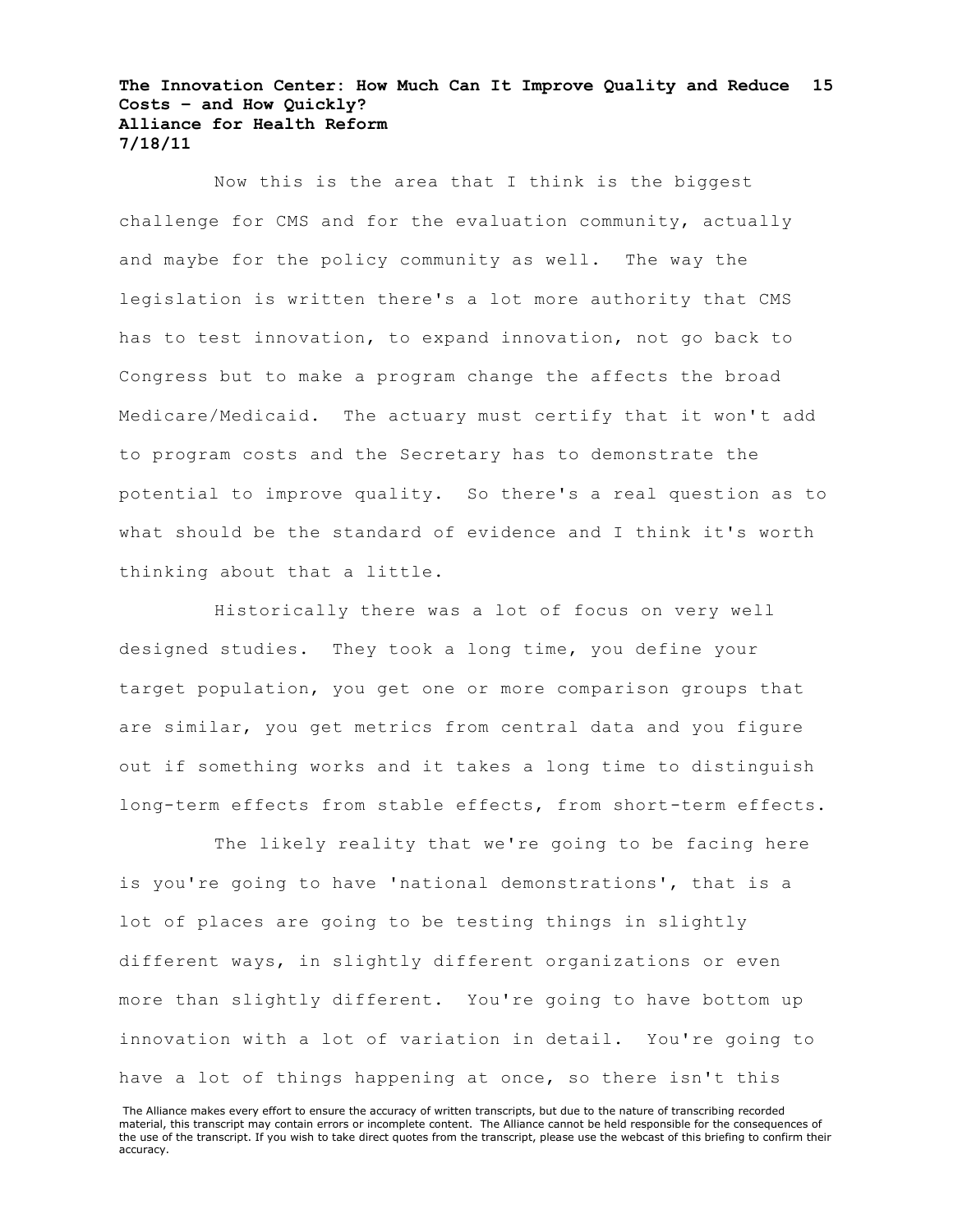Now this is the area that I think is the biggest challenge for CMS and for the evaluation community, actually and maybe for the policy community as well. The way the legislation is written there's a lot more authority that CMS has to test innovation, to expand innovation, not go back to Congress but to make a program change the affects the broad Medicare/Medicaid. The actuary must certify that it won't add to program costs and the Secretary has to demonstrate the potential to improve quality. So there's a real question as to what should be the standard of evidence and I think it's worth thinking about that a little.

Historically there was a lot of focus on very well designed studies. They took a long time, you define your target population, you get one or more comparison groups that are similar, you get metrics from central data and you figure out if something works and it takes a long time to distinguish long-term effects from stable effects, from short-term effects.

The likely reality that we're going to be facing here is you're going to have 'national demonstrations', that is a lot of places are going to be testing things in slightly different ways, in slightly different organizations or even more than slightly different. You're going to have bottom up innovation with a lot of variation in detail. You're going to have a lot of things happening at once, so there isn't this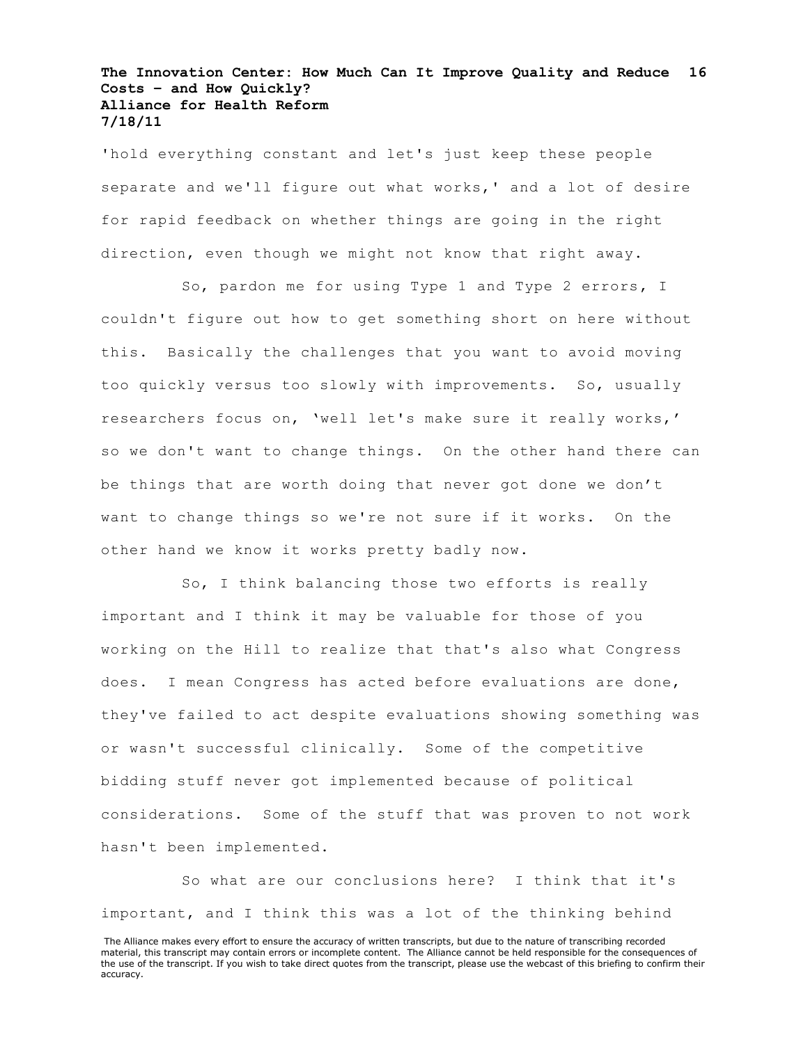'hold everything constant and let's just keep these people separate and we'll figure out what works,' and a lot of desire for rapid feedback on whether things are going in the right direction, even though we might not know that right away.

So, pardon me for using Type 1 and Type 2 errors, I couldn't figure out how to get something short on here without this. Basically the challenges that you want to avoid moving too quickly versus too slowly with improvements. So, usually researchers focus on, 'well let's make sure it really works,' so we don't want to change things. On the other hand there can be things that are worth doing that never got done we don't want to change things so we're not sure if it works. On the other hand we know it works pretty badly now.

So, I think balancing those two efforts is really important and I think it may be valuable for those of you working on the Hill to realize that that's also what Congress does. I mean Congress has acted before evaluations are done, they've failed to act despite evaluations showing something was or wasn't successful clinically. Some of the competitive bidding stuff never got implemented because of political considerations. Some of the stuff that was proven to not work hasn't been implemented.

So what are our conclusions here? I think that it's important, and I think this was a lot of the thinking behind

The Alliance makes every effort to ensure the accuracy of written transcripts, but due to the nature of transcribing recorded material, this transcript may contain errors or incomplete content. The Alliance cannot be held responsible for the consequences of the use of the transcript. If you wish to take direct quotes from the transcript, please use the webcast of this briefing to confirm their accuracy.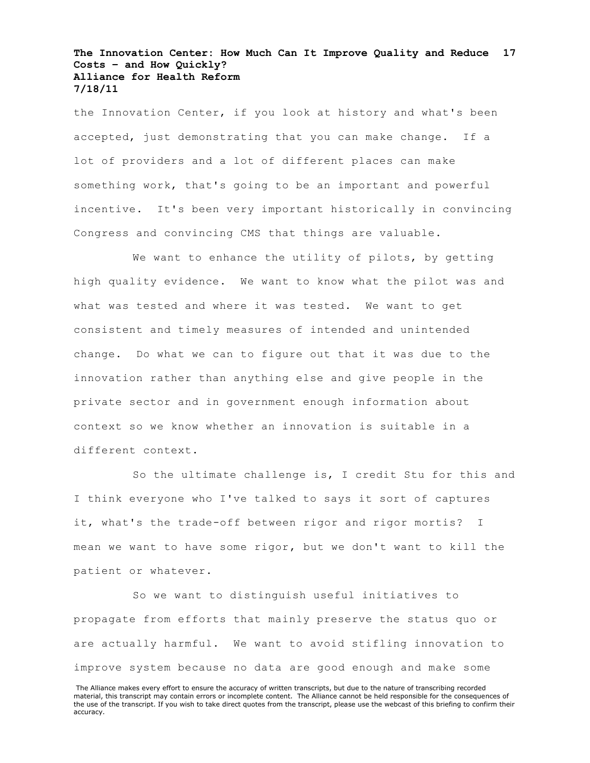the Innovation Center, if you look at history and what's been accepted, just demonstrating that you can make change. If a lot of providers and a lot of different places can make something work, that's going to be an important and powerful incentive. It's been very important historically in convincing Congress and convincing CMS that things are valuable.

We want to enhance the utility of pilots, by getting high quality evidence. We want to know what the pilot was and what was tested and where it was tested. We want to get consistent and timely measures of intended and unintended change. Do what we can to figure out that it was due to the innovation rather than anything else and give people in the private sector and in government enough information about context so we know whether an innovation is suitable in a different context.

So the ultimate challenge is, I credit Stu for this and I think everyone who I've talked to says it sort of captures it, what's the trade-off between rigor and rigor mortis? I mean we want to have some rigor, but we don't want to kill the patient or whatever.

So we want to distinguish useful initiatives to propagate from efforts that mainly preserve the status quo or are actually harmful. We want to avoid stifling innovation to improve system because no data are good enough and make some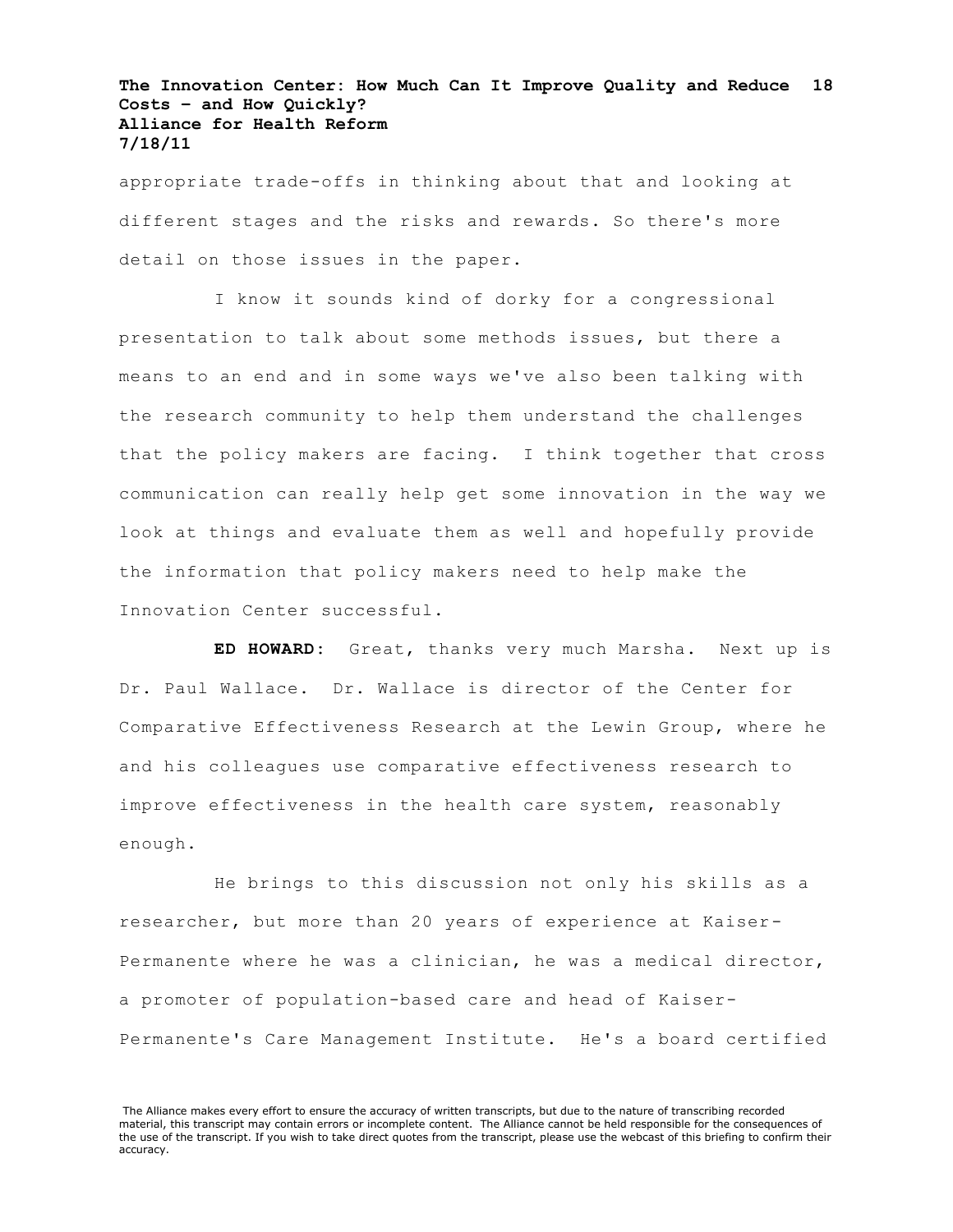appropriate trade-offs in thinking about that and looking at different stages and the risks and rewards. So there's more detail on those issues in the paper.

I know it sounds kind of dorky for a congressional presentation to talk about some methods issues, but there a means to an end and in some ways we've also been talking with the research community to help them understand the challenges that the policy makers are facing.  I think together that cross communication can really help get some innovation in the way we look at things and evaluate them as well and hopefully provide the information that policy makers need to help make the Innovation Center successful.

**ED HOWARD:** Great, thanks very much Marsha.  Next up is Dr. Paul Wallace.  Dr. Wallace is director of the Center for Comparative Effectiveness Research at the Lewin Group, where he and his colleagues use comparative effectiveness research to improve effectiveness in the health care system, reasonably enough.

He brings to this discussion not only his skills as a researcher, but more than 20 years of experience at Kaiser-Permanente where he was a clinician, he was a medical director, a promoter of population-based care and head of Kaiser-Permanente's Care Management Institute.  He's a board certified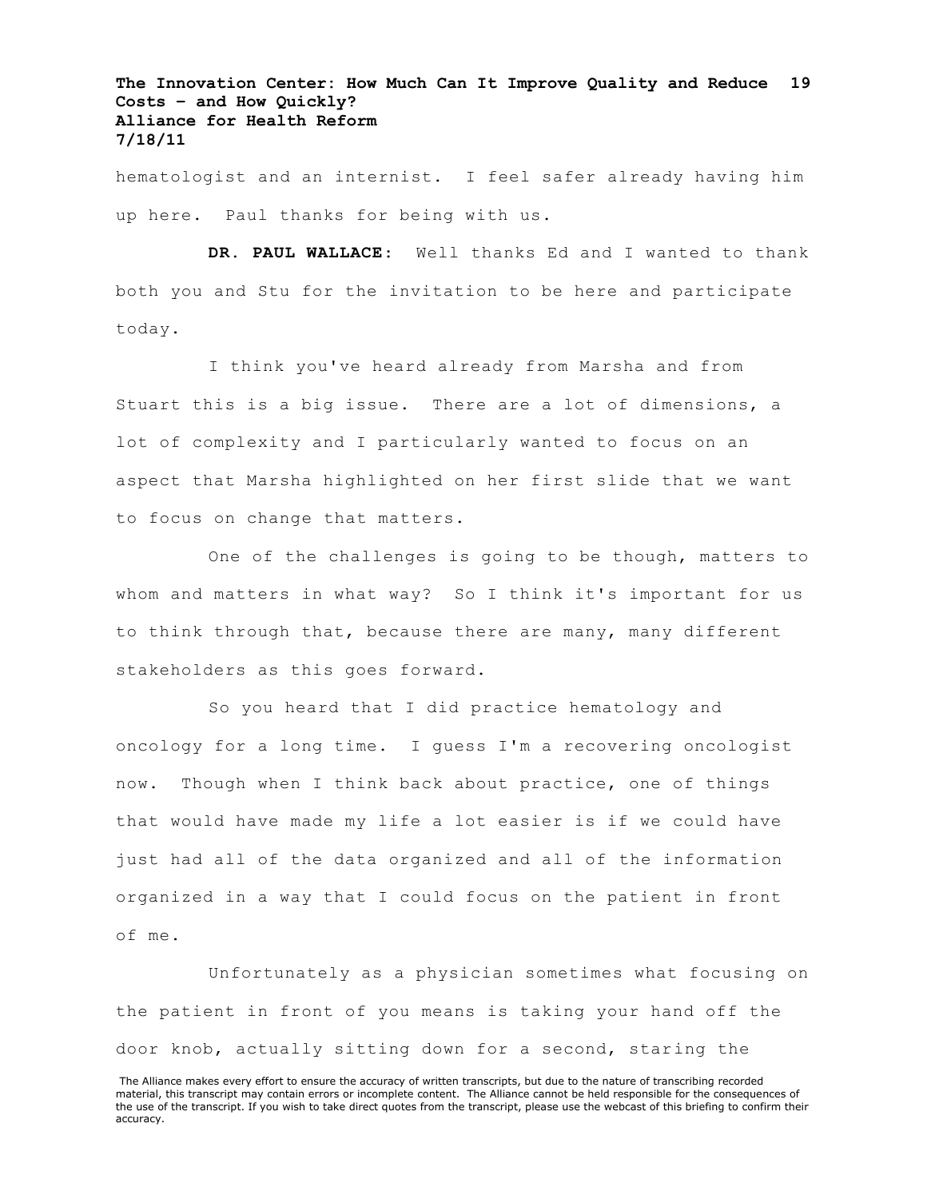hematologist and an internist. I feel safer already having him up here. Paul thanks for being with us.

**DR. PAUL WALLACE:** Well thanks Ed and I wanted to thank both you and Stu for the invitation to be here and participate today.

I think you've heard already from Marsha and from Stuart this is a big issue. There are a lot of dimensions, a lot of complexity and I particularly wanted to focus on an aspect that Marsha highlighted on her first slide that we want to focus on change that matters.

One of the challenges is going to be though, matters to whom and matters in what way? So I think it's important for us to think through that, because there are many, many different stakeholders as this goes forward.

So you heard that I did practice hematology and oncology for a long time. I guess I'm a recovering oncologist now. Though when I think back about practice, one of things that would have made my life a lot easier is if we could have just had all of the data organized and all of the information organized in a way that I could focus on the patient in front of me.

Unfortunately as a physician sometimes what focusing on the patient in front of you means is taking your hand off the door knob, actually sitting down for a second, staring the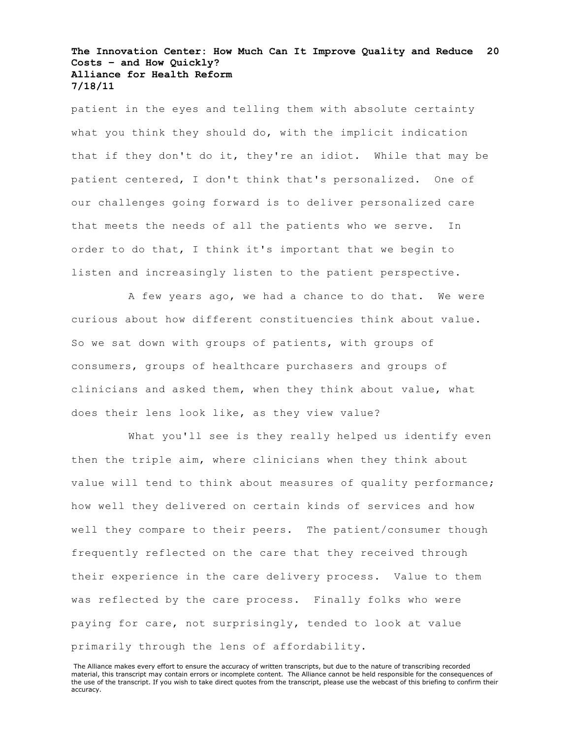patient in the eyes and telling them with absolute certainty what you think they should do, with the implicit indication that if they don't do it, they're an idiot. While that may be patient centered, I don't think that's personalized. One of our challenges going forward is to deliver personalized care that meets the needs of all the patients who we serve. In order to do that, I think it's important that we begin to listen and increasingly listen to the patient perspective.

A few years ago, we had a chance to do that. We were curious about how different constituencies think about value. So we sat down with groups of patients, with groups of consumers, groups of healthcare purchasers and groups of clinicians and asked them, when they think about value, what does their lens look like, as they view value?

What you'll see is they really helped us identify even then the triple aim, where clinicians when they think about value will tend to think about measures of quality performance; how well they delivered on certain kinds of services and how well they compare to their peers. The patient/consumer though frequently reflected on the care that they received through their experience in the care delivery process. Value to them was reflected by the care process. Finally folks who were paying for care, not surprisingly, tended to look at value primarily through the lens of affordability.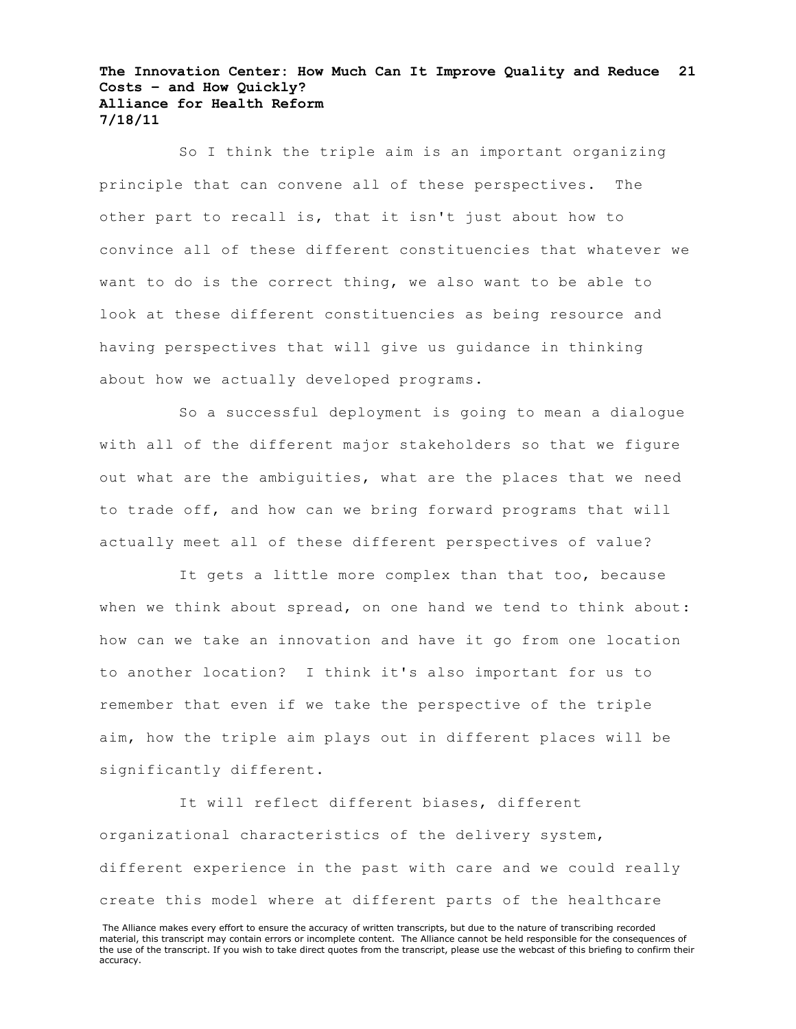So I think the triple aim is an important organizing principle that can convene all of these perspectives. The other part to recall is, that it isn't just about how to convince all of these different constituencies that whatever we want to do is the correct thing, we also want to be able to look at these different constituencies as being resource and having perspectives that will give us guidance in thinking about how we actually developed programs.

So a successful deployment is going to mean a dialogue with all of the different major stakeholders so that we figure out what are the ambiguities, what are the places that we need to trade off, and how can we bring forward programs that will actually meet all of these different perspectives of value?

It gets a little more complex than that too, because when we think about spread, on one hand we tend to think about: how can we take an innovation and have it go from one location to another location? I think it's also important for us to remember that even if we take the perspective of the triple aim, how the triple aim plays out in different places will be significantly different.

It will reflect different biases, different organizational characteristics of the delivery system, different experience in the past with care and we could really create this model where at different parts of the healthcare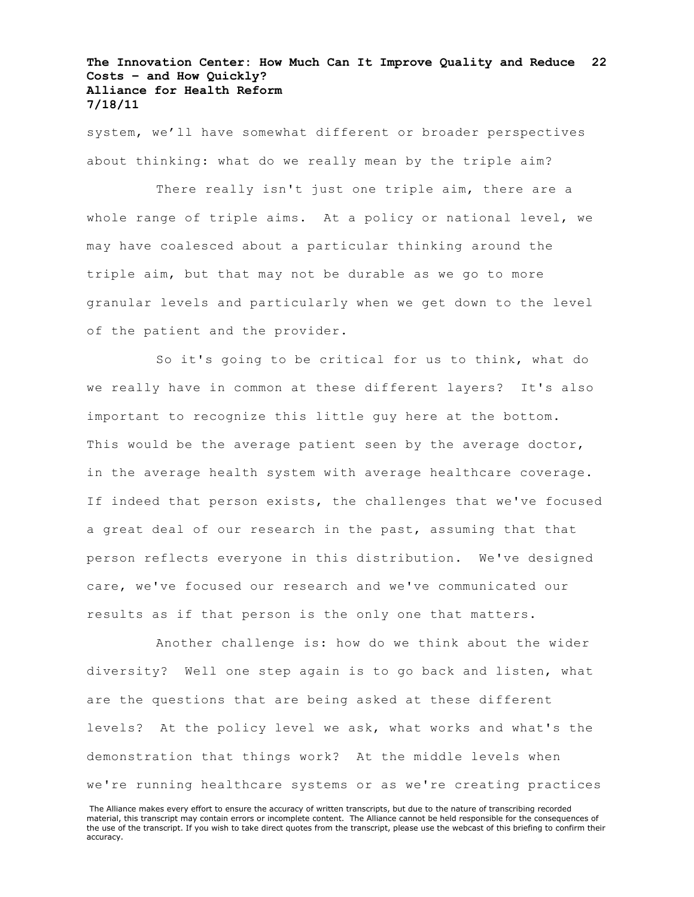system, we'll have somewhat different or broader perspectives about thinking: what do we really mean by the triple aim?

There really isn't just one triple aim, there are a whole range of triple aims. At a policy or national level, we may have coalesced about a particular thinking around the triple aim, but that may not be durable as we go to more granular levels and particularly when we get down to the level of the patient and the provider.

So it's going to be critical for us to think, what do we really have in common at these different layers? It's also important to recognize this little guy here at the bottom. This would be the average patient seen by the average doctor, in the average health system with average healthcare coverage. If indeed that person exists, the challenges that we've focused a great deal of our research in the past, assuming that that person reflects everyone in this distribution. We've designed care, we've focused our research and we've communicated our results as if that person is the only one that matters.

Another challenge is: how do we think about the wider diversity? Well one step again is to go back and listen, what are the questions that are being asked at these different levels? At the policy level we ask, what works and what's the demonstration that things work? At the middle levels when we're running healthcare systems or as we're creating practices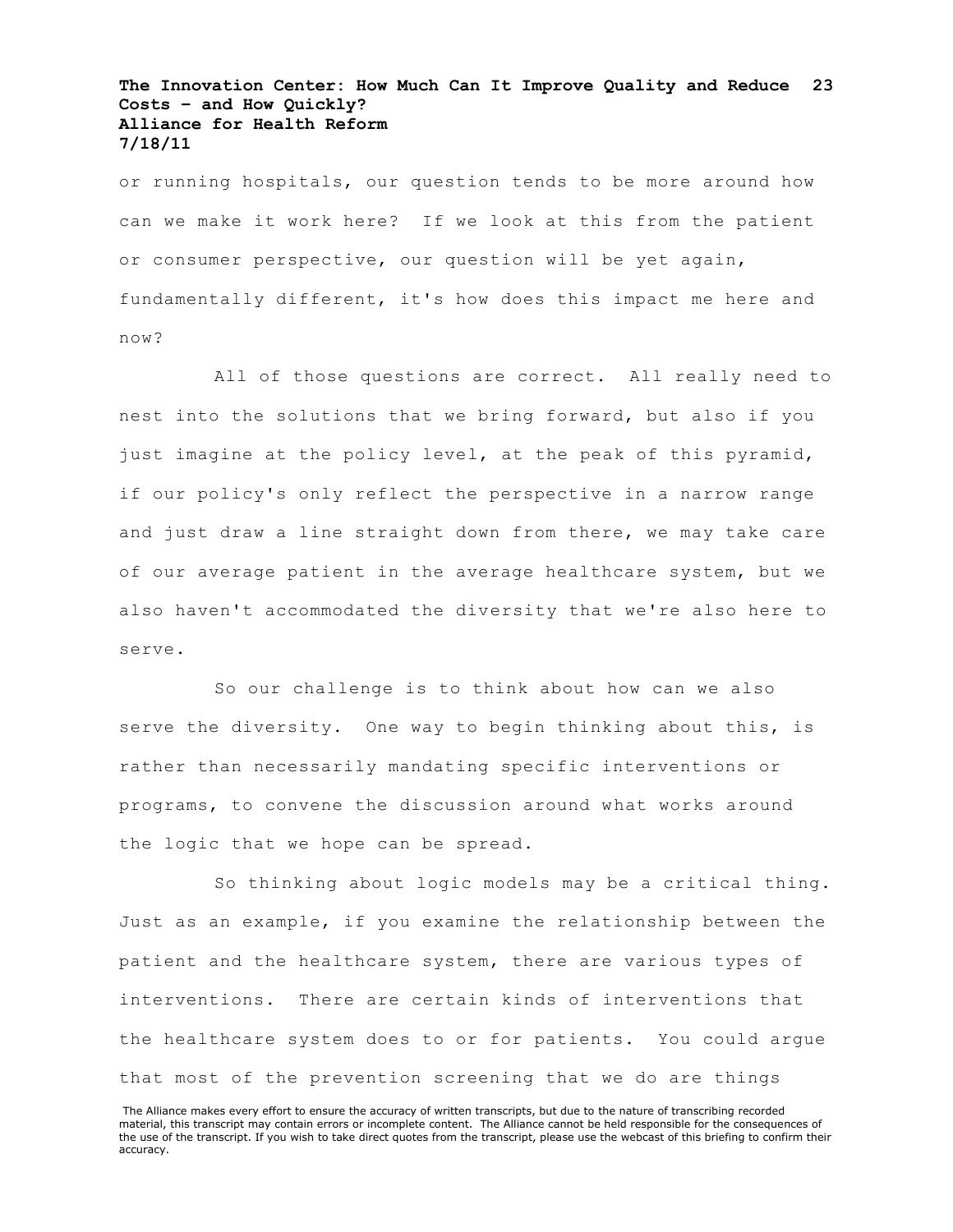or running hospitals, our question tends to be more around how can we make it work here? If we look at this from the patient or consumer perspective, our question will be yet again, fundamentally different, it's how does this impact me here and now?

All of those questions are correct. All really need to nest into the solutions that we bring forward, but also if you just imagine at the policy level, at the peak of this pyramid, if our policy's only reflect the perspective in a narrow range and just draw a line straight down from there, we may take care of our average patient in the average healthcare system, but we also haven't accommodated the diversity that we're also here to serve.

So our challenge is to think about how can we also serve the diversity. One way to begin thinking about this, is rather than necessarily mandating specific interventions or programs, to convene the discussion around what works around the logic that we hope can be spread.

So thinking about logic models may be a critical thing. Just as an example, if you examine the relationship between the patient and the healthcare system, there are various types of interventions. There are certain kinds of interventions that the healthcare system does to or for patients. You could argue that most of the prevention screening that we do are things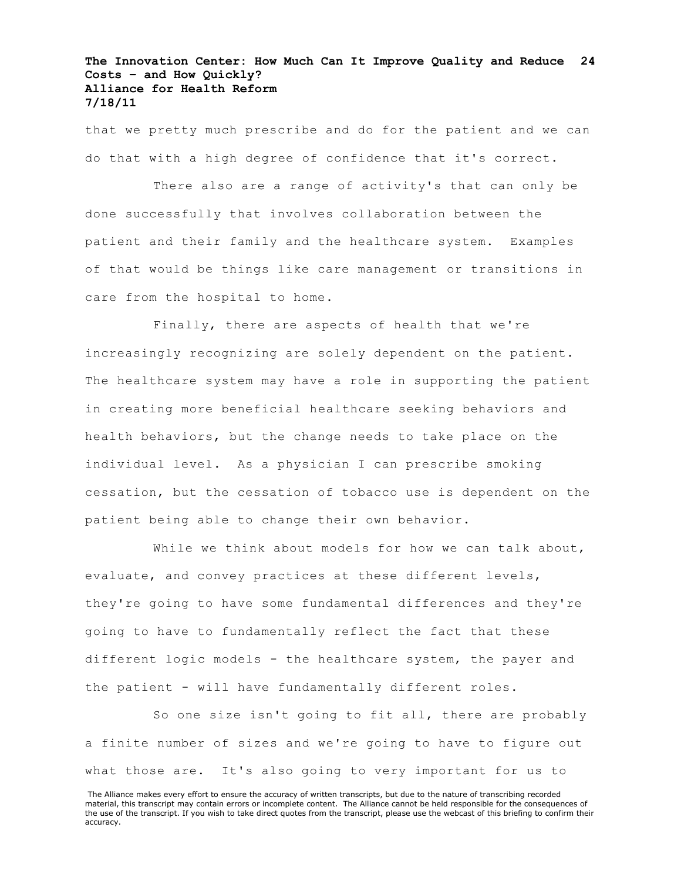that we pretty much prescribe and do for the patient and we can do that with a high degree of confidence that it's correct.

There also are a range of activity's that can only be done successfully that involves collaboration between the patient and their family and the healthcare system. Examples of that would be things like care management or transitions in care from the hospital to home.

Finally, there are aspects of health that we're increasingly recognizing are solely dependent on the patient. The healthcare system may have a role in supporting the patient in creating more beneficial healthcare seeking behaviors and health behaviors, but the change needs to take place on the individual level. As a physician I can prescribe smoking cessation, but the cessation of tobacco use is dependent on the patient being able to change their own behavior.

While we think about models for how we can talk about, evaluate, and convey practices at these different levels, they're going to have some fundamental differences and they're going to have to fundamentally reflect the fact that these different logic models - the healthcare system, the payer and the patient - will have fundamentally different roles.

So one size isn't going to fit all, there are probably a finite number of sizes and we're going to have to figure out what those are. It's also going to very important for us to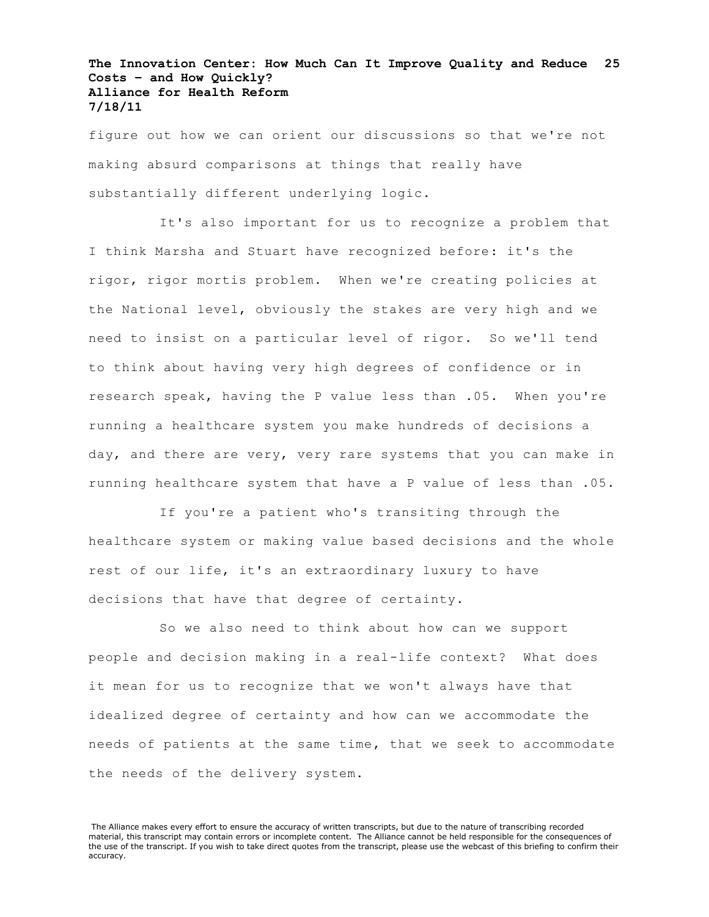figure out how we can orient our discussions so that we're not making absurd comparisons at things that really have substantially different underlying logic.

It's also important for us to recognize a problem that I think Marsha and Stuart have recognized before: it's the rigor, rigor mortis problem. When we're creating policies at the National level, obviously the stakes are very high and we need to insist on a particular level of rigor. So we'll tend to think about having very high degrees of confidence or in research speak, having the P value less than .05. When you're running a healthcare system you make hundreds of decisions a day, and there are very, very rare systems that you can make in running healthcare system that have a P value of less than .05.

If you're a patient who's transiting through the healthcare system or making value based decisions and the whole rest of our life, it's an extraordinary luxury to have decisions that have that degree of certainty.

So we also need to think about how can we support people and decision making in a real-life context? What does it mean for us to recognize that we won't always have that idealized degree of certainty and how can we accommodate the needs of patients at the same time, that we seek to accommodate the needs of the delivery system.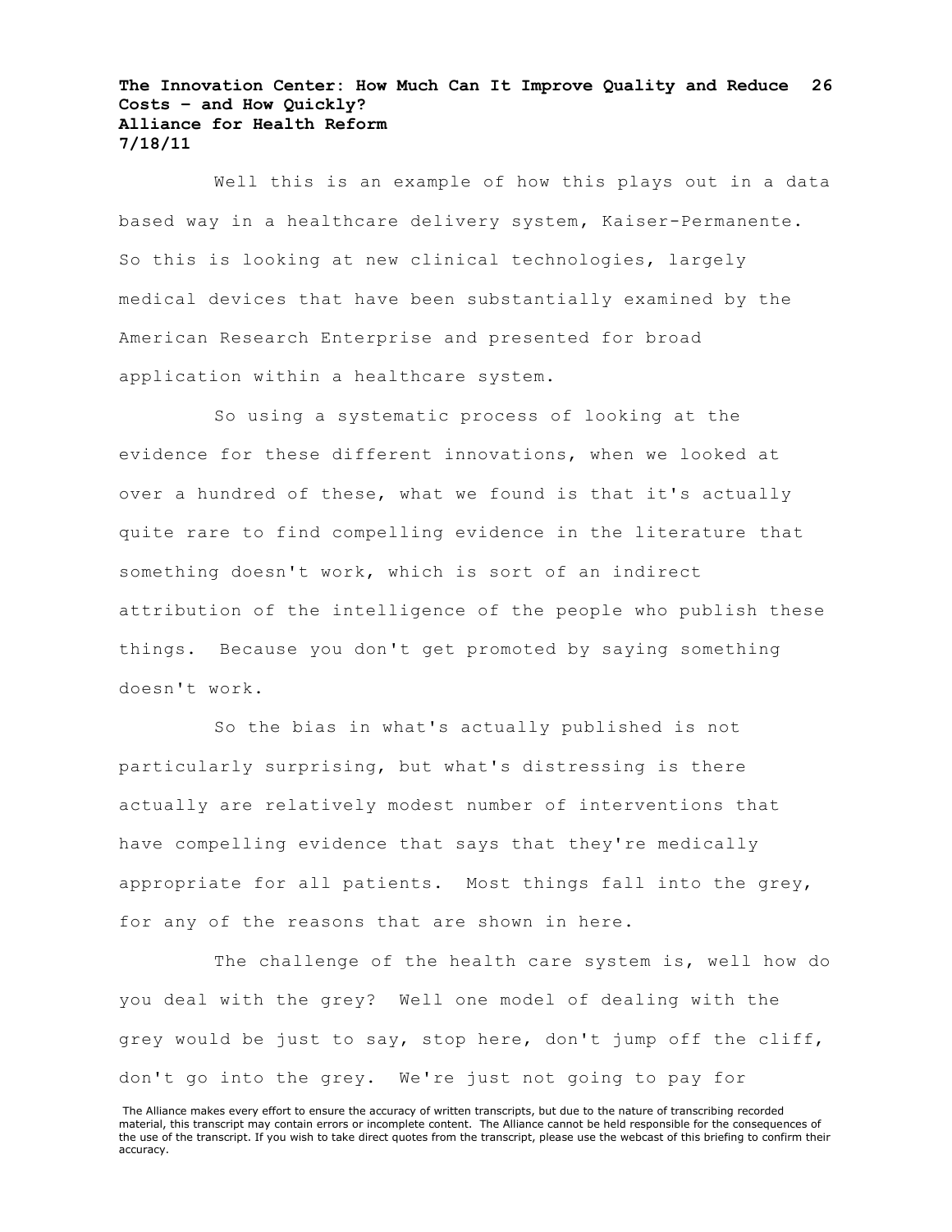Well this is an example of how this plays out in a data based way in a healthcare delivery system, Kaiser-Permanente. So this is looking at new clinical technologies, largely medical devices that have been substantially examined by the American Research Enterprise and presented for broad application within a healthcare system.

So using a systematic process of looking at the evidence for these different innovations, when we looked at over a hundred of these, what we found is that it's actually quite rare to find compelling evidence in the literature that something doesn't work, which is sort of an indirect attribution of the intelligence of the people who publish these things. Because you don't get promoted by saying something doesn't work.

So the bias in what's actually published is not particularly surprising, but what's distressing is there actually are relatively modest number of interventions that have compelling evidence that says that they're medically appropriate for all patients. Most things fall into the grey, for any of the reasons that are shown in here.

The challenge of the health care system is, well how do you deal with the grey? Well one model of dealing with the grey would be just to say, stop here, don't jump off the cliff, don't go into the grey. We're just not going to pay for

The Alliance makes every effort to ensure the accuracy of written transcripts, but due to the nature of transcribing recorded material, this transcript may contain errors or incomplete content. The Alliance cannot be held responsible for the consequences of the use of the transcript. If you wish to take direct quotes from the transcript, please use the webcast of this briefing to confirm their accuracy.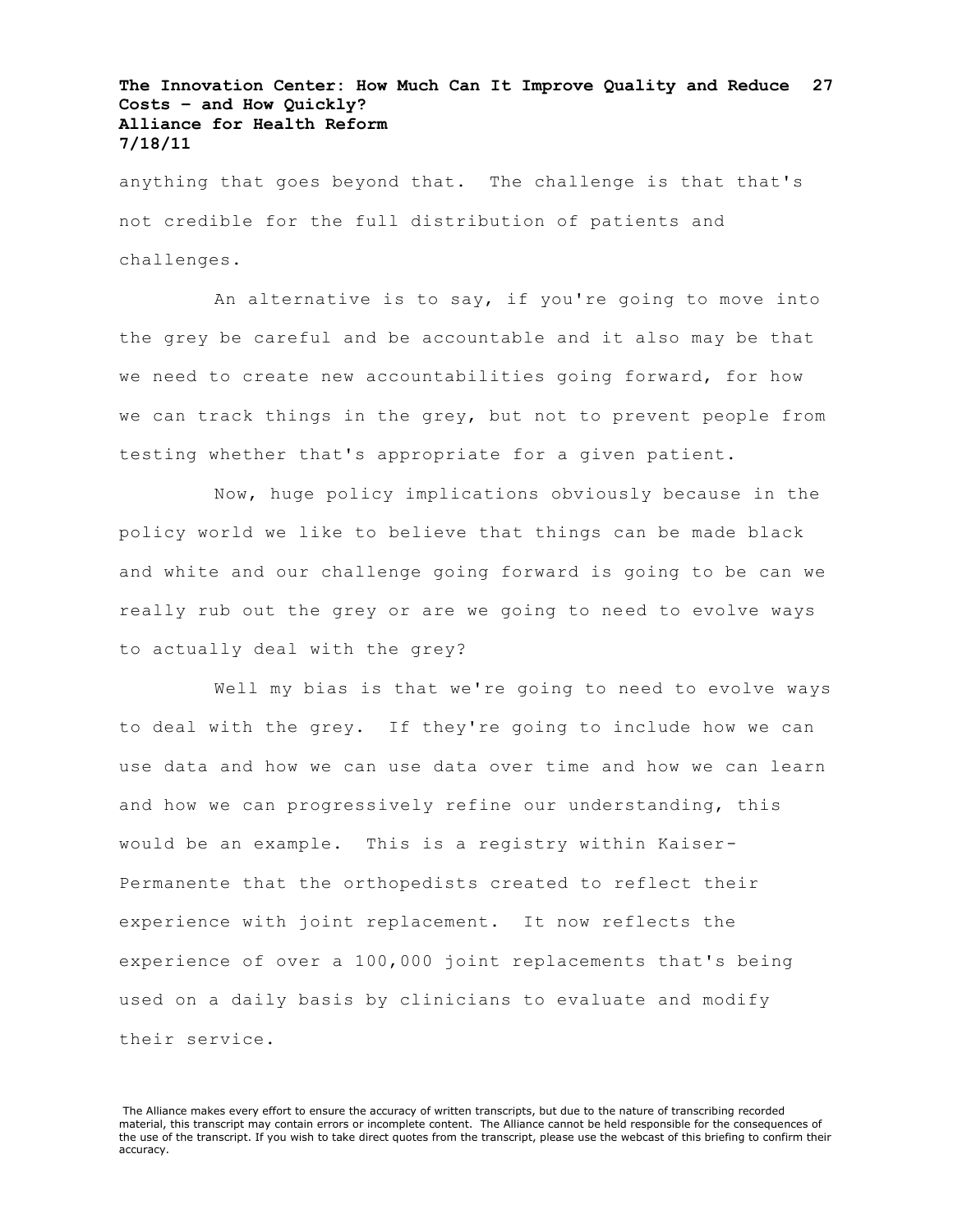anything that goes beyond that. The challenge is that that's not credible for the full distribution of patients and challenges.

An alternative is to say, if you're going to move into the grey be careful and be accountable and it also may be that we need to create new accountabilities going forward, for how we can track things in the grey, but not to prevent people from testing whether that's appropriate for a given patient.

Now, huge policy implications obviously because in the policy world we like to believe that things can be made black and white and our challenge going forward is going to be can we really rub out the grey or are we going to need to evolve ways to actually deal with the grey?

Well my bias is that we're going to need to evolve ways to deal with the grey. If they're going to include how we can use data and how we can use data over time and how we can learn and how we can progressively refine our understanding, this would be an example. This is a registry within Kaiser-Permanente that the orthopedists created to reflect their experience with joint replacement. It now reflects the experience of over a 100,000 joint replacements that's being used on a daily basis by clinicians to evaluate and modify their service.

The Alliance makes every effort to ensure the accuracy of written transcripts, but due to the nature of transcribing recorded material, this transcript may contain errors or incomplete content. The Alliance cannot be held responsible for the consequences of the use of the transcript. If you wish to take direct quotes from the transcript, please use the webcast of this briefing to confirm their accuracy.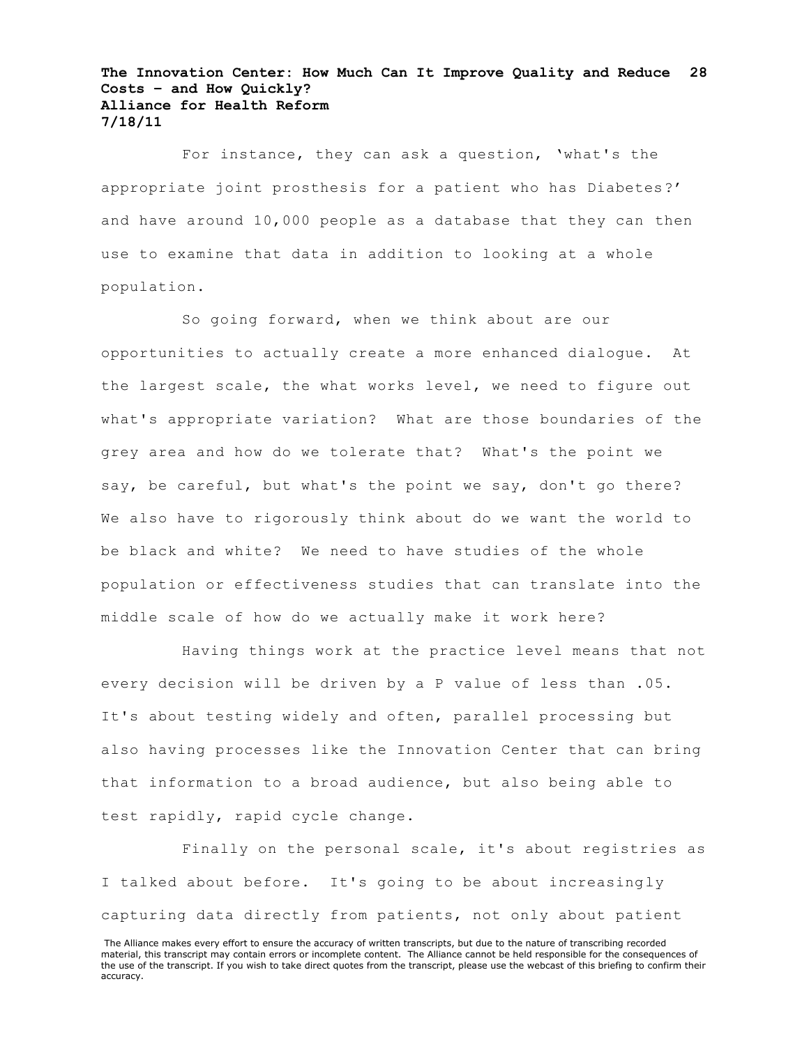For instance, they can ask a question, 'what's the appropriate joint prosthesis for a patient who has Diabetes?' and have around 10,000 people as a database that they can then use to examine that data in addition to looking at a whole population.

So going forward, when we think about are our opportunities to actually create a more enhanced dialogue. At the largest scale, the what works level, we need to figure out what's appropriate variation? What are those boundaries of the grey area and how do we tolerate that? What's the point we say, be careful, but what's the point we say, don't go there? We also have to rigorously think about do we want the world to be black and white? We need to have studies of the whole population or effectiveness studies that can translate into the middle scale of how do we actually make it work here?

Having things work at the practice level means that not every decision will be driven by a P value of less than .05. It's about testing widely and often, parallel processing but also having processes like the Innovation Center that can bring that information to a broad audience, but also being able to test rapidly, rapid cycle change.

Finally on the personal scale, it's about registries as I talked about before. It's going to be about increasingly capturing data directly from patients, not only about patient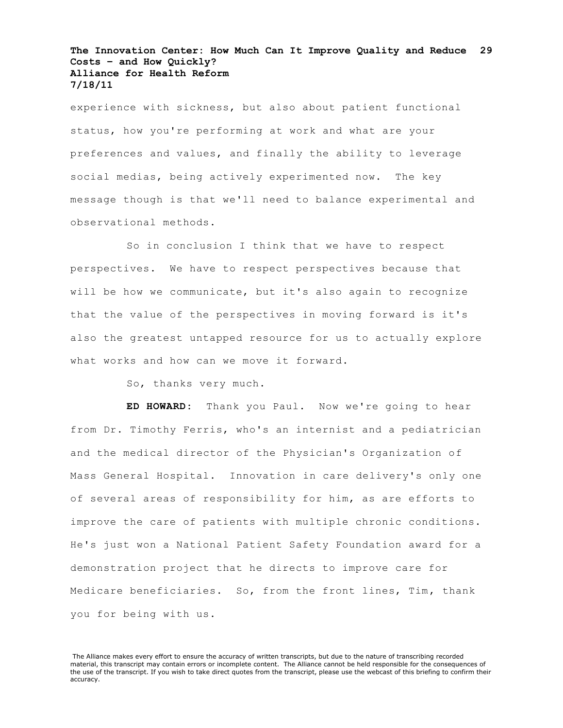experience with sickness, but also about patient functional status, how you're performing at work and what are your preferences and values, and finally the ability to leverage social medias, being actively experimented now. The key message though is that we'll need to balance experimental and observational methods.

So in conclusion I think that we have to respect perspectives. We have to respect perspectives because that will be how we communicate, but it's also again to recognize that the value of the perspectives in moving forward is it's also the greatest untapped resource for us to actually explore what works and how can we move it forward.

So, thanks very much.

**ED HOWARD:** Thank you Paul. Now we're going to hear from Dr. Timothy Ferris, who's an internist and a pediatrician and the medical director of the Physician's Organization of Mass General Hospital. Innovation in care delivery's only one of several areas of responsibility for him, as are efforts to improve the care of patients with multiple chronic conditions. He's just won a National Patient Safety Foundation award for a demonstration project that he directs to improve care for Medicare beneficiaries. So, from the front lines, Tim, thank you for being with us.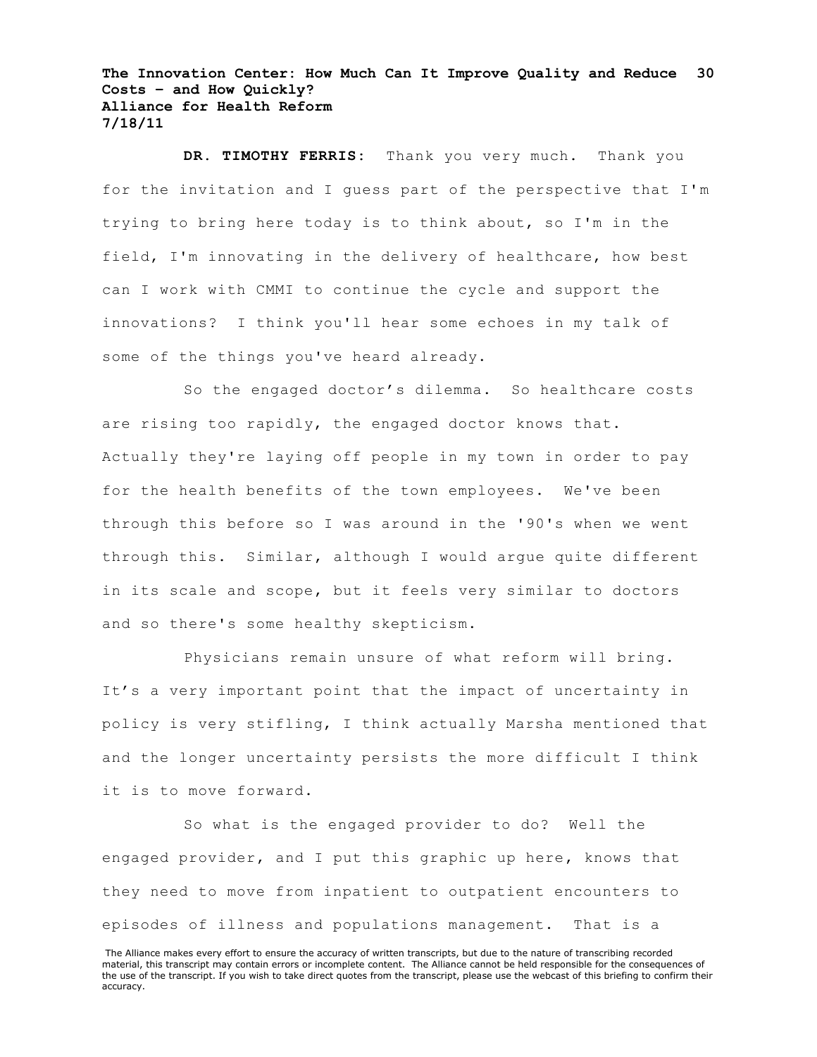**DR. TIMOTHY FERRIS:** Thank you very much. Thank you for the invitation and I guess part of the perspective that I'm trying to bring here today is to think about, so I'm in the field, I'm innovating in the delivery of healthcare, how best can I work with CMMI to continue the cycle and support the innovations? I think you'll hear some echoes in my talk of some of the things you've heard already.

So the engaged doctor's dilemma. So healthcare costs are rising too rapidly, the engaged doctor knows that. Actually they're laying off people in my town in order to pay for the health benefits of the town employees. We've been through this before so I was around in the '90's when we went through this. Similar, although I would argue quite different in its scale and scope, but it feels very similar to doctors and so there's some healthy skepticism.

Physicians remain unsure of what reform will bring. It's a very important point that the impact of uncertainty in policy is very stifling, I think actually Marsha mentioned that and the longer uncertainty persists the more difficult I think it is to move forward.

So what is the engaged provider to do? Well the engaged provider, and I put this graphic up here, knows that they need to move from inpatient to outpatient encounters to episodes of illness and populations management. That is a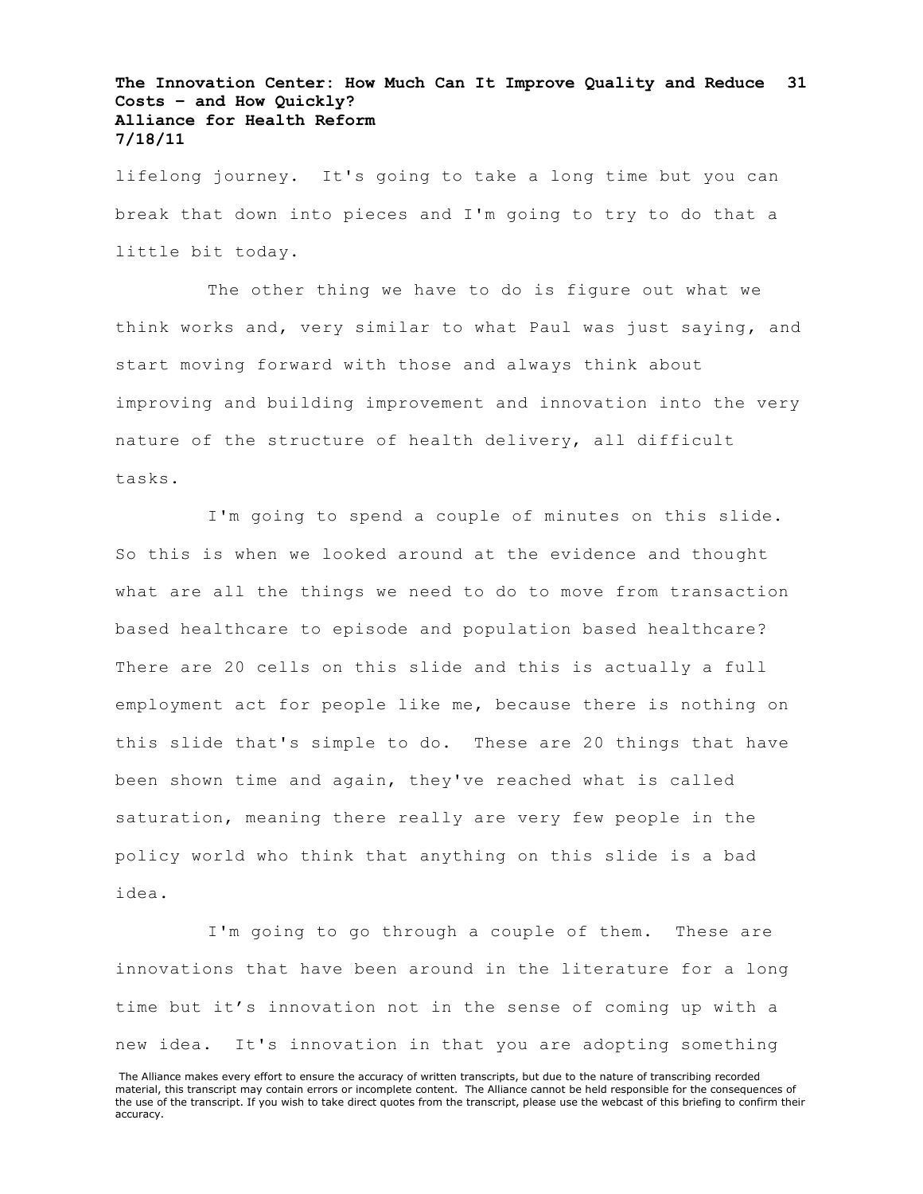lifelong journey. It's going to take a long time but you can break that down into pieces and I'm going to try to do that a little bit today.

The other thing we have to do is figure out what we think works and, very similar to what Paul was just saying, and start moving forward with those and always think about improving and building improvement and innovation into the very nature of the structure of health delivery, all difficult tasks.

I'm going to spend a couple of minutes on this slide. So this is when we looked around at the evidence and thought what are all the things we need to do to move from transaction based healthcare to episode and population based healthcare? There are 20 cells on this slide and this is actually a full employment act for people like me, because there is nothing on this slide that's simple to do. These are 20 things that have been shown time and again, they've reached what is called saturation, meaning there really are very few people in the policy world who think that anything on this slide is a bad idea.

I'm going to go through a couple of them. These are innovations that have been around in the literature for a long time but it's innovation not in the sense of coming up with a new idea. It's innovation in that you are adopting something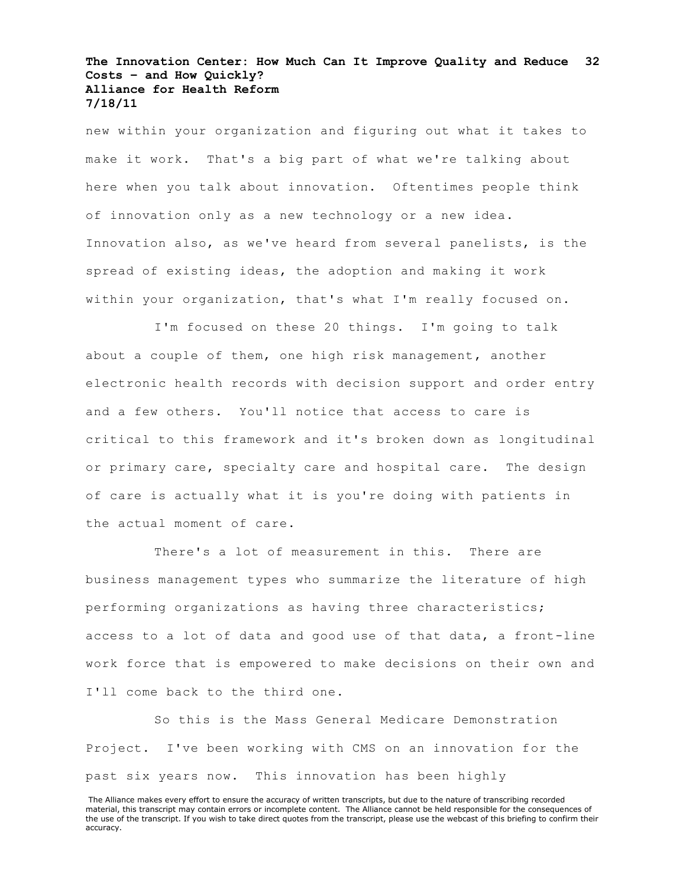new within your organization and figuring out what it takes to make it work. That's a big part of what we're talking about here when you talk about innovation. Oftentimes people think of innovation only as a new technology or a new idea. Innovation also, as we've heard from several panelists, is the spread of existing ideas, the adoption and making it work within your organization, that's what I'm really focused on.

I'm focused on these 20 things. I'm going to talk about a couple of them, one high risk management, another electronic health records with decision support and order entry and a few others. You'll notice that access to care is critical to this framework and it's broken down as longitudinal or primary care, specialty care and hospital care. The design of care is actually what it is you're doing with patients in the actual moment of care.

There's a lot of measurement in this. There are business management types who summarize the literature of high performing organizations as having three characteristics; access to a lot of data and good use of that data, a front-line work force that is empowered to make decisions on their own and I'll come back to the third one.

So this is the Mass General Medicare Demonstration Project. I've been working with CMS on an innovation for the past six years now. This innovation has been highly

The Alliance makes every effort to ensure the accuracy of written transcripts, but due to the nature of transcribing recorded material, this transcript may contain errors or incomplete content. The Alliance cannot be held responsible for the consequences of the use of the transcript. If you wish to take direct quotes from the transcript, please use the webcast of this briefing to confirm their accuracy.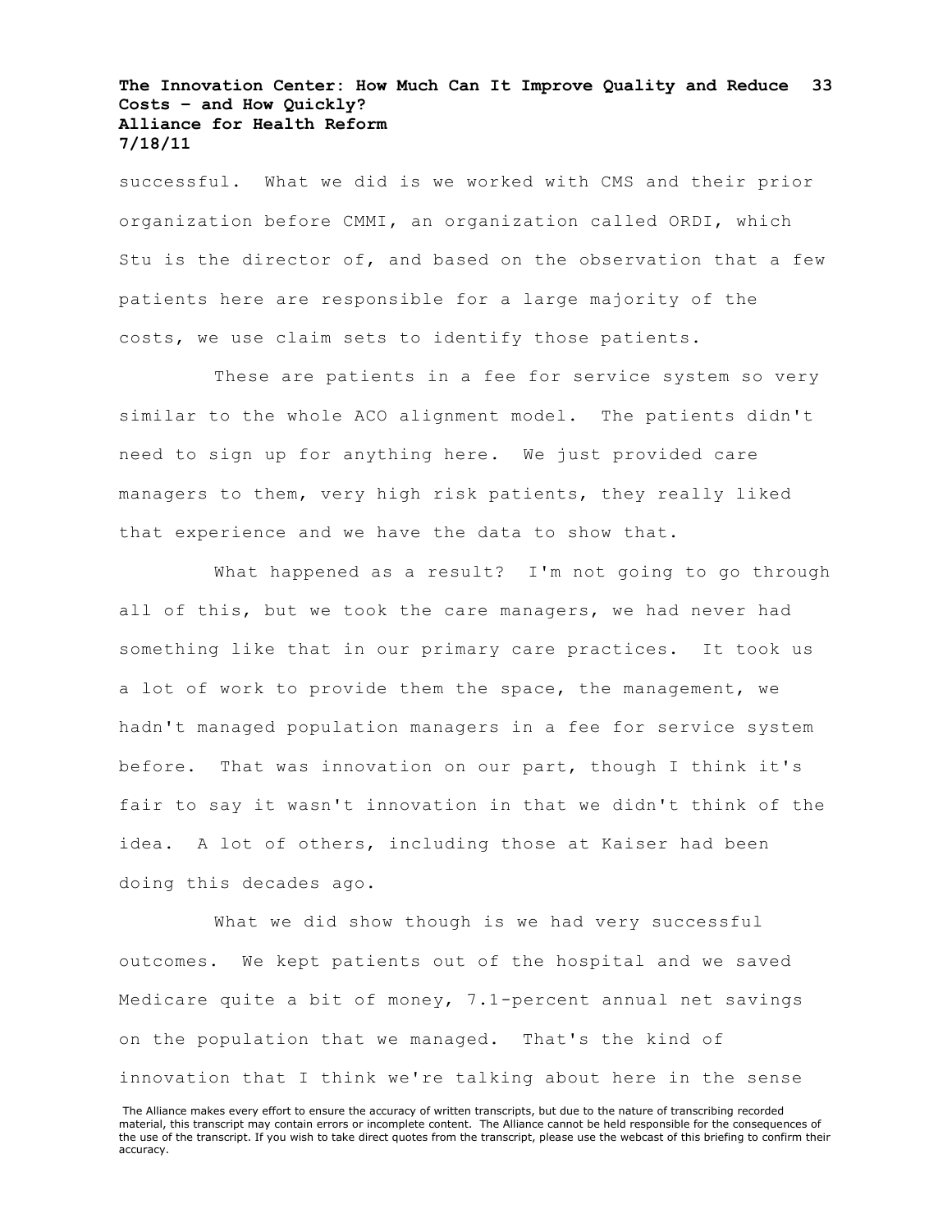successful. What we did is we worked with CMS and their prior organization before CMMI, an organization called ORDI, which Stu is the director of, and based on the observation that a few patients here are responsible for a large majority of the costs, we use claim sets to identify those patients.

These are patients in a fee for service system so very similar to the whole ACO alignment model. The patients didn't need to sign up for anything here. We just provided care managers to them, very high risk patients, they really liked that experience and we have the data to show that.

What happened as a result? I'm not going to go through all of this, but we took the care managers, we had never had something like that in our primary care practices. It took us a lot of work to provide them the space, the management, we hadn't managed population managers in a fee for service system before. That was innovation on our part, though I think it's fair to say it wasn't innovation in that we didn't think of the idea. A lot of others, including those at Kaiser had been doing this decades ago.

What we did show though is we had very successful outcomes. We kept patients out of the hospital and we saved Medicare quite a bit of money, 7.1-percent annual net savings on the population that we managed. That's the kind of innovation that I think we're talking about here in the sense

The Alliance makes every effort to ensure the accuracy of written transcripts, but due to the nature of transcribing recorded material, this transcript may contain errors or incomplete content. The Alliance cannot be held responsible for the consequences of the use of the transcript. If you wish to take direct quotes from the transcript, please use the webcast of this briefing to confirm their accuracy.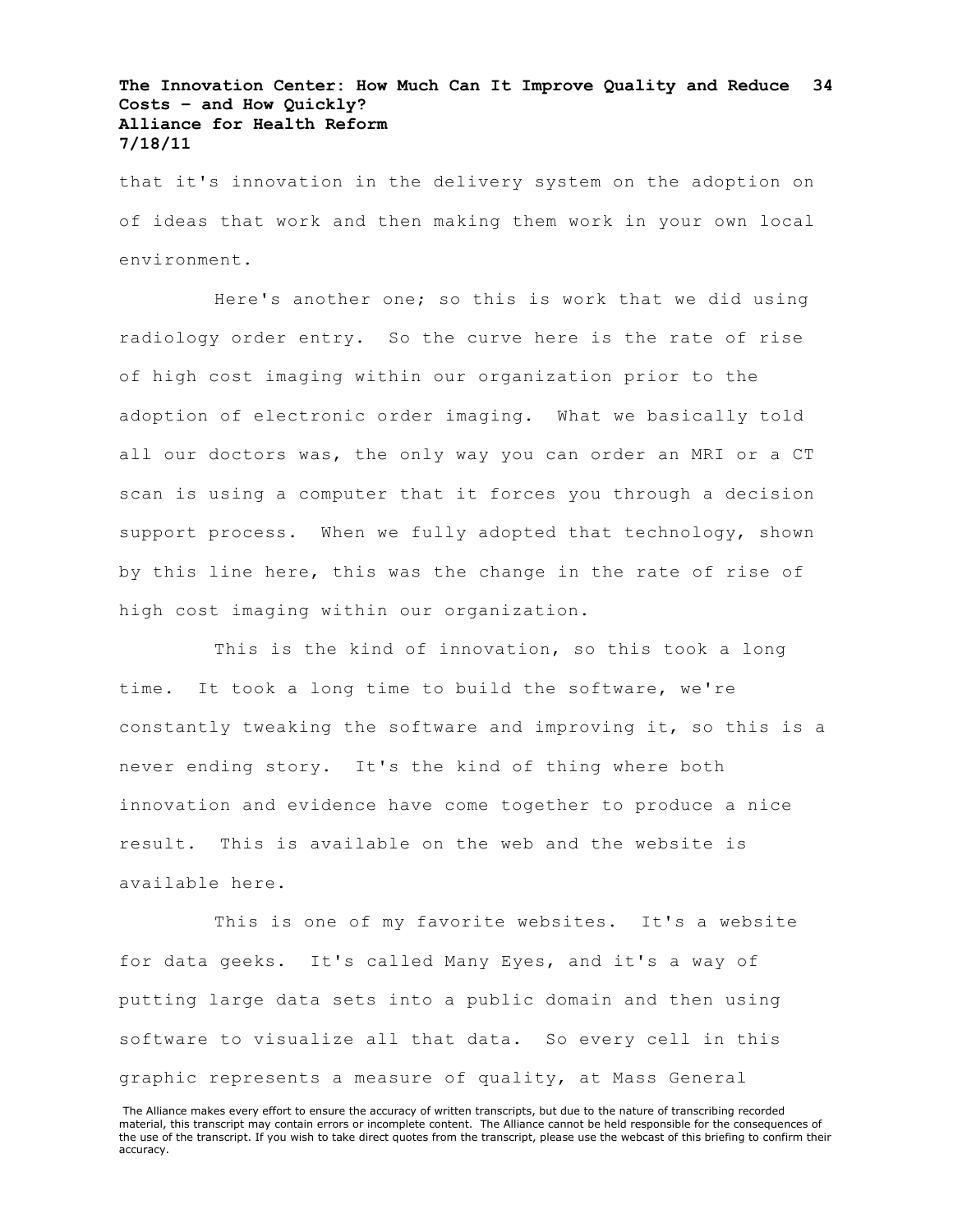that it's innovation in the delivery system on the adoption on of ideas that work and then making them work in your own local environment.

Here's another one; so this is work that we did using radiology order entry. So the curve here is the rate of rise of high cost imaging within our organization prior to the adoption of electronic order imaging. What we basically told all our doctors was, the only way you can order an MRI or a CT scan is using a computer that it forces you through a decision support process. When we fully adopted that technology, shown by this line here, this was the change in the rate of rise of high cost imaging within our organization.

This is the kind of innovation, so this took a long time. It took a long time to build the software, we're constantly tweaking the software and improving it, so this is a never ending story. It's the kind of thing where both innovation and evidence have come together to produce a nice result. This is available on the web and the website is available here.

This is one of my favorite websites. It's a website for data geeks. It's called Many Eyes, and it's a way of putting large data sets into a public domain and then using software to visualize all that data. So every cell in this graphic represents a measure of quality, at Mass General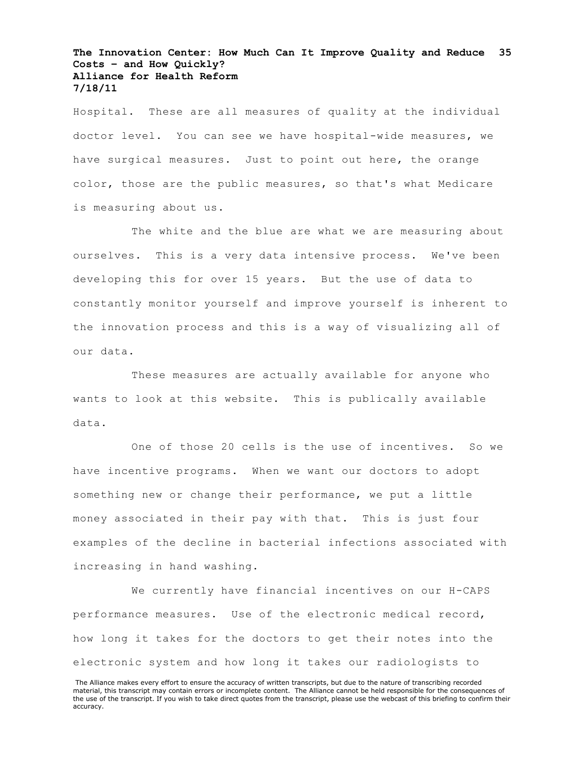Hospital. These are all measures of quality at the individual doctor level. You can see we have hospital-wide measures, we have surgical measures. Just to point out here, the orange color, those are the public measures, so that's what Medicare is measuring about us.

The white and the blue are what we are measuring about ourselves. This is a very data intensive process. We've been developing this for over 15 years. But the use of data to constantly monitor yourself and improve yourself is inherent to the innovation process and this is a way of visualizing all of our data.

These measures are actually available for anyone who wants to look at this website. This is publically available data.

One of those 20 cells is the use of incentives. So we have incentive programs. When we want our doctors to adopt something new or change their performance, we put a little money associated in their pay with that. This is just four examples of the decline in bacterial infections associated with increasing in hand washing.

We currently have financial incentives on our H-CAPS performance measures. Use of the electronic medical record, how long it takes for the doctors to get their notes into the electronic system and how long it takes our radiologists to

The Alliance makes every effort to ensure the accuracy of written transcripts, but due to the nature of transcribing recorded material, this transcript may contain errors or incomplete content. The Alliance cannot be held responsible for the consequences of the use of the transcript. If you wish to take direct quotes from the transcript, please use the webcast of this briefing to confirm their accuracy.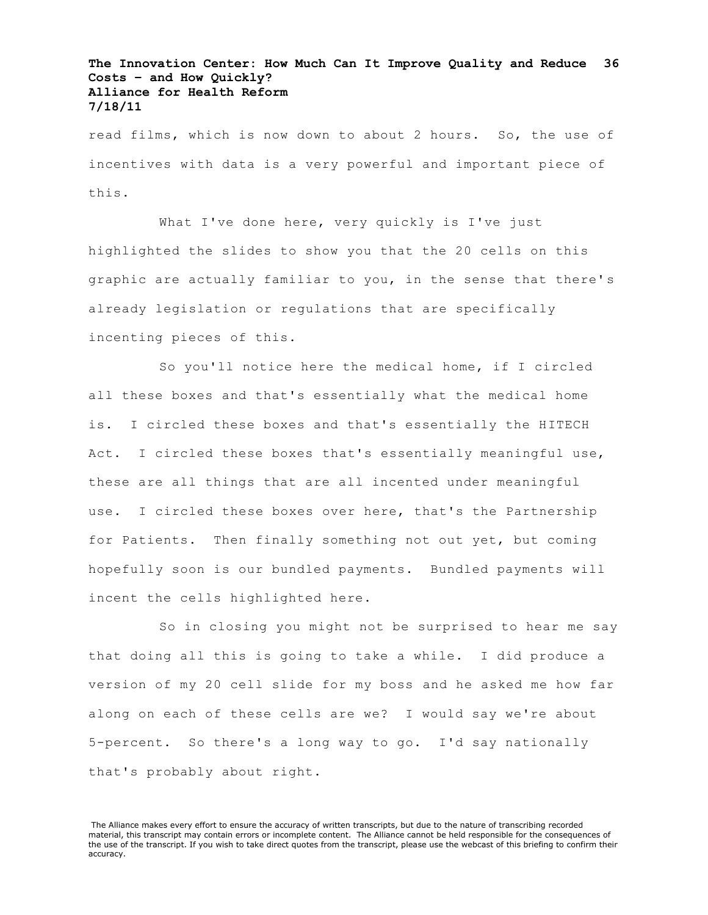read films, which is now down to about 2 hours. So, the use of incentives with data is a very powerful and important piece of this.

What I've done here, very quickly is I've just highlighted the slides to show you that the 20 cells on this graphic are actually familiar to you, in the sense that there's already legislation or regulations that are specifically incenting pieces of this.

So you'll notice here the medical home, if I circled all these boxes and that's essentially what the medical home is. I circled these boxes and that's essentially the HITECH Act. I circled these boxes that's essentially meaningful use, these are all things that are all incented under meaningful use. I circled these boxes over here, that's the Partnership for Patients. Then finally something not out yet, but coming hopefully soon is our bundled payments. Bundled payments will incent the cells highlighted here.

So in closing you might not be surprised to hear me say that doing all this is going to take a while. I did produce a version of my 20 cell slide for my boss and he asked me how far along on each of these cells are we? I would say we're about 5-percent. So there's a long way to go. I'd say nationally that's probably about right.

The Alliance makes every effort to ensure the accuracy of written transcripts, but due to the nature of transcribing recorded material, this transcript may contain errors or incomplete content. The Alliance cannot be held responsible for the consequences of the use of the transcript. If you wish to take direct quotes from the transcript, please use the webcast of this briefing to confirm their accuracy.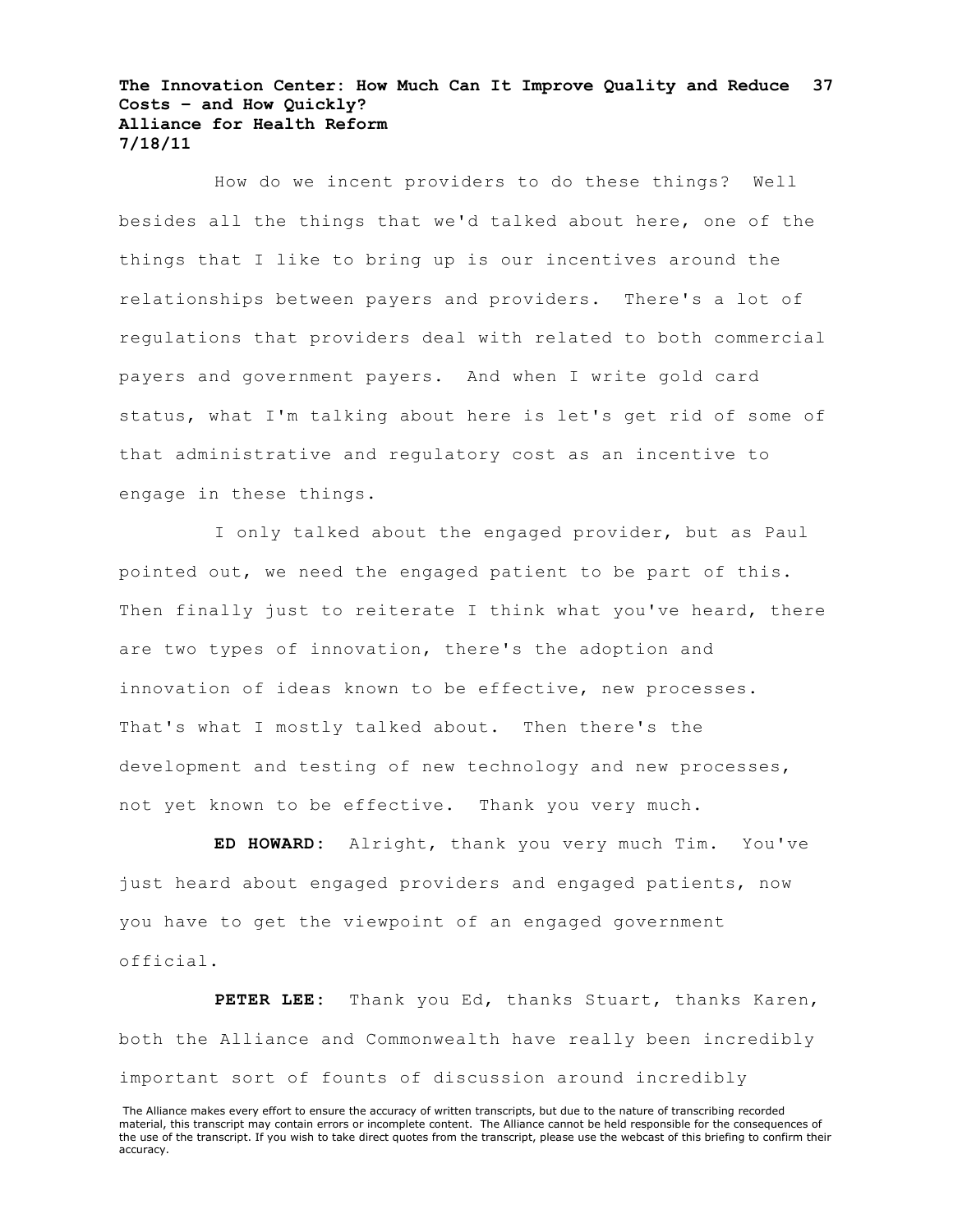How do we incent providers to do these things? Well besides all the things that we'd talked about here, one of the things that I like to bring up is our incentives around the relationships between payers and providers. There's a lot of regulations that providers deal with related to both commercial payers and government payers. And when I write gold card status, what I'm talking about here is let's get rid of some of that administrative and regulatory cost as an incentive to engage in these things.

I only talked about the engaged provider, but as Paul pointed out, we need the engaged patient to be part of this. Then finally just to reiterate I think what you've heard, there are two types of innovation, there's the adoption and innovation of ideas known to be effective, new processes. That's what I mostly talked about. Then there's the development and testing of new technology and new processes, not yet known to be effective. Thank you very much.

**ED HOWARD:** Alright, thank you very much Tim. You've just heard about engaged providers and engaged patients, now you have to get the viewpoint of an engaged government official.

**PETER LEE:** Thank you Ed, thanks Stuart, thanks Karen, both the Alliance and Commonwealth have really been incredibly important sort of founts of discussion around incredibly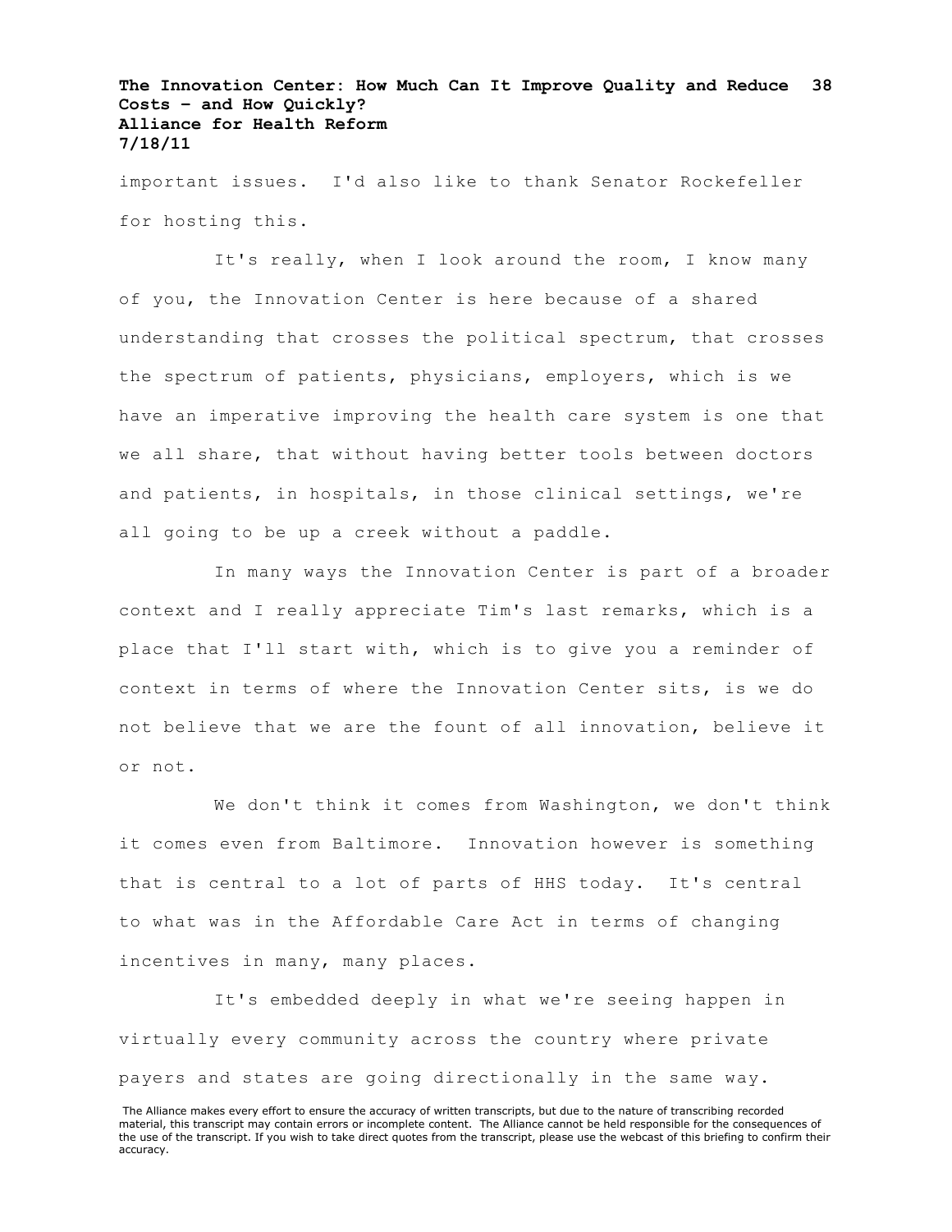important issues. I'd also like to thank Senator Rockefeller for hosting this.

It's really, when I look around the room, I know many of you, the Innovation Center is here because of a shared understanding that crosses the political spectrum, that crosses the spectrum of patients, physicians, employers, which is we have an imperative improving the health care system is one that we all share, that without having better tools between doctors and patients, in hospitals, in those clinical settings, we're all going to be up a creek without a paddle.

In many ways the Innovation Center is part of a broader context and I really appreciate Tim's last remarks, which is a place that I'll start with, which is to give you a reminder of context in terms of where the Innovation Center sits, is we do not believe that we are the fount of all innovation, believe it or not.

We don't think it comes from Washington, we don't think it comes even from Baltimore. Innovation however is something that is central to a lot of parts of HHS today. It's central to what was in the Affordable Care Act in terms of changing incentives in many, many places.

It's embedded deeply in what we're seeing happen in virtually every community across the country where private payers and states are going directionally in the same way.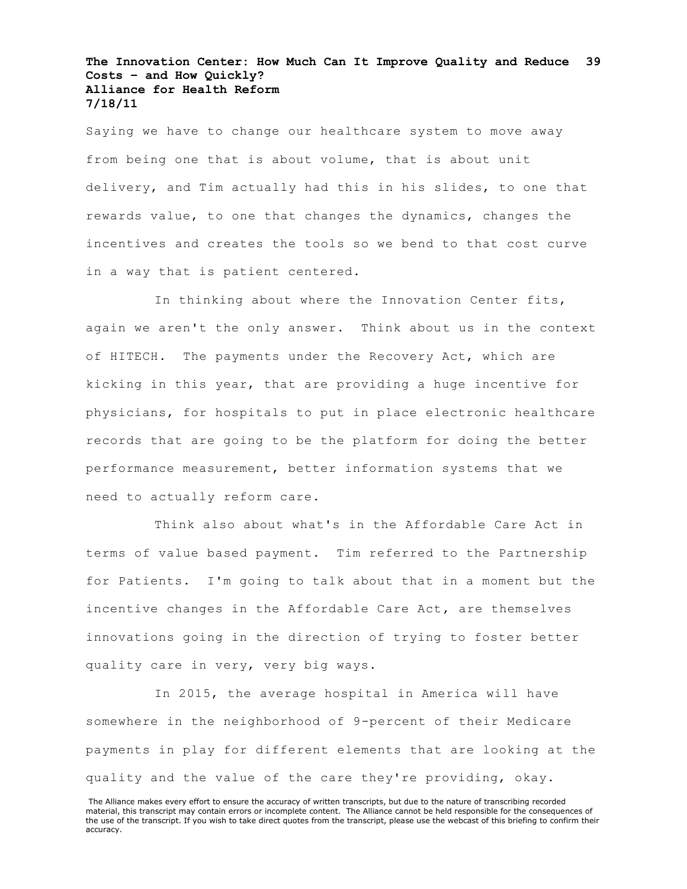Saying we have to change our healthcare system to move away from being one that is about volume, that is about unit delivery, and Tim actually had this in his slides, to one that rewards value, to one that changes the dynamics, changes the incentives and creates the tools so we bend to that cost curve in a way that is patient centered.

In thinking about where the Innovation Center fits, again we aren't the only answer. Think about us in the context of HITECH. The payments under the Recovery Act, which are kicking in this year, that are providing a huge incentive for physicians, for hospitals to put in place electronic healthcare records that are going to be the platform for doing the better performance measurement, better information systems that we need to actually reform care.

Think also about what's in the Affordable Care Act in terms of value based payment. Tim referred to the Partnership for Patients. I'm going to talk about that in a moment but the incentive changes in the Affordable Care Act, are themselves innovations going in the direction of trying to foster better quality care in very, very big ways.

In 2015, the average hospital in America will have somewhere in the neighborhood of 9-percent of their Medicare payments in play for different elements that are looking at the quality and the value of the care they're providing, okay.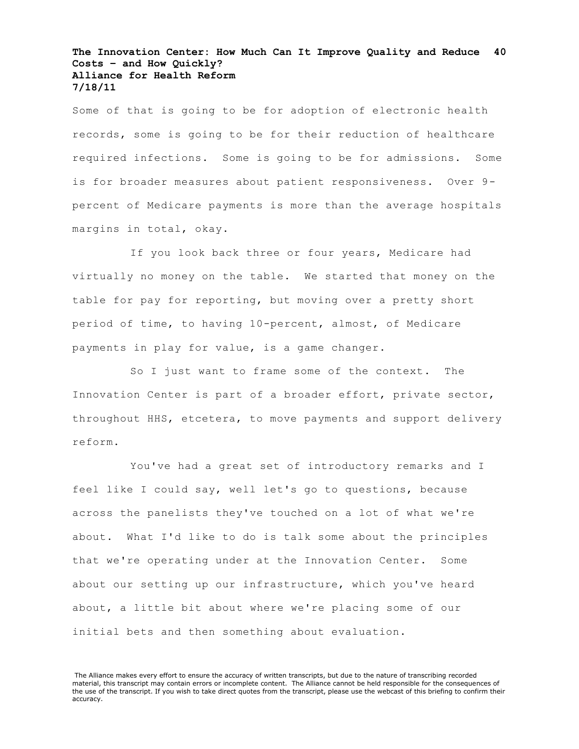Some of that is going to be for adoption of electronic health records, some is going to be for their reduction of healthcare required infections. Some is going to be for admissions. Some is for broader measures about patient responsiveness. Over 9-percent of Medicare payments is more than the average hospitals margins in total, okay.

If you look back three or four years, Medicare had virtually no money on the table. We started that money on the table for pay for reporting, but moving over a pretty short period of time, to having 10-percent, almost, of Medicare payments in play for value, is a game changer.

So I just want to frame some of the context. The Innovation Center is part of a broader effort, private sector, throughout HHS, etcetera, to move payments and support delivery reform.

You've had a great set of introductory remarks and I feel like I could say, well let's go to questions, because across the panelists they've touched on a lot of what we're about. What I'd like to do is talk some about the principles that we're operating under at the Innovation Center. Some about our setting up our infrastructure, which you've heard about, a little bit about where we're placing some of our initial bets and then something about evaluation.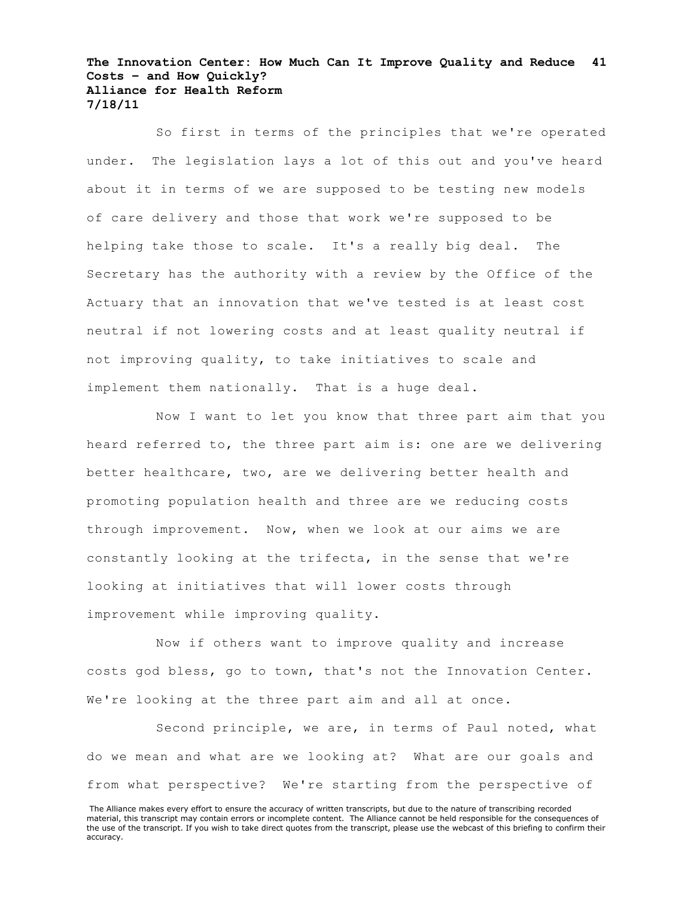So first in terms of the principles that we're operated under. The legislation lays a lot of this out and you've heard about it in terms of we are supposed to be testing new models of care delivery and those that work we're supposed to be helping take those to scale. It's a really big deal. The Secretary has the authority with a review by the Office of the Actuary that an innovation that we've tested is at least cost neutral if not lowering costs and at least quality neutral if not improving quality, to take initiatives to scale and implement them nationally. That is a huge deal.

Now I want to let you know that three part aim that you heard referred to, the three part aim is: one are we delivering better healthcare, two, are we delivering better health and promoting population health and three are we reducing costs through improvement. Now, when we look at our aims we are constantly looking at the trifecta, in the sense that we're looking at initiatives that will lower costs through improvement while improving quality.

Now if others want to improve quality and increase costs god bless, go to town, that's not the Innovation Center. We're looking at the three part aim and all at once.

Second principle, we are, in terms of Paul noted, what do we mean and what are we looking at? What are our goals and from what perspective? We're starting from the perspective of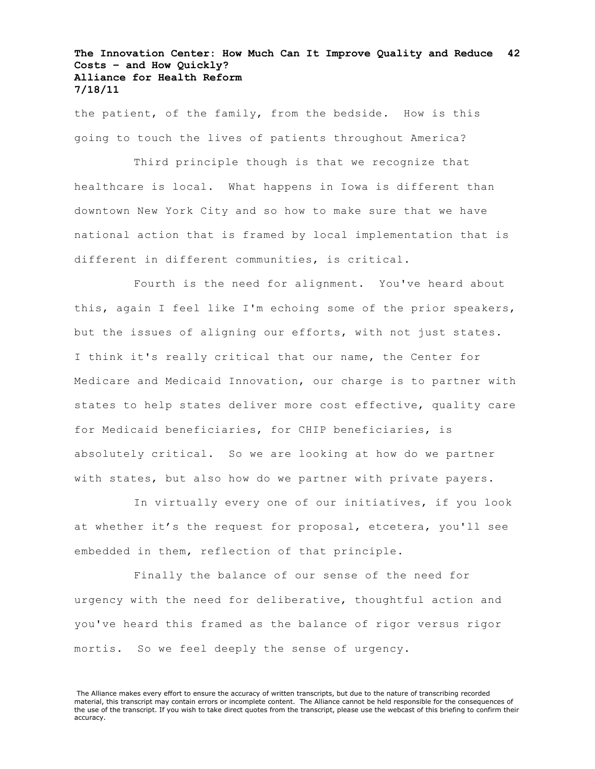the patient, of the family, from the bedside. How is this going to touch the lives of patients throughout America?

Third principle though is that we recognize that healthcare is local. What happens in Iowa is different than downtown New York City and so how to make sure that we have national action that is framed by local implementation that is different in different communities, is critical.

Fourth is the need for alignment. You've heard about this, again I feel like I'm echoing some of the prior speakers, but the issues of aligning our efforts, with not just states. I think it's really critical that our name, the Center for Medicare and Medicaid Innovation, our charge is to partner with states to help states deliver more cost effective, quality care for Medicaid beneficiaries, for CHIP beneficiaries, is absolutely critical. So we are looking at how do we partner with states, but also how do we partner with private payers.

In virtually every one of our initiatives, if you look at whether it's the request for proposal, etcetera, you'll see embedded in them, reflection of that principle.

Finally the balance of our sense of the need for urgency with the need for deliberative, thoughtful action and you've heard this framed as the balance of rigor versus rigor mortis. So we feel deeply the sense of urgency.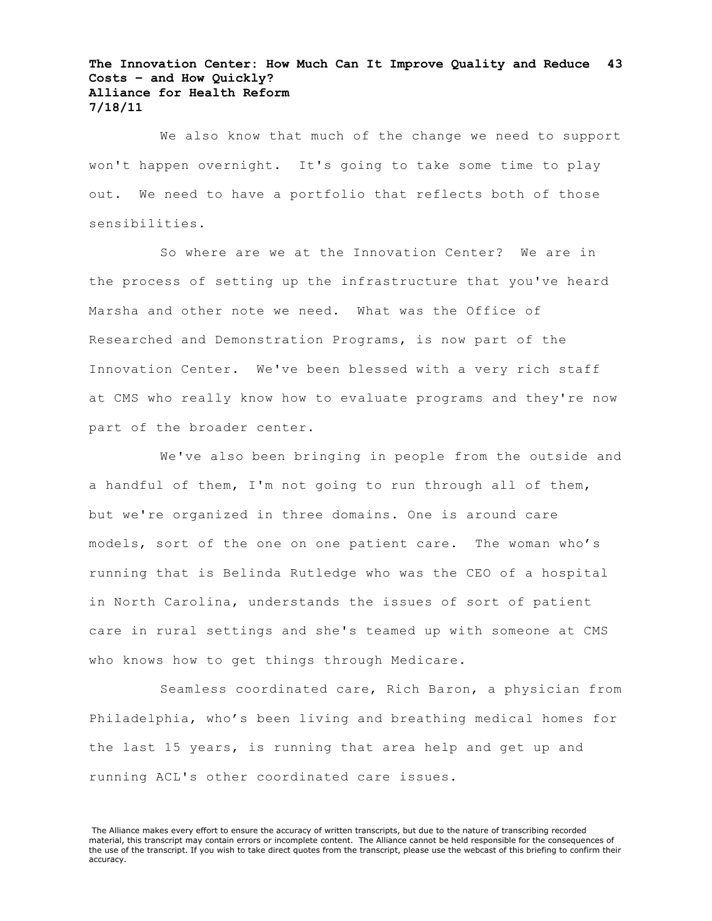We also know that much of the change we need to support won't happen overnight. It's going to take some time to play out. We need to have a portfolio that reflects both of those sensibilities.

So where are we at the Innovation Center? We are in the process of setting up the infrastructure that you've heard Marsha and other note we need. What was the Office of Researched and Demonstration Programs, is now part of the Innovation Center. We've been blessed with a very rich staff at CMS who really know how to evaluate programs and they're now part of the broader center.

We've also been bringing in people from the outside and a handful of them, I'm not going to run through all of them, but we're organized in three domains. One is around care models, sort of the one on one patient care. The woman who's running that is Belinda Rutledge who was the CEO of a hospital in North Carolina, understands the issues of sort of patient care in rural settings and she's teamed up with someone at CMS who knows how to get things through Medicare.

Seamless coordinated care, Rich Baron, a physician from Philadelphia, who's been living and breathing medical homes for the last 15 years, is running that area help and get up and running ACL's other coordinated care issues.

The Alliance makes every effort to ensure the accuracy of written transcripts, but due to the nature of transcribing recorded material, this transcript may contain errors or incomplete content. The Alliance cannot be held responsible for the consequences of the use of the transcript. If you wish to take direct quotes from the transcript, please use the webcast of this briefing to confirm their accuracy.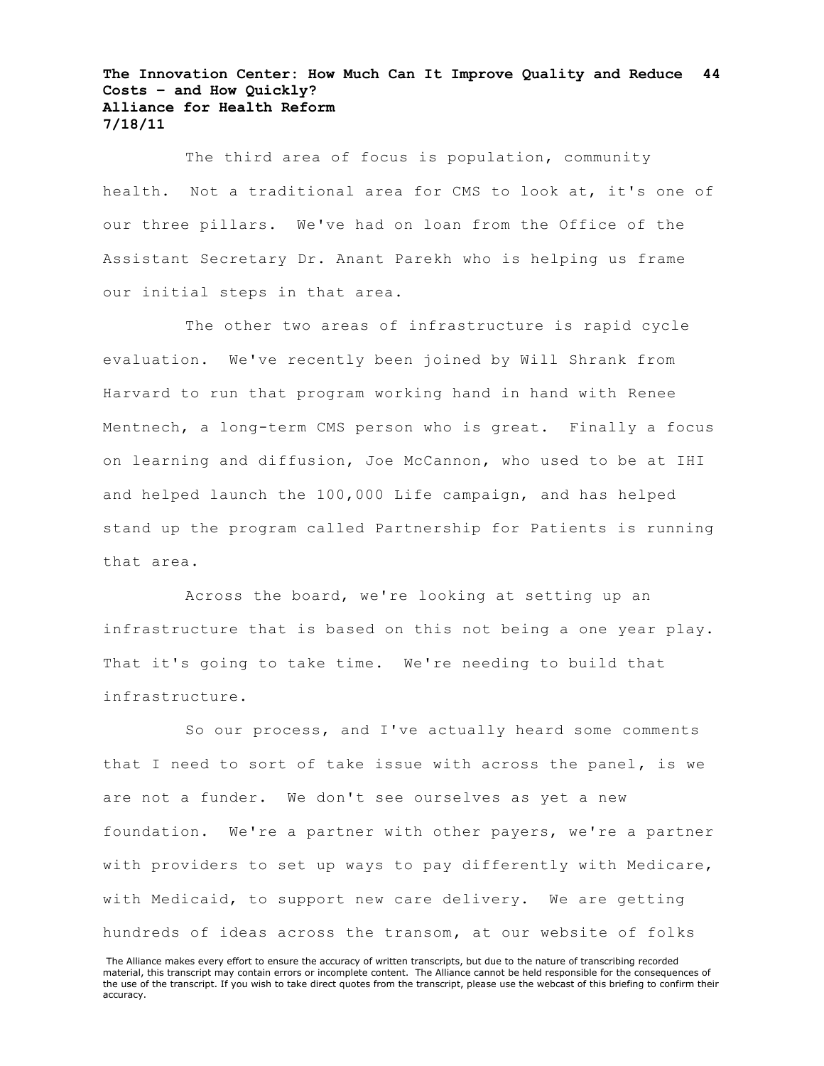The third area of focus is population, community health. Not a traditional area for CMS to look at, it's one of our three pillars. We've had on loan from the Office of the Assistant Secretary Dr. Anant Parekh who is helping us frame our initial steps in that area.

The other two areas of infrastructure is rapid cycle evaluation. We've recently been joined by Will Shrank from Harvard to run that program working hand in hand with Renee Mentnech, a long-term CMS person who is great. Finally a focus on learning and diffusion, Joe McCannon, who used to be at IHI and helped launch the 100,000 Life campaign, and has helped stand up the program called Partnership for Patients is running that area.

Across the board, we're looking at setting up an infrastructure that is based on this not being a one year play. That it's going to take time. We're needing to build that infrastructure.

So our process, and I've actually heard some comments that I need to sort of take issue with across the panel, is we are not a funder. We don't see ourselves as yet a new foundation. We're a partner with other payers, we're a partner with providers to set up ways to pay differently with Medicare, with Medicaid, to support new care delivery. We are getting hundreds of ideas across the transom, at our website of folks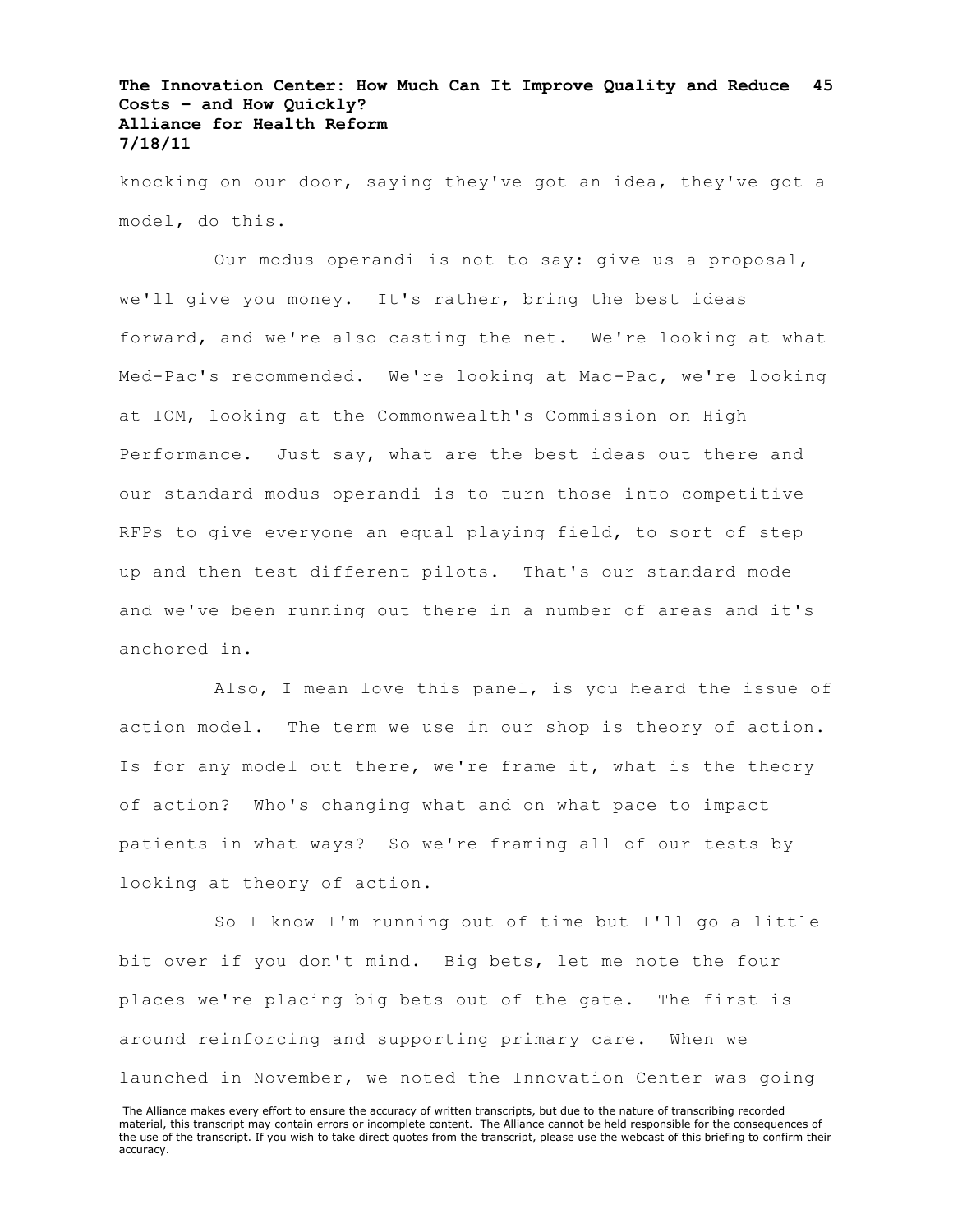knocking on our door, saying they've got an idea, they've got a model, do this.

Our modus operandi is not to say: give us a proposal, we'll give you money. It's rather, bring the best ideas forward, and we're also casting the net. We're looking at what Med-Pac's recommended. We're looking at Mac-Pac, we're looking at IOM, looking at the Commonwealth's Commission on High Performance. Just say, what are the best ideas out there and our standard modus operandi is to turn those into competitive RFPs to give everyone an equal playing field, to sort of step up and then test different pilots. That's our standard mode and we've been running out there in a number of areas and it's anchored in.

Also, I mean love this panel, is you heard the issue of action model. The term we use in our shop is theory of action. Is for any model out there, we're frame it, what is the theory of action? Who's changing what and on what pace to impact patients in what ways? So we're framing all of our tests by looking at theory of action.

So I know I'm running out of time but I'll go a little bit over if you don't mind. Big bets, let me note the four places we're placing big bets out of the gate. The first is around reinforcing and supporting primary care. When we launched in November, we noted the Innovation Center was going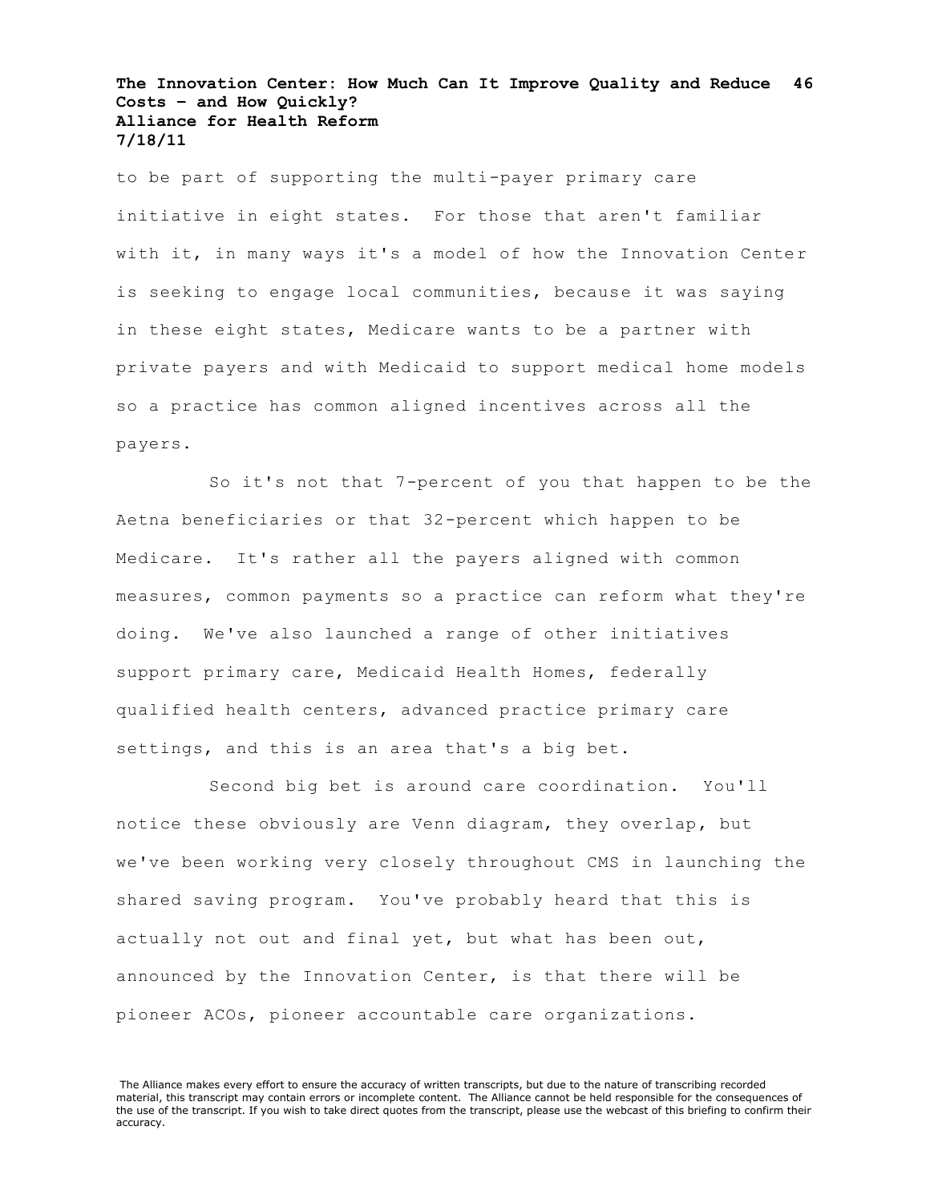to be part of supporting the multi-payer primary care initiative in eight states. For those that aren't familiar with it, in many ways it's a model of how the Innovation Center is seeking to engage local communities, because it was saying in these eight states, Medicare wants to be a partner with private payers and with Medicaid to support medical home models so a practice has common aligned incentives across all the payers.

So it's not that 7-percent of you that happen to be the Aetna beneficiaries or that 32-percent which happen to be Medicare. It's rather all the payers aligned with common measures, common payments so a practice can reform what they're doing. We've also launched a range of other initiatives support primary care, Medicaid Health Homes, federally qualified health centers, advanced practice primary care settings, and this is an area that's a big bet.

Second big bet is around care coordination. You'll notice these obviously are Venn diagram, they overlap, but we've been working very closely throughout CMS in launching the shared saving program. You've probably heard that this is actually not out and final yet, but what has been out, announced by the Innovation Center, is that there will be pioneer ACOs, pioneer accountable care organizations.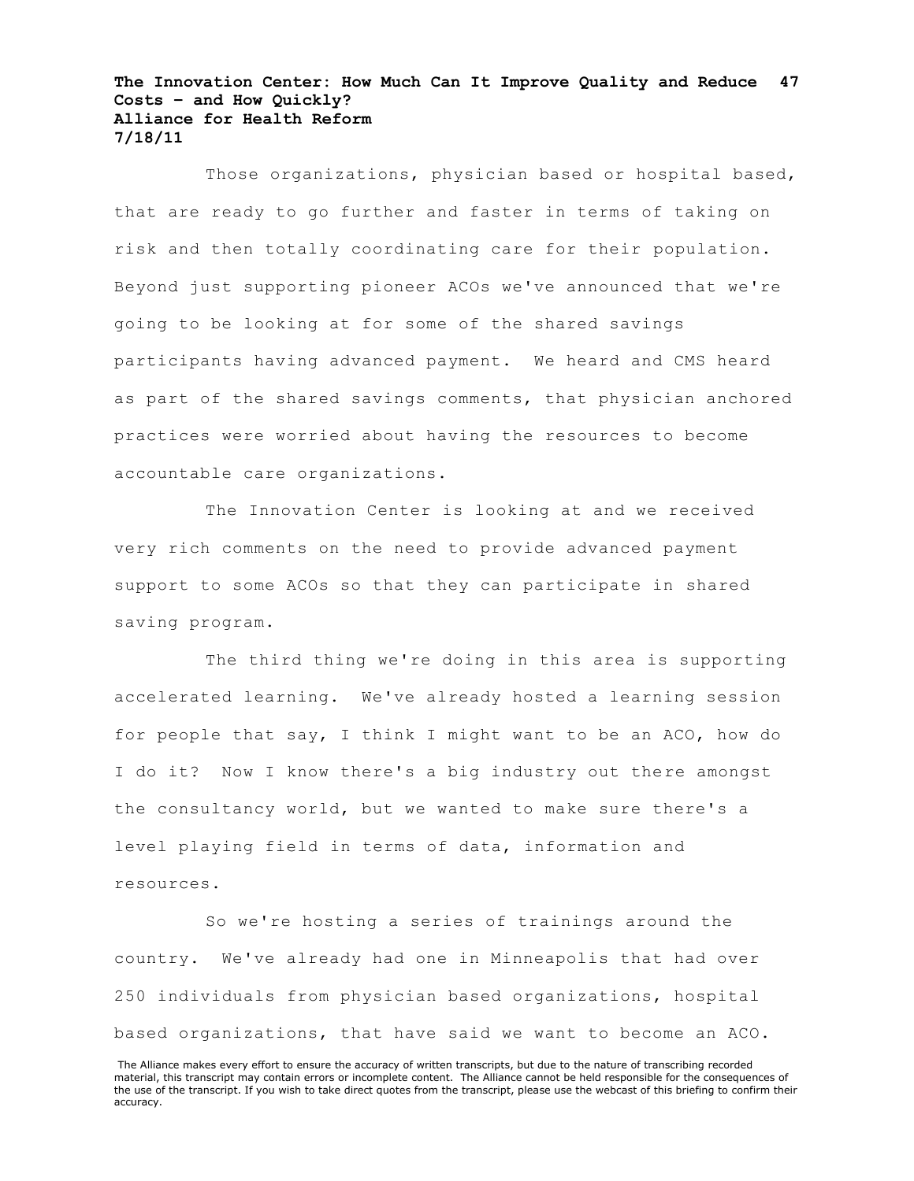Those organizations, physician based or hospital based, that are ready to go further and faster in terms of taking on risk and then totally coordinating care for their population. Beyond just supporting pioneer ACOs we've announced that we're going to be looking at for some of the shared savings participants having advanced payment. We heard and CMS heard as part of the shared savings comments, that physician anchored practices were worried about having the resources to become accountable care organizations.

The Innovation Center is looking at and we received very rich comments on the need to provide advanced payment support to some ACOs so that they can participate in shared saving program.

The third thing we're doing in this area is supporting accelerated learning. We've already hosted a learning session for people that say, I think I might want to be an ACO, how do I do it? Now I know there's a big industry out there amongst the consultancy world, but we wanted to make sure there's a level playing field in terms of data, information and resources.

So we're hosting a series of trainings around the country. We've already had one in Minneapolis that had over 250 individuals from physician based organizations, hospital based organizations, that have said we want to become an ACO.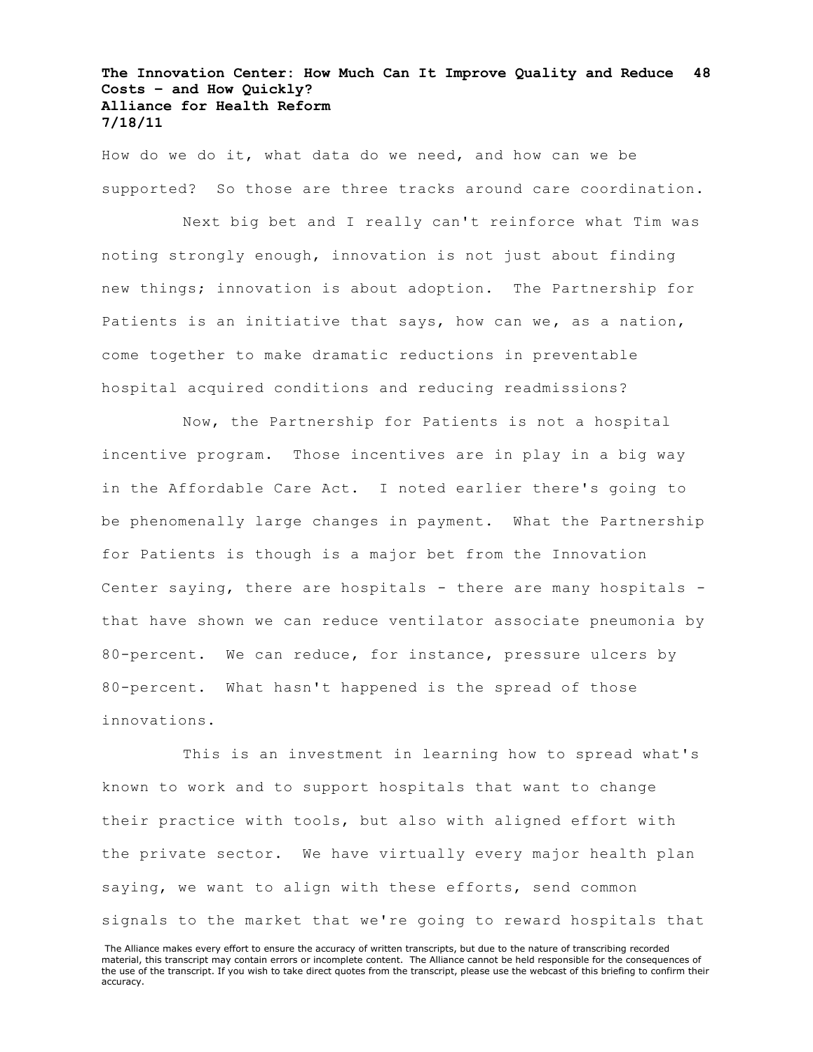How do we do it, what data do we need, and how can we be supported? So those are three tracks around care coordination.

Next big bet and I really can't reinforce what Tim was noting strongly enough, innovation is not just about finding new things; innovation is about adoption. The Partnership for Patients is an initiative that says, how can we, as a nation, come together to make dramatic reductions in preventable hospital acquired conditions and reducing readmissions?

Now, the Partnership for Patients is not a hospital incentive program. Those incentives are in play in a big way in the Affordable Care Act. I noted earlier there's going to be phenomenally large changes in payment. What the Partnership for Patients is though is a major bet from the Innovation Center saying, there are hospitals - there are many hospitals - that have shown we can reduce ventilator associate pneumonia by 80-percent. We can reduce, for instance, pressure ulcers by 80-percent. What hasn't happened is the spread of those innovations.

This is an investment in learning how to spread what's known to work and to support hospitals that want to change their practice with tools, but also with aligned effort with the private sector. We have virtually every major health plan saying, we want to align with these efforts, send common signals to the market that we're going to reward hospitals that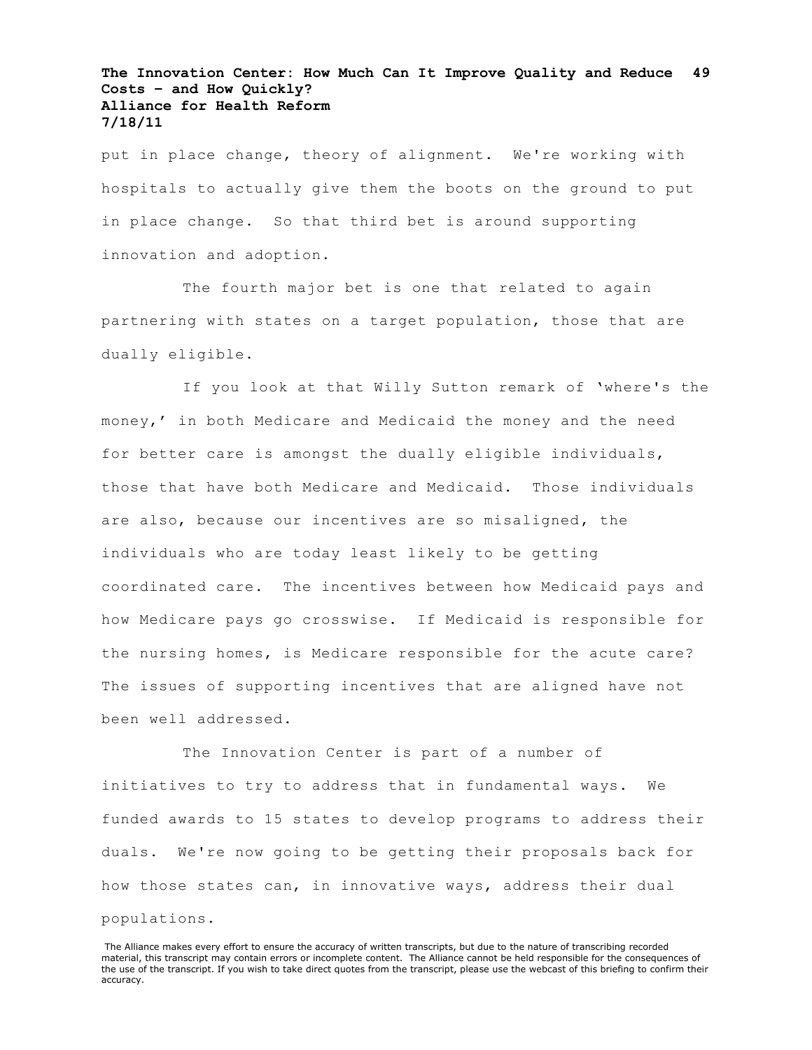put in place change, theory of alignment. We're working with hospitals to actually give them the boots on the ground to put in place change. So that third bet is around supporting innovation and adoption.

The fourth major bet is one that related to again partnering with states on a target population, those that are dually eligible.

If you look at that Willy Sutton remark of 'where's the money,' in both Medicare and Medicaid the money and the need for better care is amongst the dually eligible individuals, those that have both Medicare and Medicaid. Those individuals are also, because our incentives are so misaligned, the individuals who are today least likely to be getting coordinated care. The incentives between how Medicaid pays and how Medicare pays go crosswise. If Medicaid is responsible for the nursing homes, is Medicare responsible for the acute care? The issues of supporting incentives that are aligned have not been well addressed.

The Innovation Center is part of a number of initiatives to try to address that in fundamental ways. We funded awards to 15 states to develop programs to address their duals. We're now going to be getting their proposals back for how those states can, in innovative ways, address their dual populations.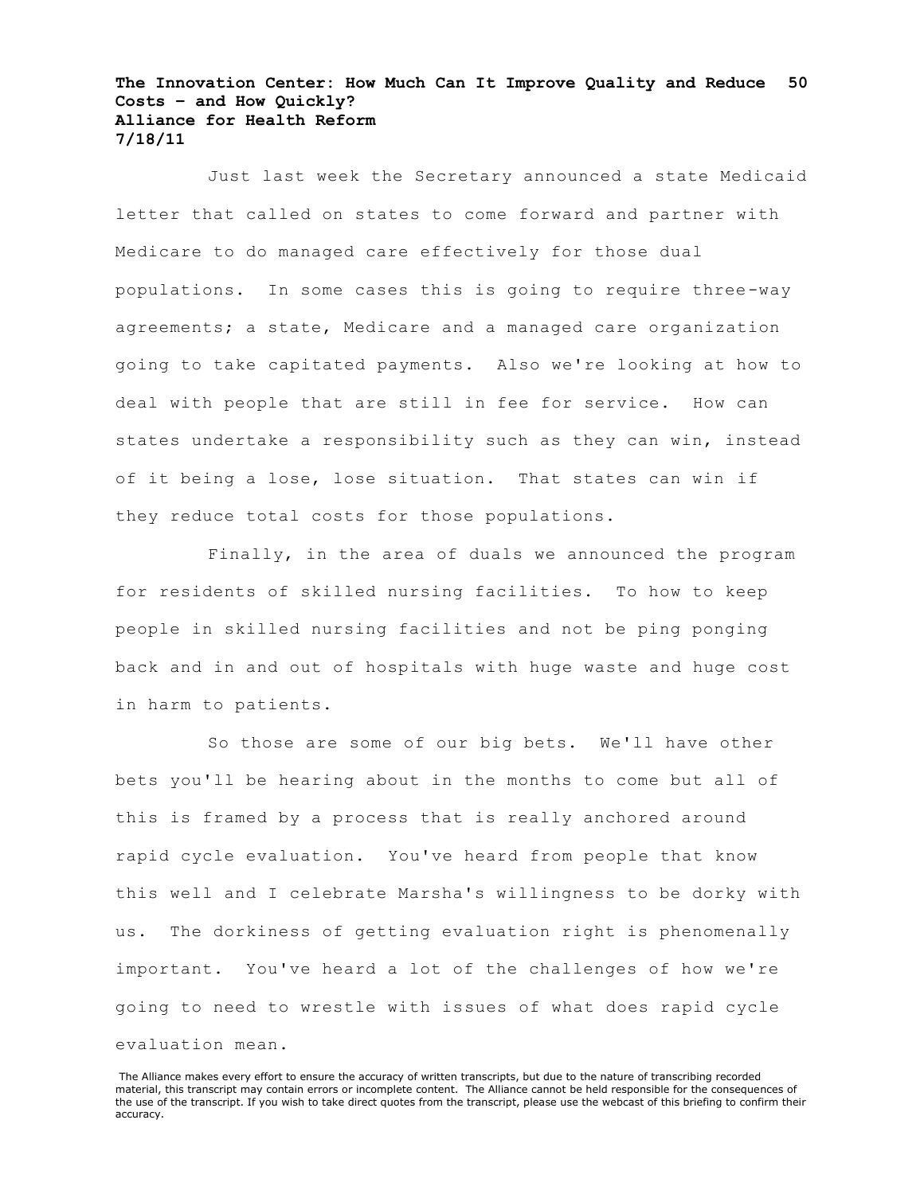Just last week the Secretary announced a state Medicaid letter that called on states to come forward and partner with Medicare to do managed care effectively for those dual populations. In some cases this is going to require three-way agreements; a state, Medicare and a managed care organization going to take capitated payments. Also we're looking at how to deal with people that are still in fee for service. How can states undertake a responsibility such as they can win, instead of it being a lose, lose situation. That states can win if they reduce total costs for those populations.

Finally, in the area of duals we announced the program for residents of skilled nursing facilities. To how to keep people in skilled nursing facilities and not be ping ponging back and in and out of hospitals with huge waste and huge cost in harm to patients.

So those are some of our big bets. We'll have other bets you'll be hearing about in the months to come but all of this is framed by a process that is really anchored around rapid cycle evaluation. You've heard from people that know this well and I celebrate Marsha's willingness to be dorky with us. The dorkiness of getting evaluation right is phenomenally important. You've heard a lot of the challenges of how we're going to need to wrestle with issues of what does rapid cycle evaluation mean.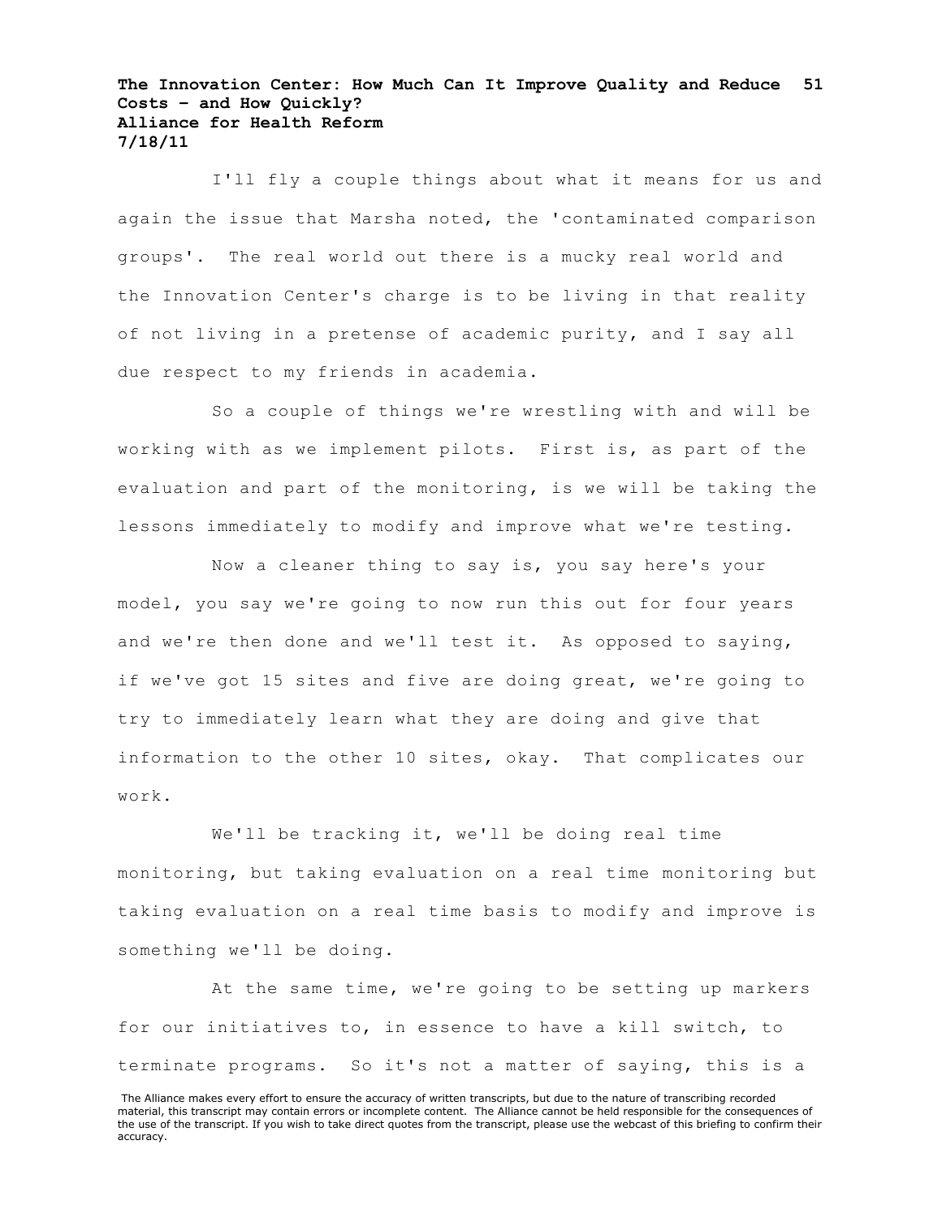I'll fly a couple things about what it means for us and again the issue that Marsha noted, the 'contaminated comparison groups'. The real world out there is a mucky real world and the Innovation Center's charge is to be living in that reality of not living in a pretense of academic purity, and I say all due respect to my friends in academia.

So a couple of things we're wrestling with and will be working with as we implement pilots. First is, as part of the evaluation and part of the monitoring, is we will be taking the lessons immediately to modify and improve what we're testing.

Now a cleaner thing to say is, you say here's your model, you say we're going to now run this out for four years and we're then done and we'll test it. As opposed to saying, if we've got 15 sites and five are doing great, we're going to try to immediately learn what they are doing and give that information to the other 10 sites, okay. That complicates our work.

We'll be tracking it, we'll be doing real time monitoring, but taking evaluation on a real time monitoring but taking evaluation on a real time basis to modify and improve is something we'll be doing.

At the same time, we're going to be setting up markers for our initiatives to, in essence to have a kill switch, to terminate programs. So it's not a matter of saying, this is a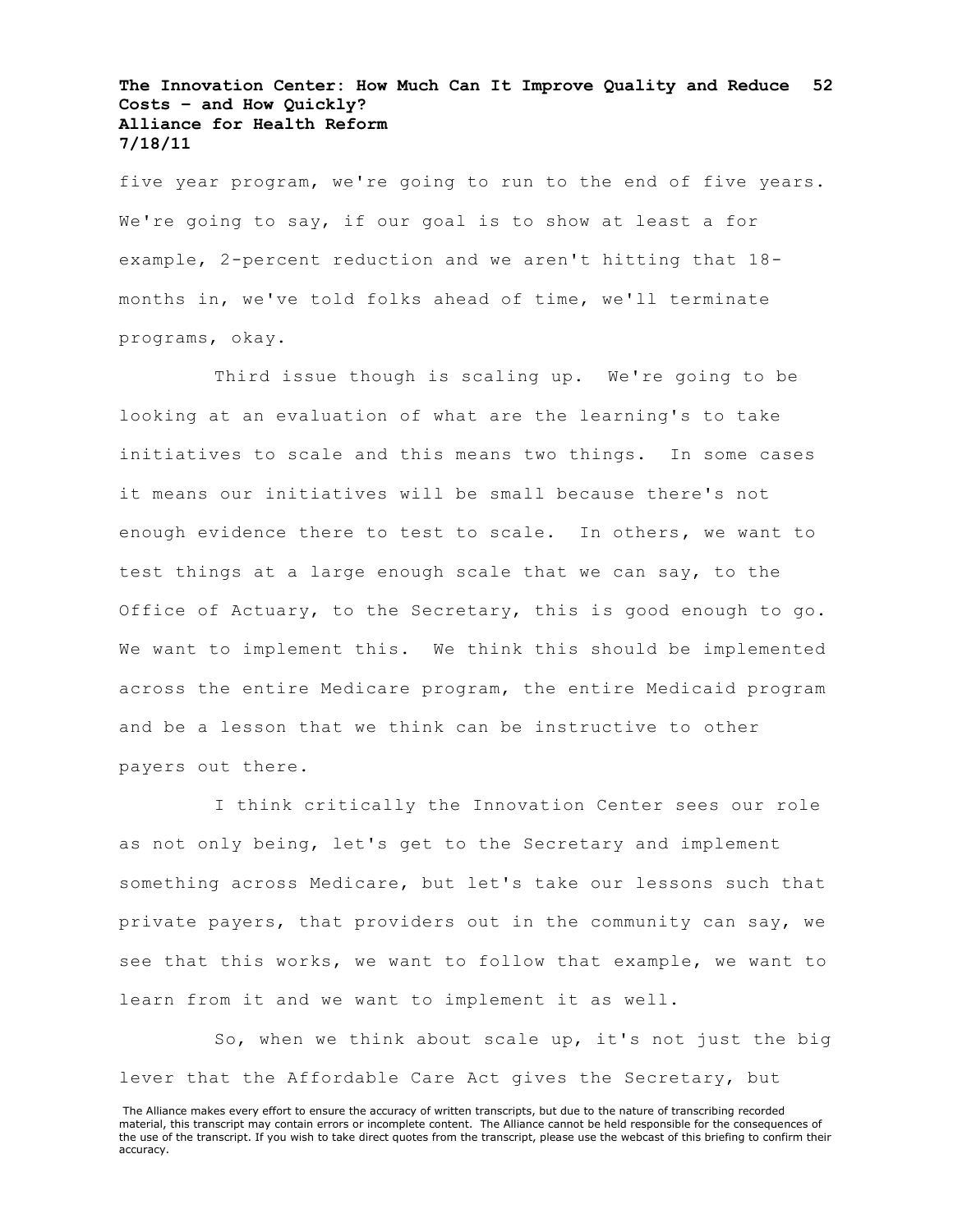five year program, we're going to run to the end of five years. We're going to say, if our goal is to show at least a for example, 2-percent reduction and we aren't hitting that 18-months in, we've told folks ahead of time, we'll terminate programs, okay.

Third issue though is scaling up. We're going to be looking at an evaluation of what are the learning's to take initiatives to scale and this means two things. In some cases it means our initiatives will be small because there's not enough evidence there to test to scale. In others, we want to test things at a large enough scale that we can say, to the Office of Actuary, to the Secretary, this is good enough to go. We want to implement this. We think this should be implemented across the entire Medicare program, the entire Medicaid program and be a lesson that we think can be instructive to other payers out there.

I think critically the Innovation Center sees our role as not only being, let's get to the Secretary and implement something across Medicare, but let's take our lessons such that private payers, that providers out in the community can say, we see that this works, we want to follow that example, we want to learn from it and we want to implement it as well.

So, when we think about scale up, it's not just the big lever that the Affordable Care Act gives the Secretary, but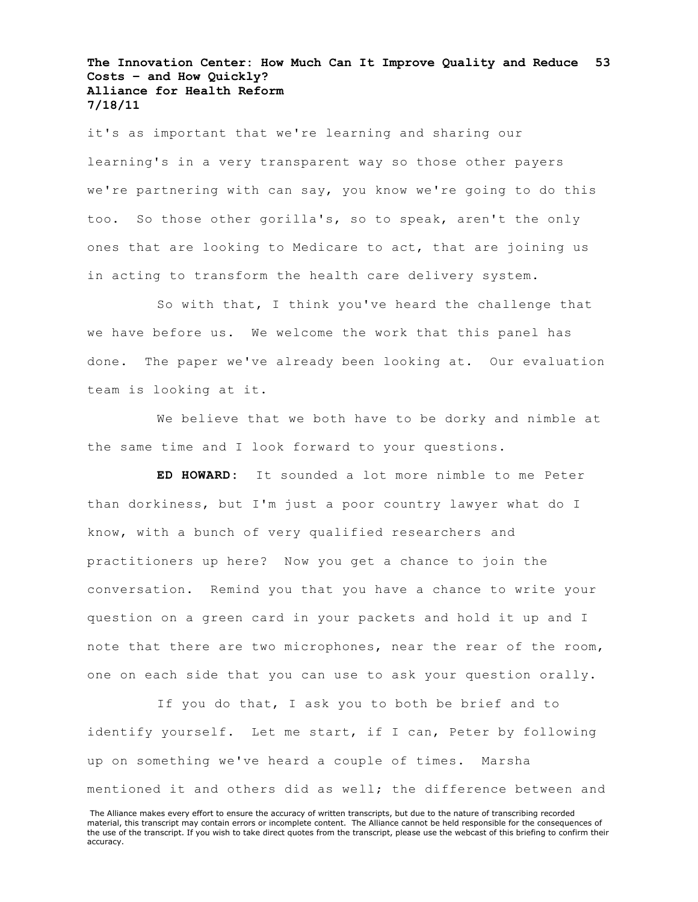it's as important that we're learning and sharing our learning's in a very transparent way so those other payers we're partnering with can say, you know we're going to do this too. So those other gorilla's, so to speak, aren't the only ones that are looking to Medicare to act, that are joining us in acting to transform the health care delivery system.

So with that, I think you've heard the challenge that we have before us. We welcome the work that this panel has done. The paper we've already been looking at. Our evaluation team is looking at it.

We believe that we both have to be dorky and nimble at the same time and I look forward to your questions.

**ED HOWARD:** It sounded a lot more nimble to me Peter than dorkiness, but I'm just a poor country lawyer what do I know, with a bunch of very qualified researchers and practitioners up here? Now you get a chance to join the conversation. Remind you that you have a chance to write your question on a green card in your packets and hold it up and I note that there are two microphones, near the rear of the room, one on each side that you can use to ask your question orally.

If you do that, I ask you to both be brief and to identify yourself. Let me start, if I can, Peter by following up on something we've heard a couple of times. Marsha mentioned it and others did as well; the difference between and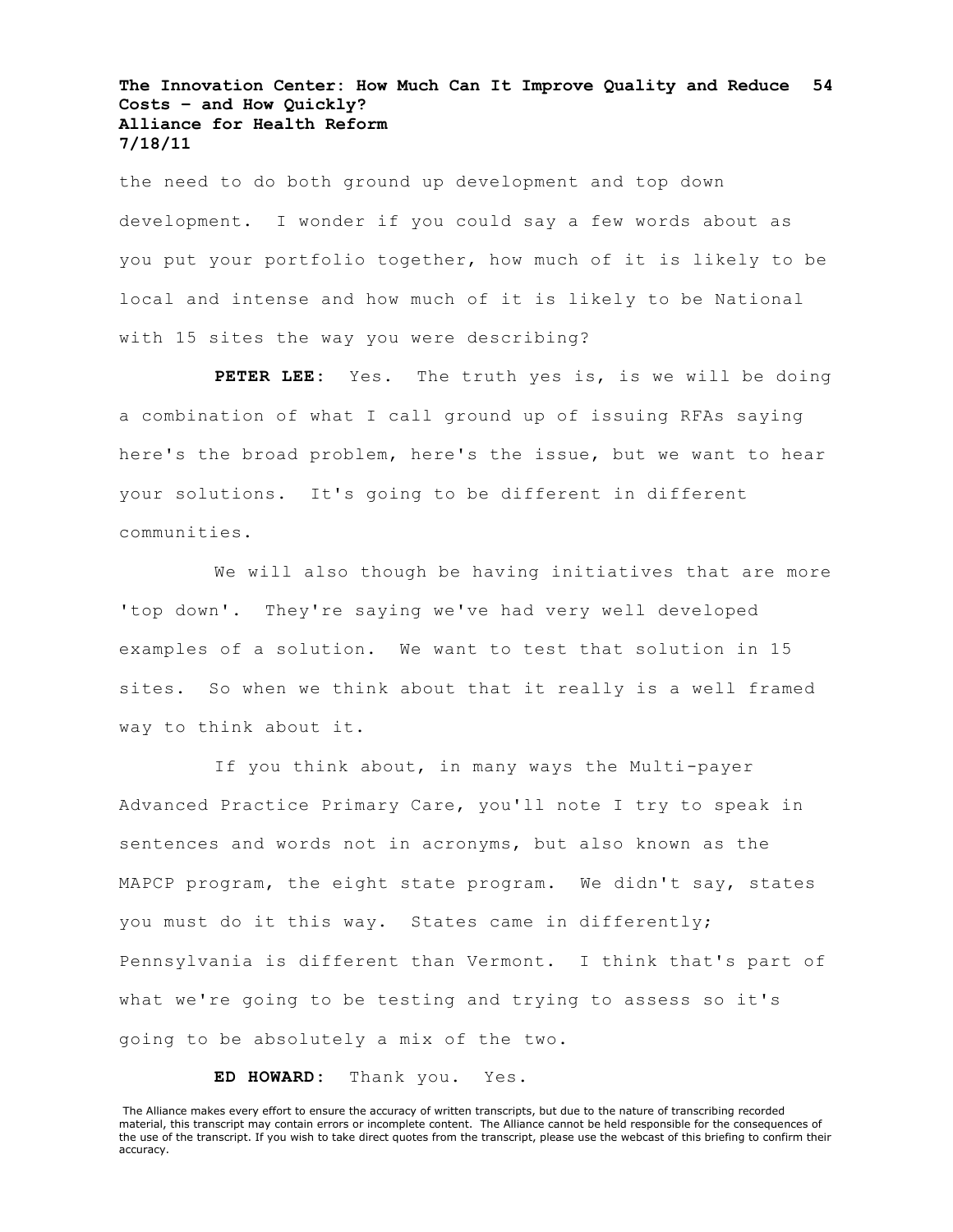the need to do both ground up development and top down development. I wonder if you could say a few words about as you put your portfolio together, how much of it is likely to be local and intense and how much of it is likely to be National with 15 sites the way you were describing?

**PETER LEE:** Yes. The truth yes is, is we will be doing a combination of what I call ground up of issuing RFAs saying here's the broad problem, here's the issue, but we want to hear your solutions. It's going to be different in different communities.

We will also though be having initiatives that are more 'top down'. They're saying we've had very well developed examples of a solution. We want to test that solution in 15 sites. So when we think about that it really is a well framed way to think about it.

If you think about, in many ways the Multi-payer Advanced Practice Primary Care, you'll note I try to speak in sentences and words not in acronyms, but also known as the MAPCP program, the eight state program. We didn't say, states you must do it this way. States came in differently; Pennsylvania is different than Vermont. I think that's part of what we're going to be testing and trying to assess so it's going to be absolutely a mix of the two.

**ED HOWARD:** Thank you. Yes.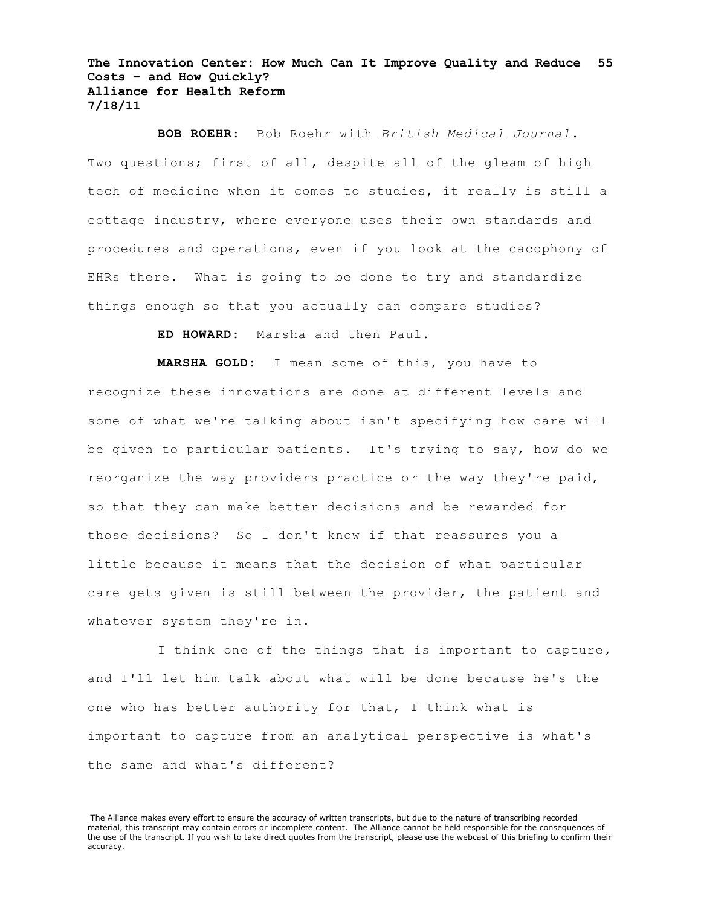**BOB ROEHR:** Bob Roehr with *British Medical Journal*. Two questions; first of all, despite all of the gleam of high tech of medicine when it comes to studies, it really is still a cottage industry, where everyone uses their own standards and procedures and operations, even if you look at the cacophony of EHRs there. What is going to be done to try and standardize things enough so that you actually can compare studies?

**ED HOWARD:** Marsha and then Paul.

**MARSHA GOLD:** I mean some of this, you have to recognize these innovations are done at different levels and some of what we're talking about isn't specifying how care will be given to particular patients. It's trying to say, how do we reorganize the way providers practice or the way they're paid, so that they can make better decisions and be rewarded for those decisions? So I don't know if that reassures you a little because it means that the decision of what particular care gets given is still between the provider, the patient and whatever system they're in.

I think one of the things that is important to capture, and I'll let him talk about what will be done because he's the one who has better authority for that, I think what is important to capture from an analytical perspective is what's the same and what's different?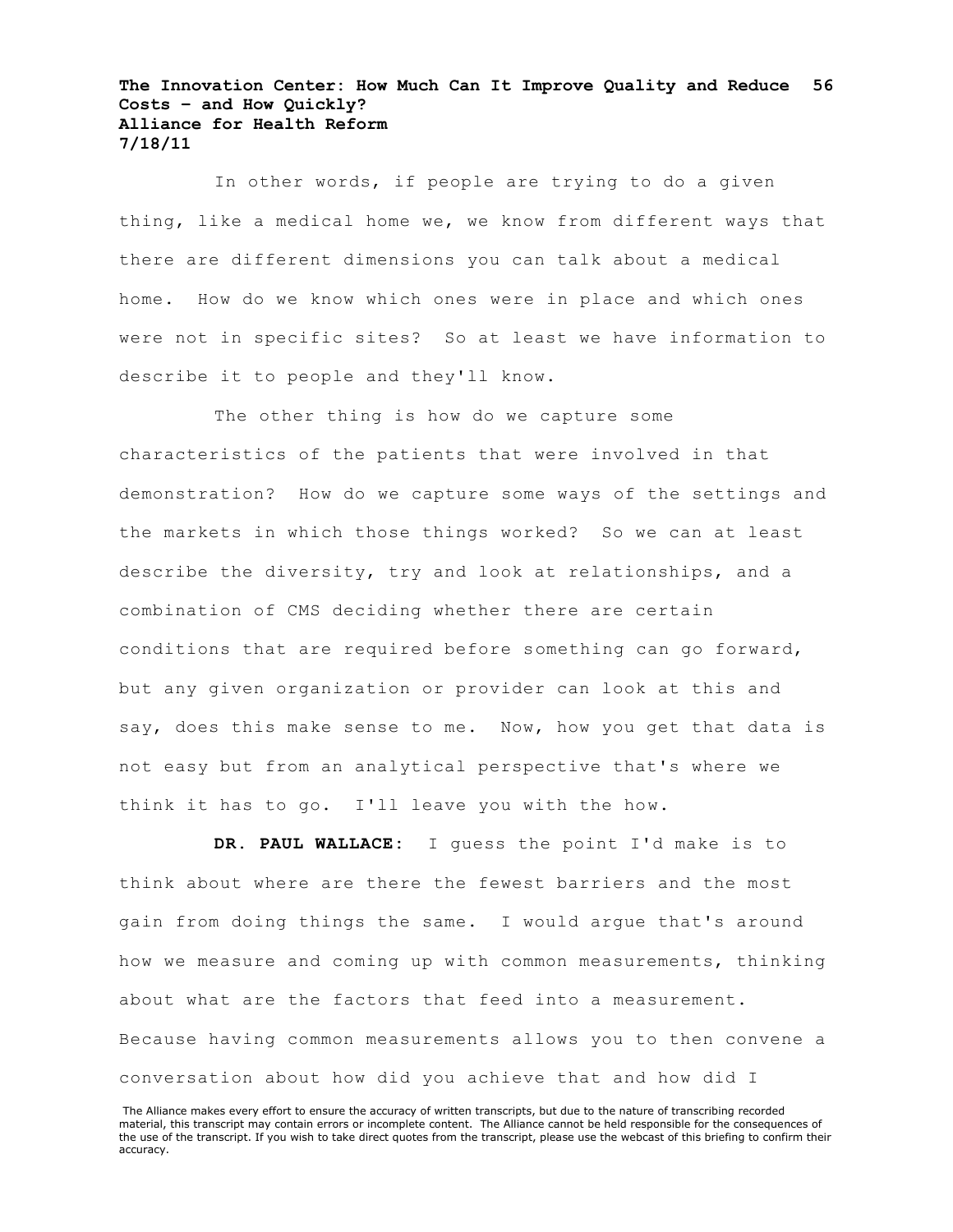In other words, if people are trying to do a given thing, like a medical home we, we know from different ways that there are different dimensions you can talk about a medical home. How do we know which ones were in place and which ones were not in specific sites? So at least we have information to describe it to people and they'll know.

The other thing is how do we capture some characteristics of the patients that were involved in that demonstration? How do we capture some ways of the settings and the markets in which those things worked? So we can at least describe the diversity, try and look at relationships, and a combination of CMS deciding whether there are certain conditions that are required before something can go forward, but any given organization or provider can look at this and say, does this make sense to me. Now, how you get that data is not easy but from an analytical perspective that's where we think it has to go. I'll leave you with the how.

**DR. PAUL WALLACE:** I guess the point I'd make is to think about where are there the fewest barriers and the most gain from doing things the same. I would argue that's around how we measure and coming up with common measurements, thinking about what are the factors that feed into a measurement. Because having common measurements allows you to then convene a conversation about how did you achieve that and how did I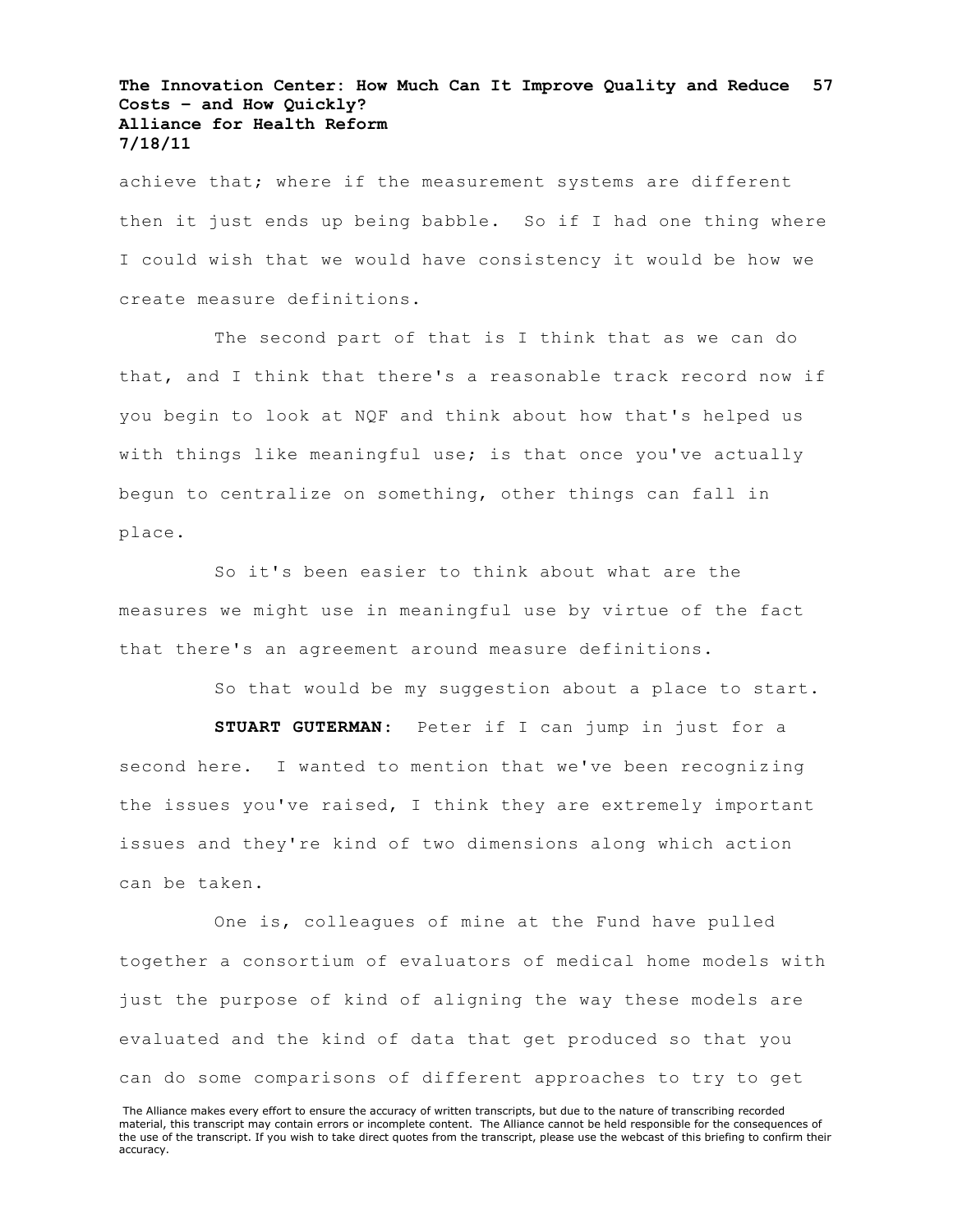achieve that; where if the measurement systems are different then it just ends up being babble. So if I had one thing where I could wish that we would have consistency it would be how we create measure definitions.

The second part of that is I think that as we can do that, and I think that there's a reasonable track record now if you begin to look at NQF and think about how that's helped us with things like meaningful use; is that once you've actually begun to centralize on something, other things can fall in place.

So it's been easier to think about what are the measures we might use in meaningful use by virtue of the fact that there's an agreement around measure definitions.

So that would be my suggestion about a place to start.

**STUART GUTERMAN:** Peter if I can jump in just for a second here. I wanted to mention that we've been recognizing the issues you've raised, I think they are extremely important issues and they're kind of two dimensions along which action can be taken.

One is, colleagues of mine at the Fund have pulled together a consortium of evaluators of medical home models with just the purpose of kind of aligning the way these models are evaluated and the kind of data that get produced so that you can do some comparisons of different approaches to try to get

The Alliance makes every effort to ensure the accuracy of written transcripts, but due to the nature of transcribing recorded material, this transcript may contain errors or incomplete content. The Alliance cannot be held responsible for the consequences of the use of the transcript. If you wish to take direct quotes from the transcript, please use the webcast of this briefing to confirm their accuracy.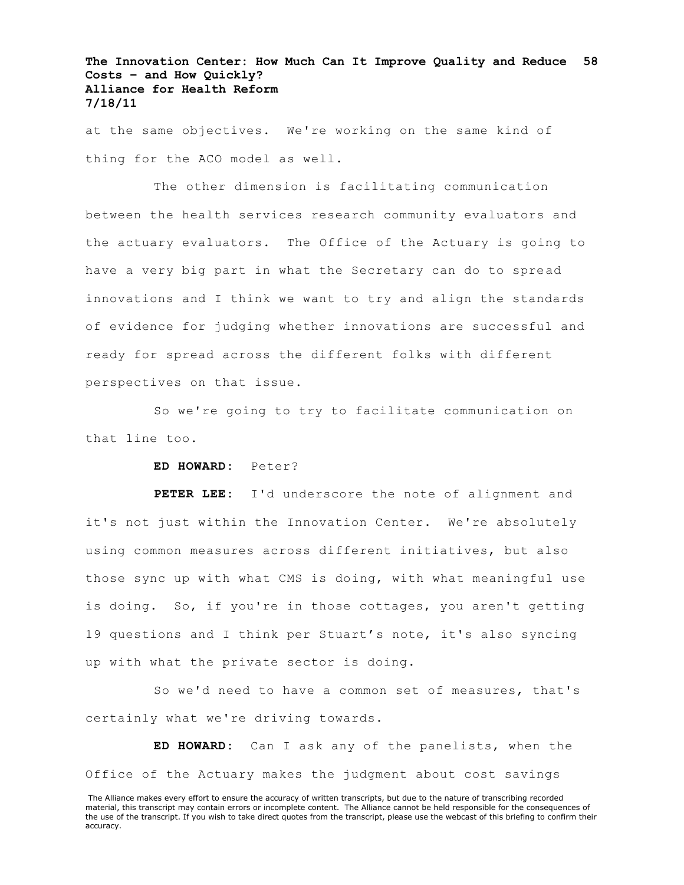at the same objectives. We're working on the same kind of thing for the ACO model as well.

The other dimension is facilitating communication between the health services research community evaluators and the actuary evaluators. The Office of the Actuary is going to have a very big part in what the Secretary can do to spread innovations and I think we want to try and align the standards of evidence for judging whether innovations are successful and ready for spread across the different folks with different perspectives on that issue.

So we're going to try to facilitate communication on that line too.

**ED HOWARD:** Peter?

**PETER LEE:** I'd underscore the note of alignment and it's not just within the Innovation Center. We're absolutely using common measures across different initiatives, but also those sync up with what CMS is doing, with what meaningful use is doing. So, if you're in those cottages, you aren't getting 19 questions and I think per Stuart's note, it's also syncing up with what the private sector is doing.

So we'd need to have a common set of measures, that's certainly what we're driving towards.

**ED HOWARD:** Can I ask any of the panelists, when the Office of the Actuary makes the judgment about cost savings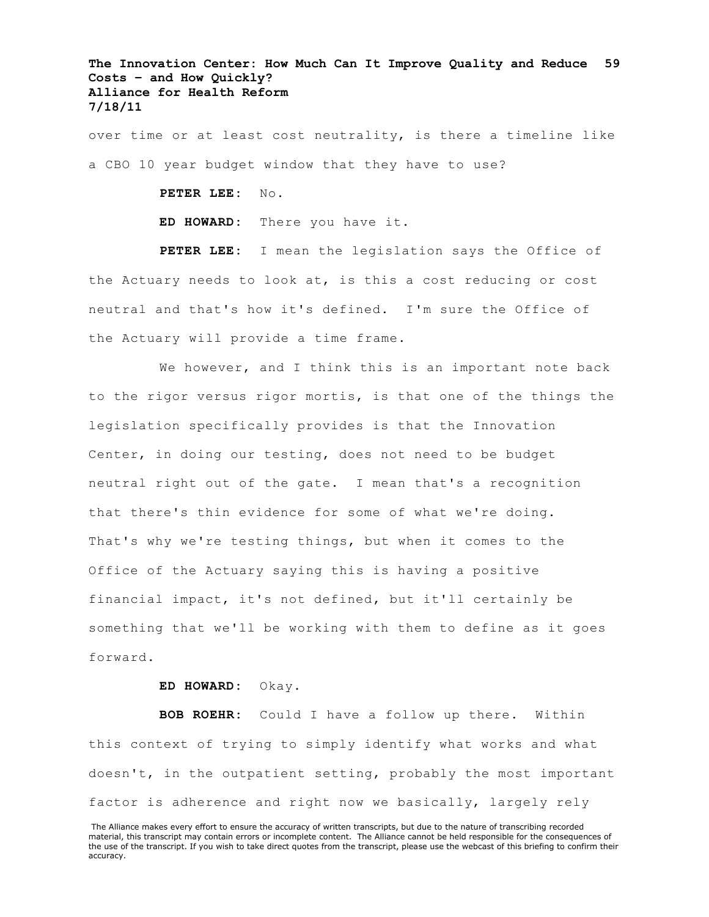over time or at least cost neutrality, is there a timeline like a CBO 10 year budget window that they have to use?

**PETER LEE:** No.

**ED HOWARD:** There you have it.

**PETER LEE:** I mean the legislation says the Office of the Actuary needs to look at, is this a cost reducing or cost neutral and that's how it's defined. I'm sure the Office of the Actuary will provide a time frame.

We however, and I think this is an important note back to the rigor versus rigor mortis, is that one of the things the legislation specifically provides is that the Innovation Center, in doing our testing, does not need to be budget neutral right out of the gate. I mean that's a recognition that there's thin evidence for some of what we're doing. That's why we're testing things, but when it comes to the Office of the Actuary saying this is having a positive financial impact, it's not defined, but it'll certainly be something that we'll be working with them to define as it goes forward.

**ED HOWARD:** Okay.

**BOB ROEHR:** Could I have a follow up there. Within this context of trying to simply identify what works and what doesn't, in the outpatient setting, probably the most important factor is adherence and right now we basically, largely rely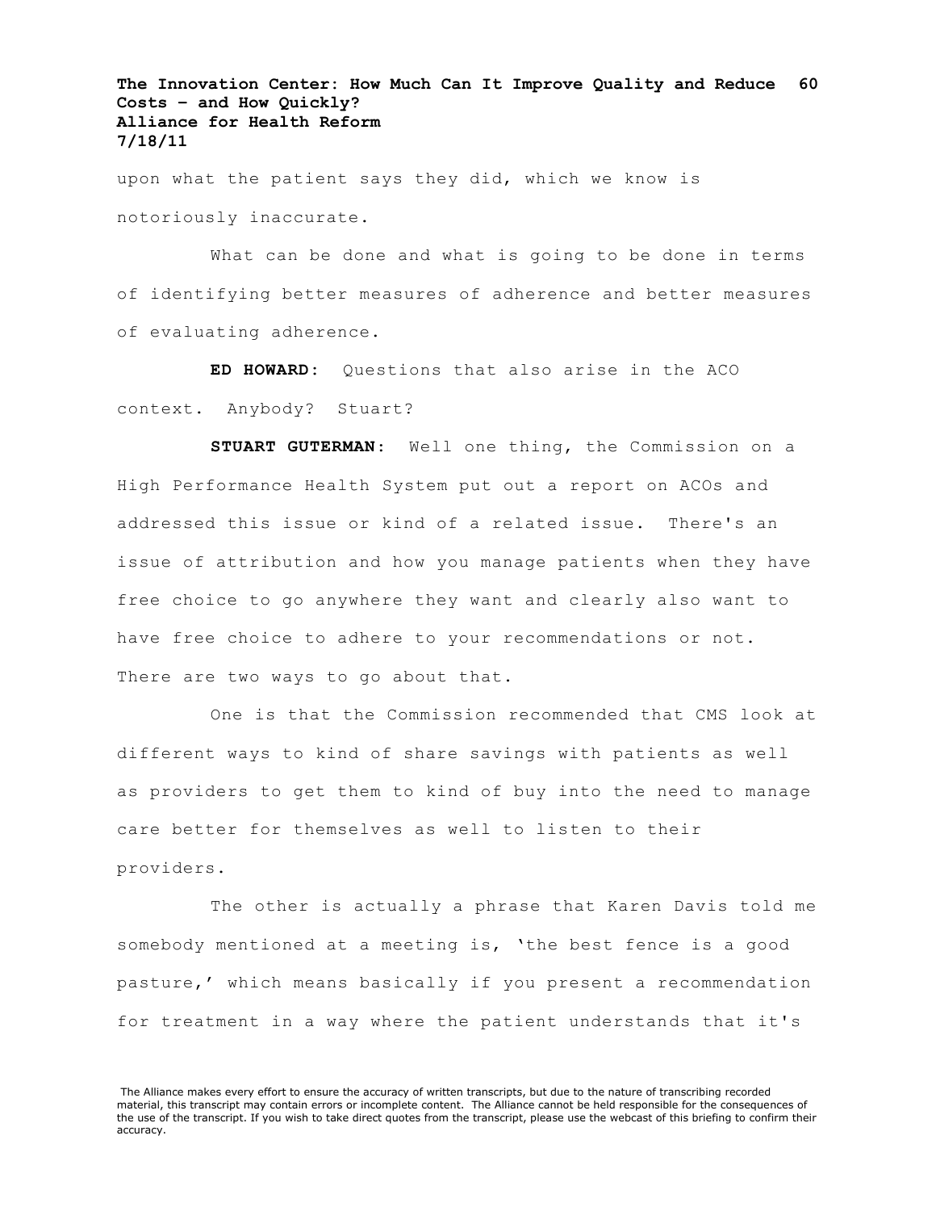upon what the patient says they did, which we know is notoriously inaccurate.

What can be done and what is going to be done in terms of identifying better measures of adherence and better measures of evaluating adherence.

**ED HOWARD:** Questions that also arise in the ACO context. Anybody? Stuart?

**STUART GUTERMAN:** Well one thing, the Commission on a High Performance Health System put out a report on ACOs and addressed this issue or kind of a related issue. There's an issue of attribution and how you manage patients when they have free choice to go anywhere they want and clearly also want to have free choice to adhere to your recommendations or not. There are two ways to go about that.

One is that the Commission recommended that CMS look at different ways to kind of share savings with patients as well as providers to get them to kind of buy into the need to manage care better for themselves as well to listen to their providers.

The other is actually a phrase that Karen Davis told me somebody mentioned at a meeting is, 'the best fence is a good pasture,' which means basically if you present a recommendation for treatment in a way where the patient understands that it's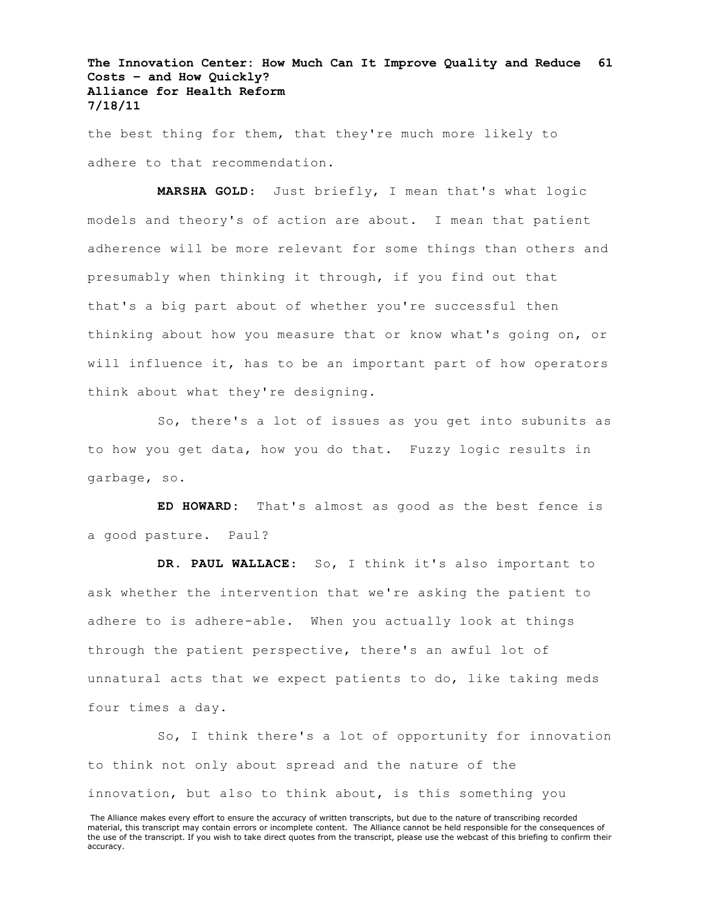the best thing for them, that they're much more likely to adhere to that recommendation.

**MARSHA GOLD:** Just briefly, I mean that's what logic models and theory's of action are about. I mean that patient adherence will be more relevant for some things than others and presumably when thinking it through, if you find out that that's a big part about of whether you're successful then thinking about how you measure that or know what's going on, or will influence it, has to be an important part of how operators think about what they're designing.

So, there's a lot of issues as you get into subunits as to how you get data, how you do that. Fuzzy logic results in garbage, so.

**ED HOWARD:** That's almost as good as the best fence is a good pasture. Paul?

**DR. PAUL WALLACE:** So, I think it's also important to ask whether the intervention that we're asking the patient to adhere to is adhere-able. When you actually look at things through the patient perspective, there's an awful lot of unnatural acts that we expect patients to do, like taking meds four times a day.

So, I think there's a lot of opportunity for innovation to think not only about spread and the nature of the innovation, but also to think about, is this something you

The Alliance makes every effort to ensure the accuracy of written transcripts, but due to the nature of transcribing recorded material, this transcript may contain errors or incomplete content. The Alliance cannot be held responsible for the consequences of the use of the transcript. If you wish to take direct quotes from the transcript, please use the webcast of this briefing to confirm their accuracy.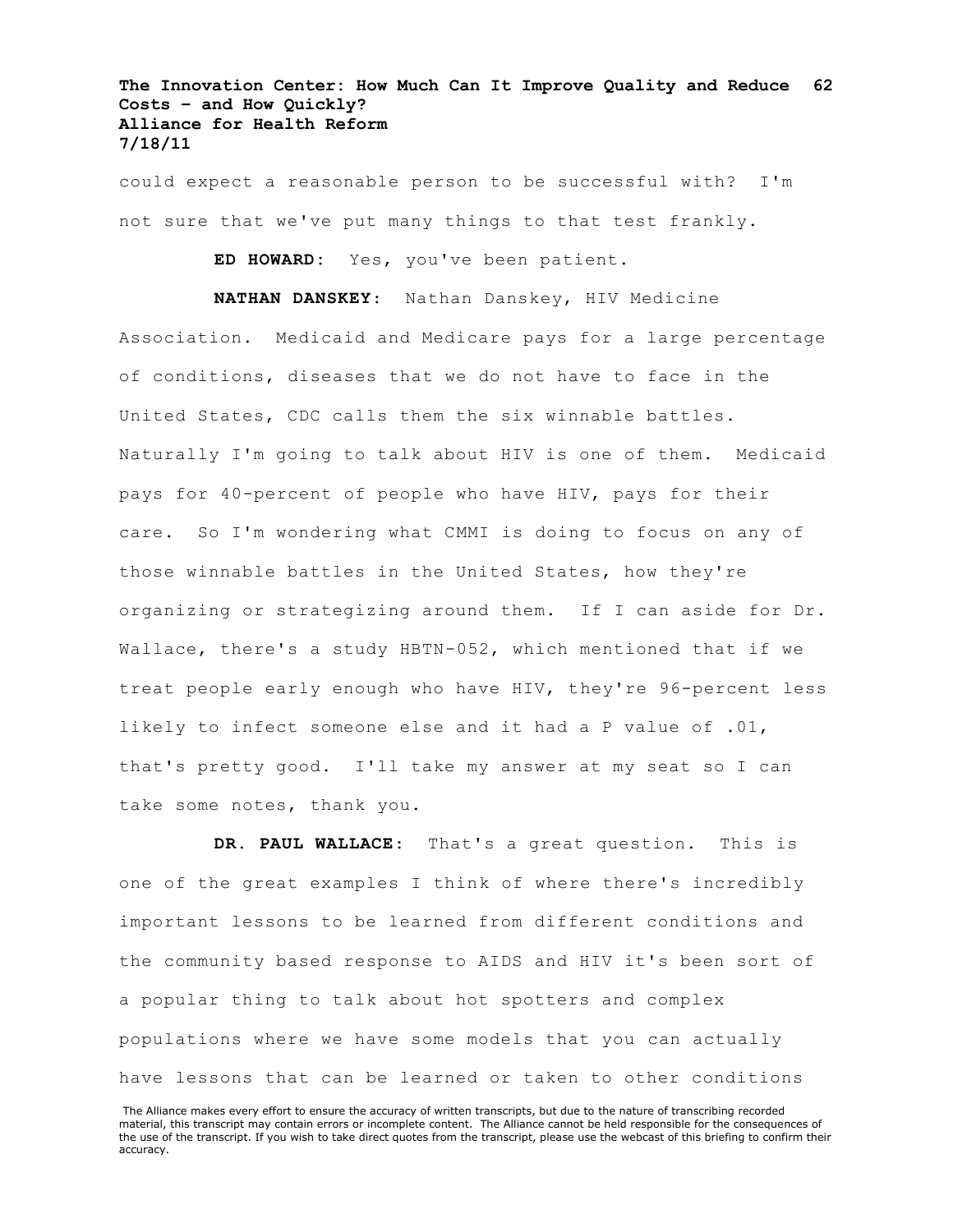could expect a reasonable person to be successful with? I'm not sure that we've put many things to that test frankly.

**ED HOWARD:** Yes, you've been patient.

**NATHAN DANSKEY:** Nathan Danskey, HIV Medicine Association. Medicaid and Medicare pays for a large percentage of conditions, diseases that we do not have to face in the United States, CDC calls them the six winnable battles. Naturally I'm going to talk about HIV is one of them. Medicaid pays for 40-percent of people who have HIV, pays for their care. So I'm wondering what CMMI is doing to focus on any of those winnable battles in the United States, how they're organizing or strategizing around them. If I can aside for Dr. Wallace, there's a study HBTN-052, which mentioned that if we treat people early enough who have HIV, they're 96-percent less likely to infect someone else and it had a P value of .01, that's pretty good. I'll take my answer at my seat so I can take some notes, thank you.

**DR. PAUL WALLACE:** That's a great question. This is one of the great examples I think of where there's incredibly important lessons to be learned from different conditions and the community based response to AIDS and HIV it's been sort of a popular thing to talk about hot spotters and complex populations where we have some models that you can actually have lessons that can be learned or taken to other conditions

The Alliance makes every effort to ensure the accuracy of written transcripts, but due to the nature of transcribing recorded material, this transcript may contain errors or incomplete content. The Alliance cannot be held responsible for the consequences of the use of the transcript. If you wish to take direct quotes from the transcript, please use the webcast of this briefing to confirm their accuracy.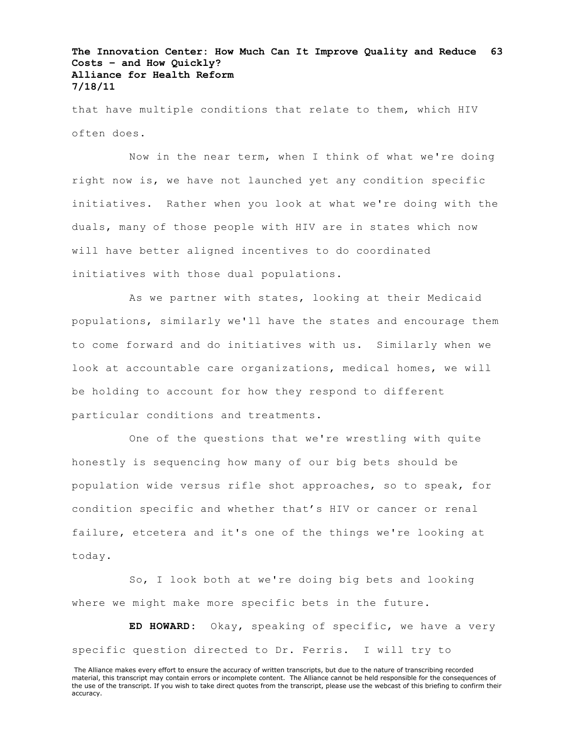that have multiple conditions that relate to them, which HIV often does.

Now in the near term, when I think of what we're doing right now is, we have not launched yet any condition specific initiatives. Rather when you look at what we're doing with the duals, many of those people with HIV are in states which now will have better aligned incentives to do coordinated initiatives with those dual populations.

As we partner with states, looking at their Medicaid populations, similarly we'll have the states and encourage them to come forward and do initiatives with us. Similarly when we look at accountable care organizations, medical homes, we will be holding to account for how they respond to different particular conditions and treatments.

One of the questions that we're wrestling with quite honestly is sequencing how many of our big bets should be population wide versus rifle shot approaches, so to speak, for condition specific and whether that's HIV or cancer or renal failure, etcetera and it's one of the things we're looking at today.

So, I look both at we're doing big bets and looking where we might make more specific bets in the future.

**ED HOWARD:** Okay, speaking of specific, we have a very specific question directed to Dr. Ferris. I will try to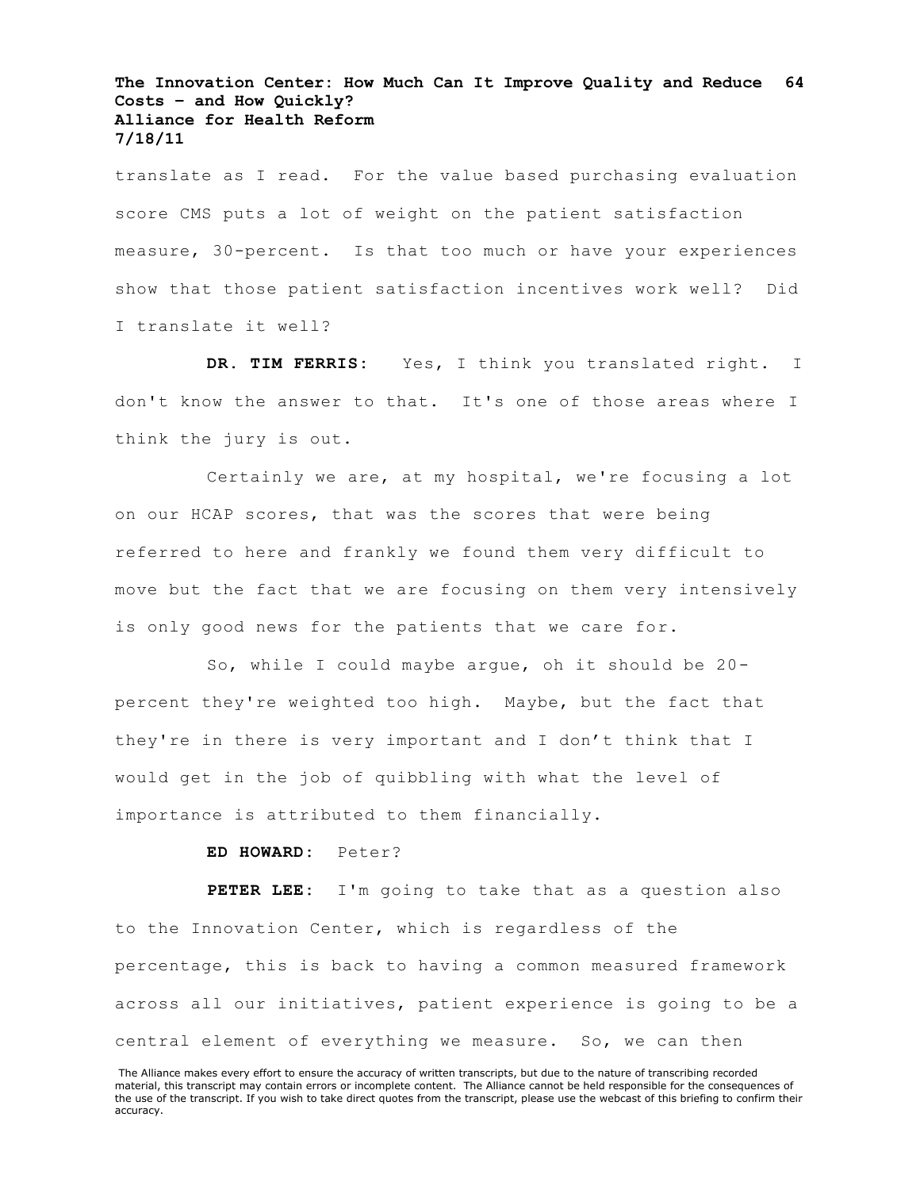translate as I read. For the value based purchasing evaluation score CMS puts a lot of weight on the patient satisfaction measure, 30-percent. Is that too much or have your experiences show that those patient satisfaction incentives work well? Did I translate it well?

**DR. TIM FERRIS:** Yes, I think you translated right. I don't know the answer to that. It's one of those areas where I think the jury is out.

Certainly we are, at my hospital, we're focusing a lot on our HCAP scores, that was the scores that were being referred to here and frankly we found them very difficult to move but the fact that we are focusing on them very intensively is only good news for the patients that we care for.

So, while I could maybe argue, oh it should be 20-percent they're weighted too high. Maybe, but the fact that they're in there is very important and I don't think that I would get in the job of quibbling with what the level of importance is attributed to them financially.

**ED HOWARD:** Peter?

**PETER LEE:** I'm going to take that as a question also to the Innovation Center, which is regardless of the percentage, this is back to having a common measured framework across all our initiatives, patient experience is going to be a central element of everything we measure. So, we can then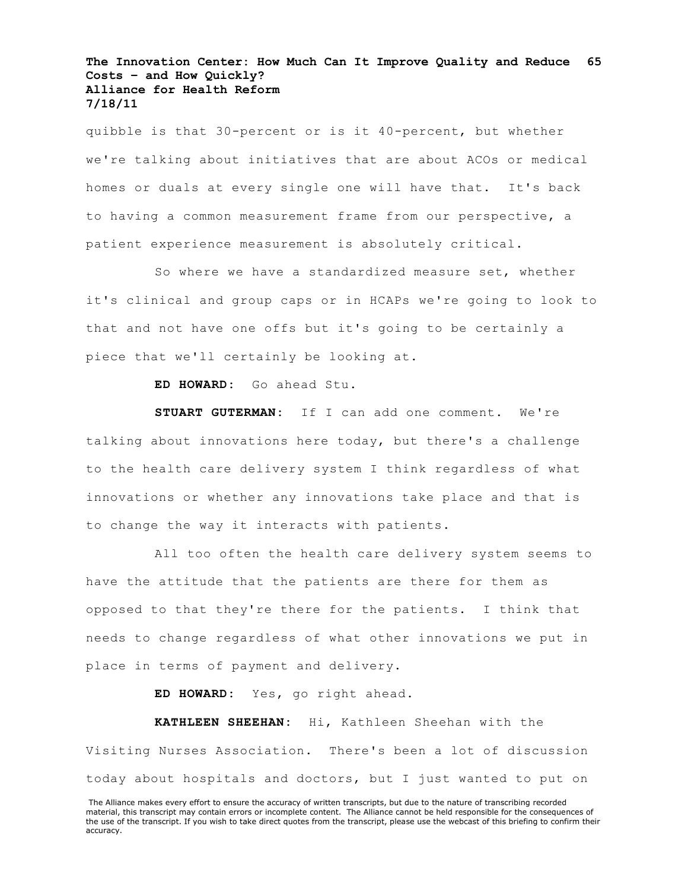quibble is that 30-percent or is it 40-percent, but whether we're talking about initiatives that are about ACOs or medical homes or duals at every single one will have that. It's back to having a common measurement frame from our perspective, a patient experience measurement is absolutely critical.

So where we have a standardized measure set, whether it's clinical and group caps or in HCAPs we're going to look to that and not have one offs but it's going to be certainly a piece that we'll certainly be looking at.

**ED HOWARD:** Go ahead Stu.

**STUART GUTERMAN:** If I can add one comment. We're talking about innovations here today, but there's a challenge to the health care delivery system I think regardless of what innovations or whether any innovations take place and that is to change the way it interacts with patients.

All too often the health care delivery system seems to have the attitude that the patients are there for them as opposed to that they're there for the patients. I think that needs to change regardless of what other innovations we put in place in terms of payment and delivery.

**ED HOWARD:** Yes, go right ahead.

**KATHLEEN SHEEHAN:** Hi, Kathleen Sheehan with the Visiting Nurses Association. There's been a lot of discussion today about hospitals and doctors, but I just wanted to put on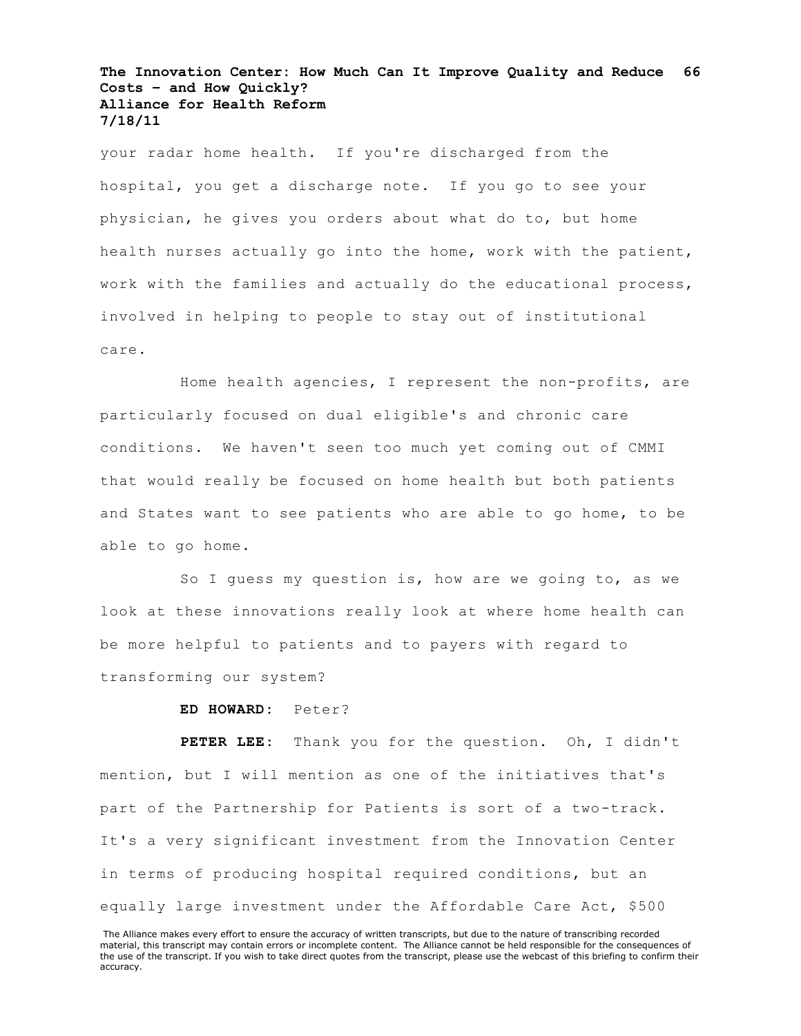your radar home health. If you're discharged from the hospital, you get a discharge note. If you go to see your physician, he gives you orders about what do to, but home health nurses actually go into the home, work with the patient, work with the families and actually do the educational process, involved in helping to people to stay out of institutional care.

Home health agencies, I represent the non-profits, are particularly focused on dual eligible's and chronic care conditions. We haven't seen too much yet coming out of CMMI that would really be focused on home health but both patients and States want to see patients who are able to go home, to be able to go home.

So I guess my question is, how are we going to, as we look at these innovations really look at where home health can be more helpful to patients and to payers with regard to transforming our system?

**ED HOWARD:** Peter?

**PETER LEE:** Thank you for the question. Oh, I didn't mention, but I will mention as one of the initiatives that's part of the Partnership for Patients is sort of a two-track. It's a very significant investment from the Innovation Center in terms of producing hospital required conditions, but an equally large investment under the Affordable Care Act, $500

The Alliance makes every effort to ensure the accuracy of written transcripts, but due to the nature of transcribing recorded material, this transcript may contain errors or incomplete content. The Alliance cannot be held responsible for the consequences of the use of the transcript. If you wish to take direct quotes from the transcript, please use the webcast of this briefing to confirm their accuracy.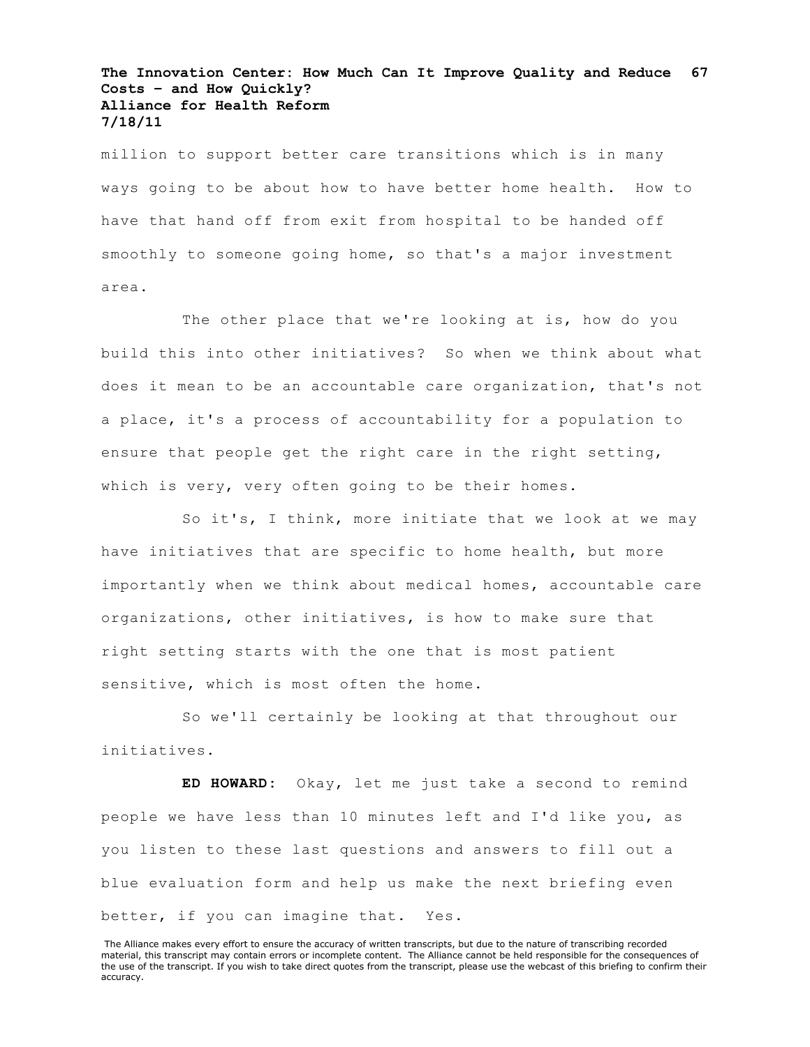million to support better care transitions which is in many ways going to be about how to have better home health. How to have that hand off from exit from hospital to be handed off smoothly to someone going home, so that's a major investment area.

The other place that we're looking at is, how do you build this into other initiatives? So when we think about what does it mean to be an accountable care organization, that's not a place, it's a process of accountability for a population to ensure that people get the right care in the right setting, which is very, very often going to be their homes.

So it's, I think, more initiate that we look at we may have initiatives that are specific to home health, but more importantly when we think about medical homes, accountable care organizations, other initiatives, is how to make sure that right setting starts with the one that is most patient sensitive, which is most often the home.

So we'll certainly be looking at that throughout our initiatives.

**ED HOWARD:** Okay, let me just take a second to remind people we have less than 10 minutes left and I'd like you, as you listen to these last questions and answers to fill out a blue evaluation form and help us make the next briefing even better, if you can imagine that. Yes.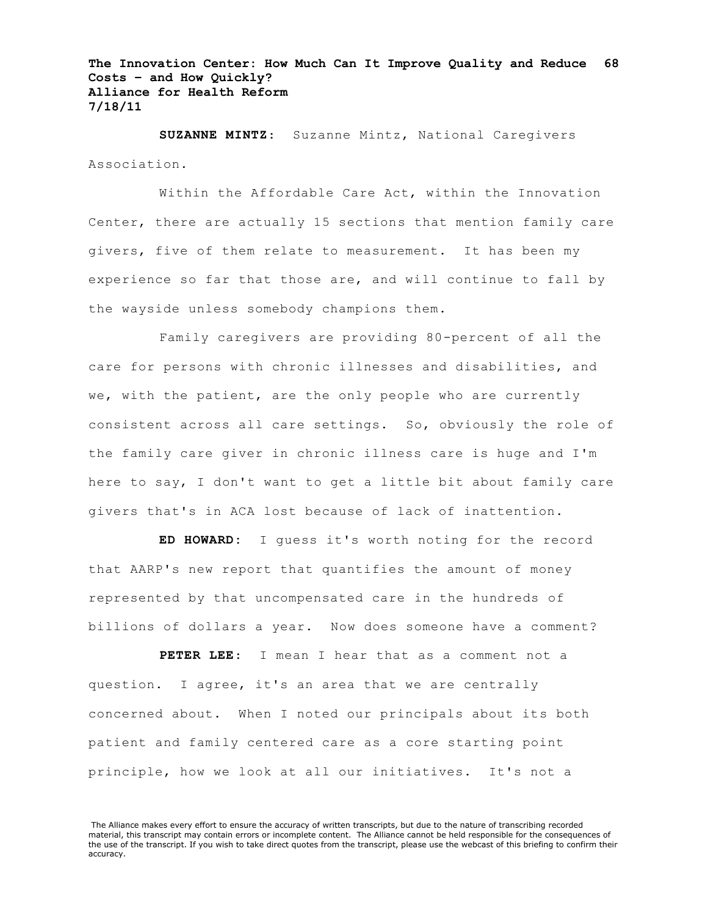**SUZANNE MINTZ:** Suzanne Mintz, National Caregivers Association.

Within the Affordable Care Act, within the Innovation Center, there are actually 15 sections that mention family care givers, five of them relate to measurement. It has been my experience so far that those are, and will continue to fall by the wayside unless somebody champions them.

Family caregivers are providing 80-percent of all the care for persons with chronic illnesses and disabilities, and we, with the patient, are the only people who are currently consistent across all care settings. So, obviously the role of the family care giver in chronic illness care is huge and I'm here to say, I don't want to get a little bit about family care givers that's in ACA lost because of lack of inattention.

**ED HOWARD:** I guess it's worth noting for the record that AARP's new report that quantifies the amount of money represented by that uncompensated care in the hundreds of billions of dollars a year. Now does someone have a comment?

**PETER LEE:** I mean I hear that as a comment not a question. I agree, it's an area that we are centrally concerned about. When I noted our principals about its both patient and family centered care as a core starting point principle, how we look at all our initiatives. It's not a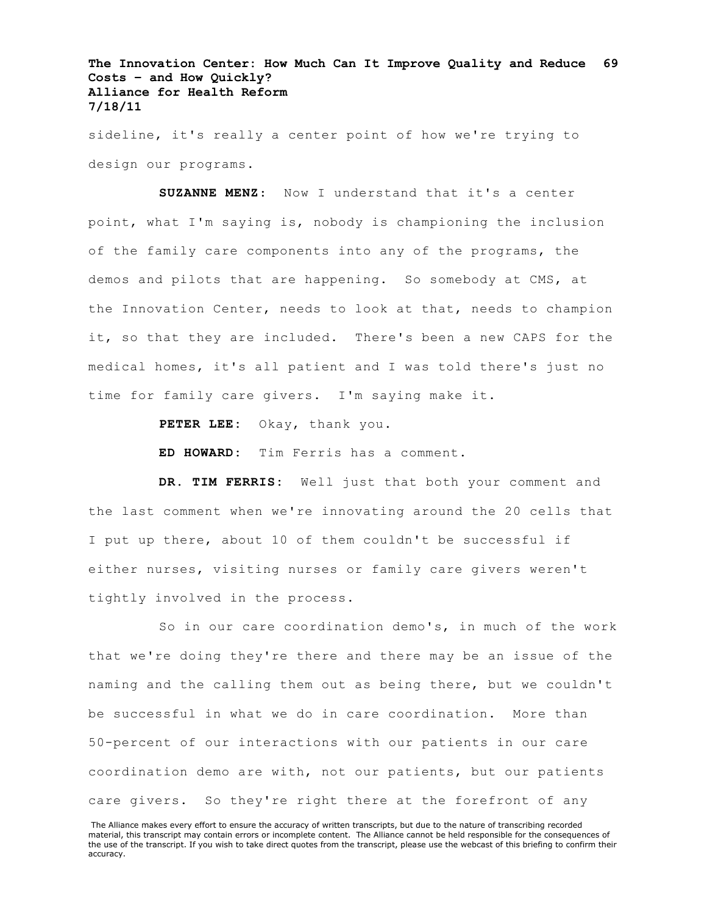sideline, it's really a center point of how we're trying to design our programs.

**SUZANNE MENZ:** Now I understand that it's a center point, what I'm saying is, nobody is championing the inclusion of the family care components into any of the programs, the demos and pilots that are happening. So somebody at CMS, at the Innovation Center, needs to look at that, needs to champion it, so that they are included. There's been a new CAPS for the medical homes, it's all patient and I was told there's just no time for family care givers. I'm saying make it.

**PETER LEE:** Okay, thank you.

**ED HOWARD:** Tim Ferris has a comment.

**DR. TIM FERRIS:** Well just that both your comment and the last comment when we're innovating around the 20 cells that I put up there, about 10 of them couldn't be successful if either nurses, visiting nurses or family care givers weren't tightly involved in the process.

So in our care coordination demo's, in much of the work that we're doing they're there and there may be an issue of the naming and the calling them out as being there, but we couldn't be successful in what we do in care coordination. More than 50-percent of our interactions with our patients in our care coordination demo are with, not our patients, but our patients care givers. So they're right there at the forefront of any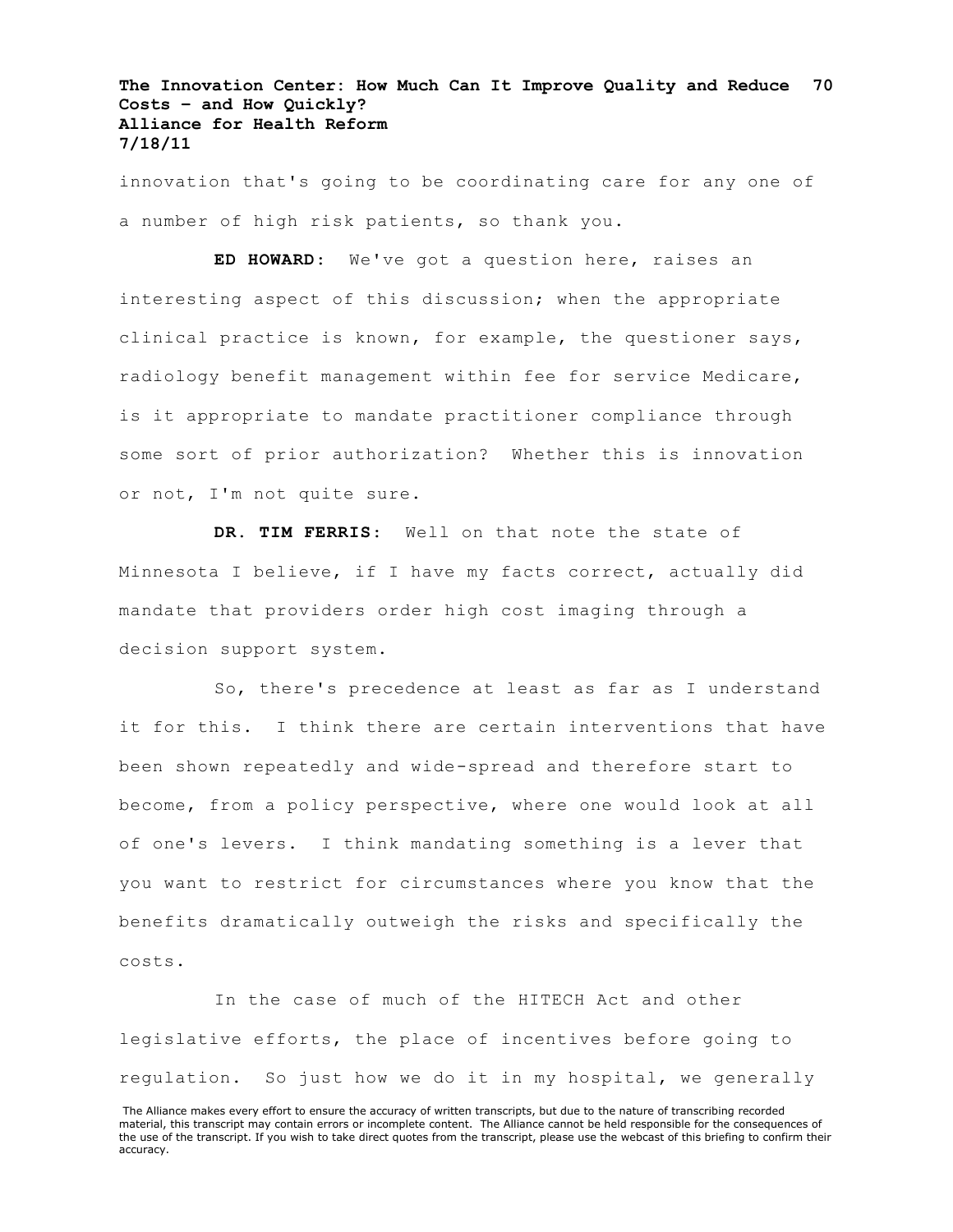innovation that's going to be coordinating care for any one of a number of high risk patients, so thank you.

**ED HOWARD:** We've got a question here, raises an interesting aspect of this discussion; when the appropriate clinical practice is known, for example, the questioner says, radiology benefit management within fee for service Medicare, is it appropriate to mandate practitioner compliance through some sort of prior authorization? Whether this is innovation or not, I'm not quite sure.

**DR. TIM FERRIS:** Well on that note the state of Minnesota I believe, if I have my facts correct, actually did mandate that providers order high cost imaging through a decision support system.

So, there's precedence at least as far as I understand it for this. I think there are certain interventions that have been shown repeatedly and wide-spread and therefore start to become, from a policy perspective, where one would look at all of one's levers. I think mandating something is a lever that you want to restrict for circumstances where you know that the benefits dramatically outweigh the risks and specifically the costs.

In the case of much of the HITECH Act and other legislative efforts, the place of incentives before going to regulation. So just how we do it in my hospital, we generally

The Alliance makes every effort to ensure the accuracy of written transcripts, but due to the nature of transcribing recorded material, this transcript may contain errors or incomplete content. The Alliance cannot be held responsible for the consequences of the use of the transcript. If you wish to take direct quotes from the transcript, please use the webcast of this briefing to confirm their accuracy.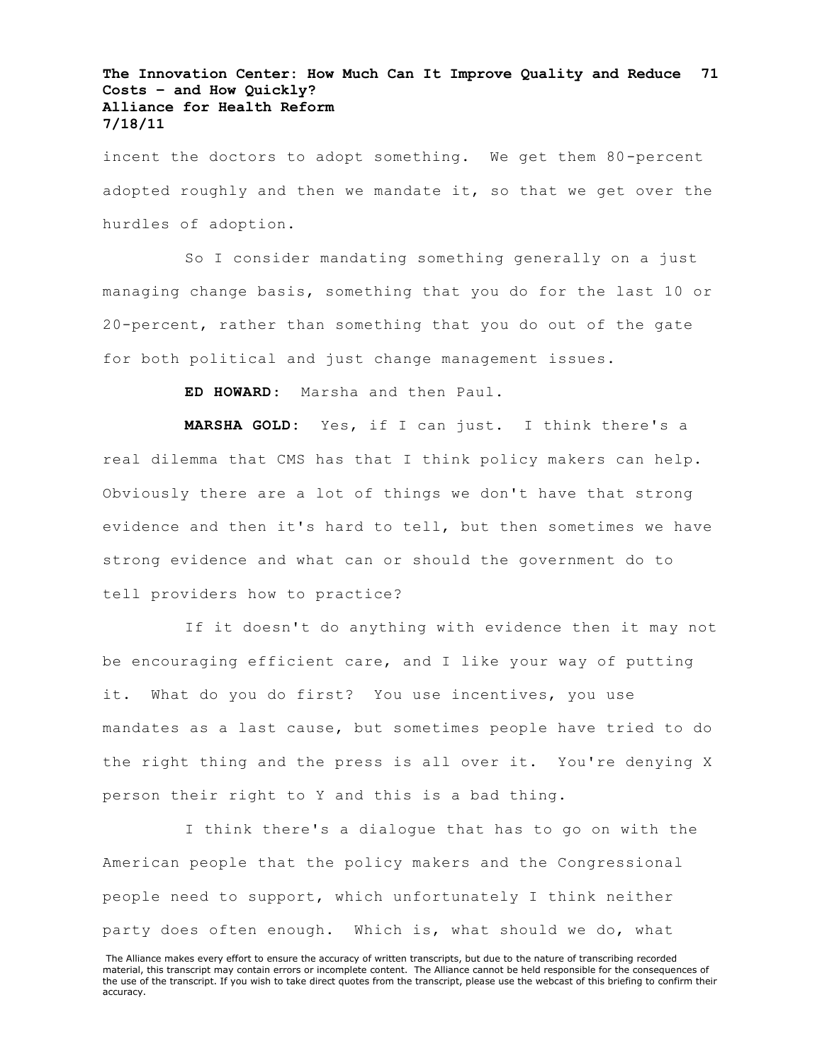incent the doctors to adopt something. We get them 80-percent adopted roughly and then we mandate it, so that we get over the hurdles of adoption.

So I consider mandating something generally on a just managing change basis, something that you do for the last 10 or 20-percent, rather than something that you do out of the gate for both political and just change management issues.

**ED HOWARD:** Marsha and then Paul.

**MARSHA GOLD:** Yes, if I can just. I think there's a real dilemma that CMS has that I think policy makers can help. Obviously there are a lot of things we don't have that strong evidence and then it's hard to tell, but then sometimes we have strong evidence and what can or should the government do to tell providers how to practice?

If it doesn't do anything with evidence then it may not be encouraging efficient care, and I like your way of putting it. What do you do first? You use incentives, you use mandates as a last cause, but sometimes people have tried to do the right thing and the press is all over it. You're denying X person their right to Y and this is a bad thing.

I think there's a dialogue that has to go on with the American people that the policy makers and the Congressional people need to support, which unfortunately I think neither party does often enough. Which is, what should we do, what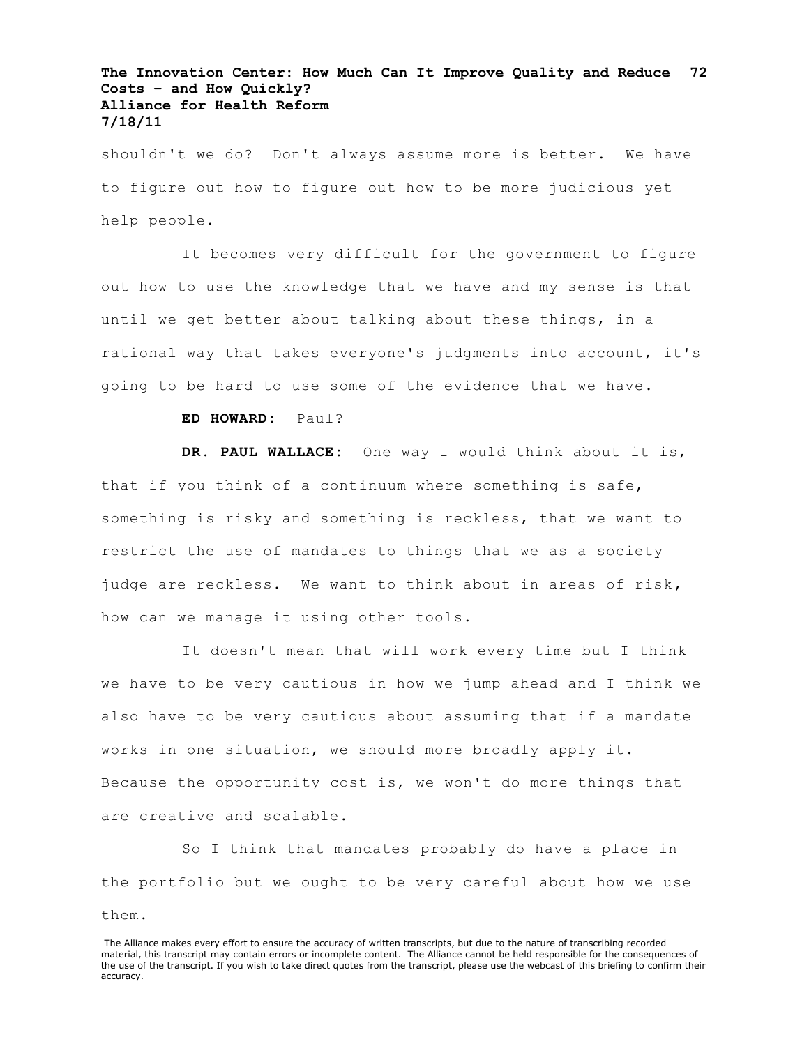shouldn't we do? Don't always assume more is better. We have to figure out how to figure out how to be more judicious yet help people.

It becomes very difficult for the government to figure out how to use the knowledge that we have and my sense is that until we get better about talking about these things, in a rational way that takes everyone's judgments into account, it's going to be hard to use some of the evidence that we have.

**ED HOWARD:** Paul?

**DR. PAUL WALLACE:** One way I would think about it is, that if you think of a continuum where something is safe, something is risky and something is reckless, that we want to restrict the use of mandates to things that we as a society judge are reckless. We want to think about in areas of risk, how can we manage it using other tools.

It doesn't mean that will work every time but I think we have to be very cautious in how we jump ahead and I think we also have to be very cautious about assuming that if a mandate works in one situation, we should more broadly apply it. Because the opportunity cost is, we won't do more things that are creative and scalable.

So I think that mandates probably do have a place in the portfolio but we ought to be very careful about how we use them.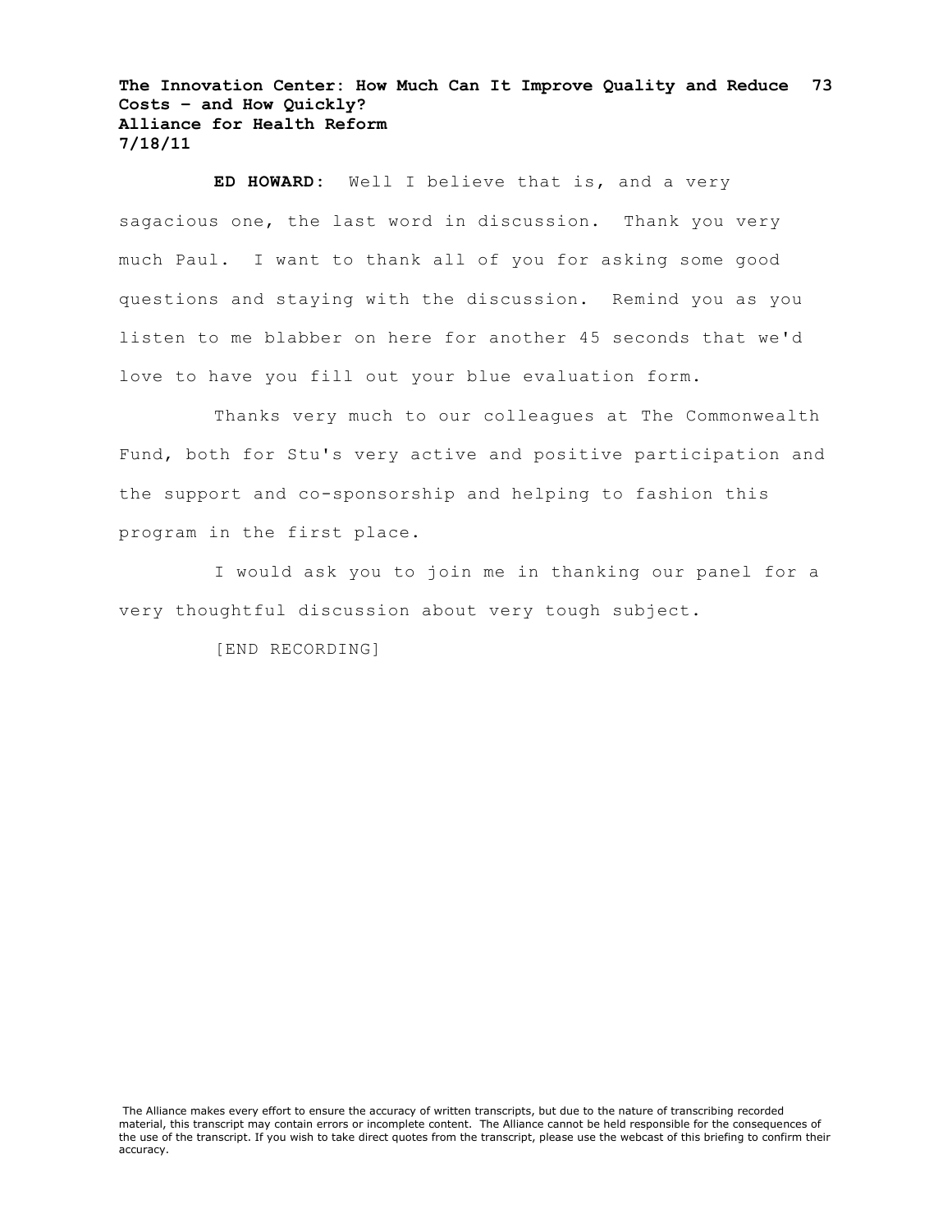**ED HOWARD:** Well I believe that is, and a very sagacious one, the last word in discussion. Thank you very much Paul. I want to thank all of you for asking some good questions and staying with the discussion. Remind you as you listen to me blabber on here for another 45 seconds that we'd love to have you fill out your blue evaluation form.

Thanks very much to our colleagues at The Commonwealth Fund, both for Stu's very active and positive participation and the support and co-sponsorship and helping to fashion this program in the first place.

I would ask you to join me in thanking our panel for a very thoughtful discussion about very tough subject.

[END RECORDING]